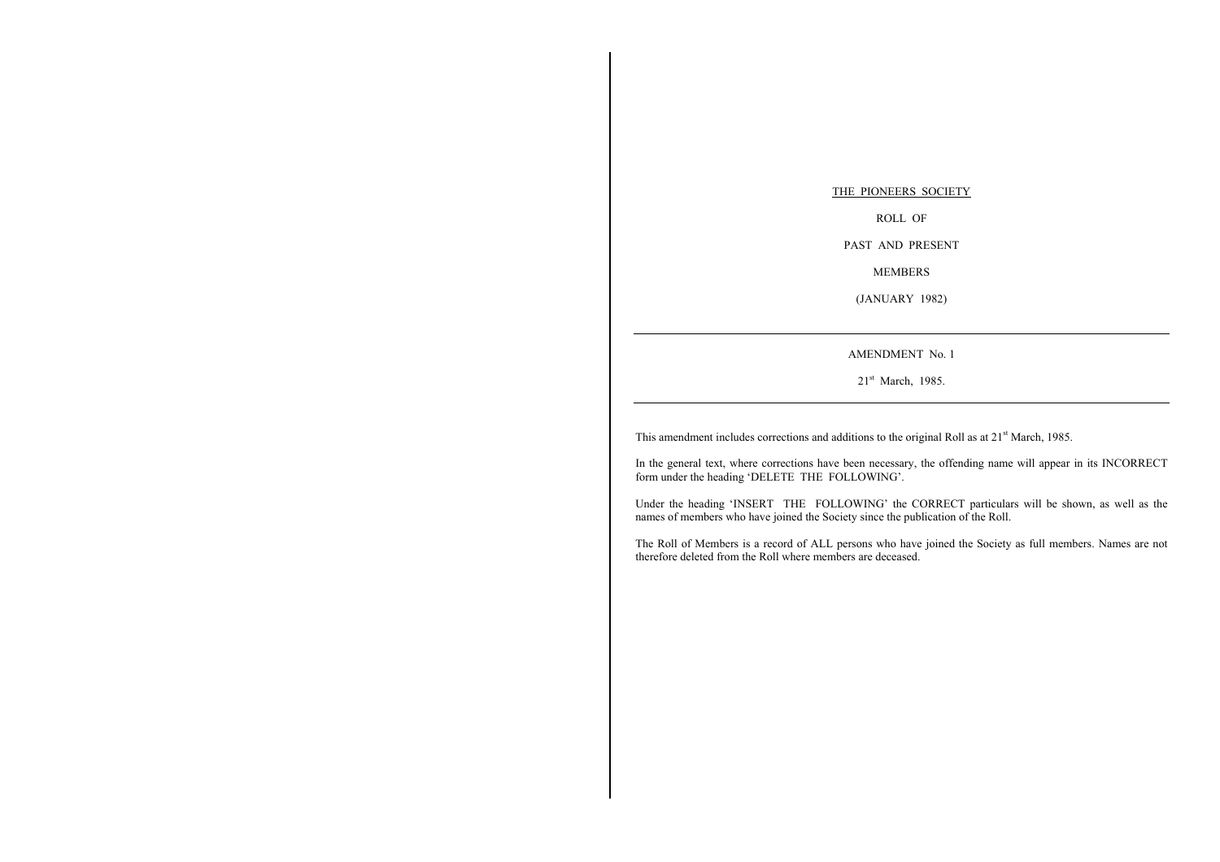THE PIONEERS SOCIETY

ROLL OF

PAST AND PRESENT

MEMBERS

(JANUARY 1982)

---

AMENDMENT No. 1

21st March, 1985.

---

This amendment includes corrections and additions to the original Roll as at 21st March, 1985.

In the general text, where corrections have been necessary, the offending name will appear in its INCORRECT form under the heading 'DELETE THE FOLLOWING'.

Under the heading 'INSERT THE FOLLOWING' the CORRECT particulars will be shown, as well as the names of members who have joined the Society since the publication of the Roll.

The Roll of Members is a record of ALL persons who have joined the Society as full members. Names are not therefore deleted from the Roll where members are deceased.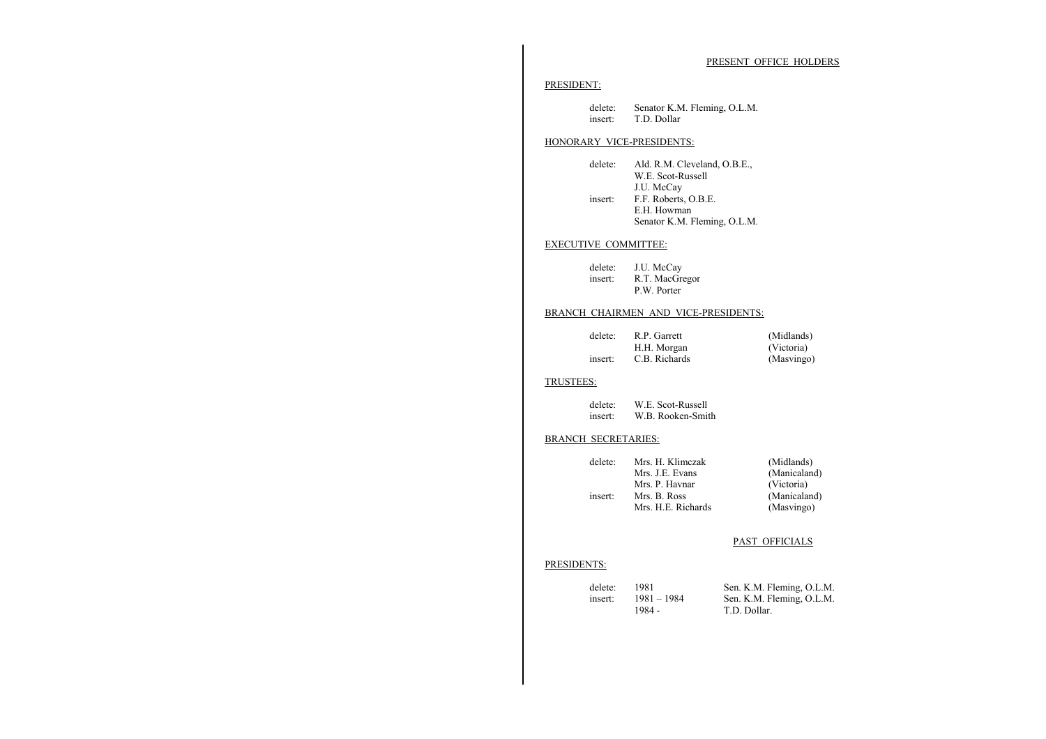## PRESENT OFFICE HOLDERS

### PRESIDENT:

| | |
|---|---|
| delete: | Senator K.M. Fleming, O.L.M. |
| insert: | T.D. Dollar |

### HONORARY VICE-PRESIDENTS:

| | |
|---|---|
| delete: | Ald. R.M. Cleveland, O.B.E., |
| | W.E. Scot-Russell |
| | J.U. McCay |
| insert: | F.F. Roberts, O.B.E. |
| | E.H. Howman |
| | Senator K.M. Fleming, O.L.M. |

### EXECUTIVE COMMITTEE:

| | |
|---|---|
| delete: | J.U. McCay |
| insert: | R.T. MacGregor |
| | P.W. Porter |

### BRANCH CHAIRMEN AND VICE-PRESIDENTS:

| | | |
|---|---|---|
| delete: | R.P. Garrett | (Midlands) |
| | H.H. Morgan | (Victoria) |
| insert: | C.B. Richards | (Masvingo) |

### TRUSTEES:

| | |
|---|---|
| delete: | W.E. Scot-Russell |
| insert: | W.B. Rooken-Smith |

### BRANCH SECRETARIES:

| | | |
|---|---|---|
| delete: | Mrs. H. Klimczak | (Midlands) |
| | Mrs. J.E. Evans | (Manicaland) |
| | Mrs. P. Havnar | (Victoria) |
| insert: | Mrs. B. Ross | (Manicaland) |
| | Mrs. H.E. Richards | (Masvingo) |

## PAST OFFICIALS

### PRESIDENTS:

| | | |
|---|---|---|
| delete: | 1981 | Sen. K.M. Fleming, O.L.M. |
| insert: | 1981 – 1984 | Sen. K.M. Fleming, O.L.M. |
| | 1984 - | T.D. Dollar. |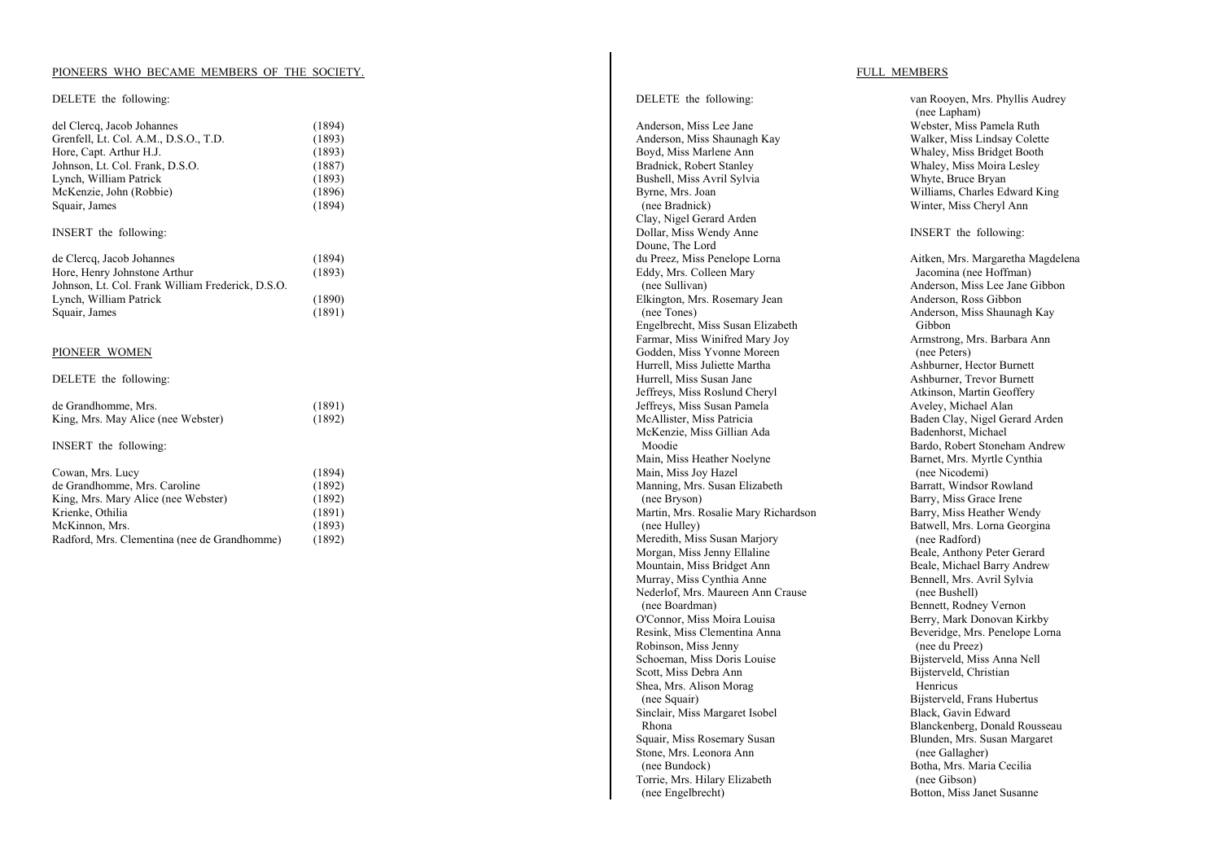## PIONEERS WHO BECAME MEMBERS OF THE SOCIETY.

DELETE the following:

| | |
|---|---|
| del Clercq, Jacob Johannes | (1894) |
| Grenfell, Lt. Col. A.M., D.S.O., T.D. | (1893) |
| Hore, Capt. Arthur H.J. | (1893) |
| Johnson, Lt. Col. Frank, D.S.O. | (1887) |
| Lynch, William Patrick | (1893) |
| McKenzie, John (Robbie) | (1896) |
| Squair, James | (1894) |

INSERT the following:

| | |
|---|---|
| de Clercq, Jacob Johannes | (1894) |
| Hore, Henry Johnstone Arthur | (1893) |
| Johnson, Lt. Col. Frank William Frederick, D.S.O. | |
| Lynch, William Patrick | (1890) |
| Squair, James | (1891) |

## PIONEER WOMEN

DELETE the following:

| | |
|---|---|
| de Grandhomme, Mrs. | (1891) |
| King, Mrs. May Alice (nee Webster) | (1892) |

INSERT the following:

| | |
|---|---|
| Cowan, Mrs. Lucy | (1894) |
| de Grandhomme, Mrs. Caroline | (1892) |
| King, Mrs. Mary Alice (nee Webster) | (1892) |
| Krienke, Othilia | (1891) |
| McKinnon, Mrs. | (1893) |
| Radford, Mrs. Clementina (nee de Grandhomme) | (1892) |

## FULL MEMBERS

DELETE the following:

Anderson, Miss Lee Jane
Anderson, Miss Shaunagh Kay
Boyd, Miss Marlene Ann
Bradnick, Robert Stanley
Bushell, Miss Avril Sylvia
Byrne, Mrs. Joan (nee Bradnick)
Clay, Nigel Gerard Arden
Dollar, Miss Wendy Anne
Doune, The Lord
du Preez, Miss Penelope Lorna
Eddy, Mrs. Colleen Mary (nee Sullivan)
Elkington, Mrs. Rosemary Jean (nee Tones)
Engelbrecht, Miss Susan Elizabeth
Farmar, Miss Winifred Mary Joy
Godden, Miss Yvonne Moreen
Hurrell, Miss Juliette Martha
Hurrell, Miss Susan Jane
Jeffreys, Miss Roslund Cheryl
Jeffreys, Miss Susan Pamela
McAllister, Miss Patricia
McKenzie, Miss Gillian Ada Moodie
Main, Miss Heather Noelyne
Main, Miss Joy Hazel
Manning, Mrs. Susan Elizabeth (nee Bryson)
Martin, Mrs. Rosalie Mary Richardson (nee Hulley)
Meredith, Miss Susan Marjory
Morgan, Miss Jenny Ellaline
Mountain, Miss Bridget Ann
Murray, Miss Cynthia Anne
Nederlof, Mrs. Maureen Ann Crause (nee Boardman)
O'Connor, Miss Moira Louisa
Resink, Miss Clementina Anna
Robinson, Miss Jenny
Schoeman, Miss Doris Louise
Scott, Miss Debra Ann
Shea, Mrs. Alison Morag (nee Squair)
Sinclair, Miss Margaret Isobel Rhona
Squair, Miss Rosemary Susan
Stone, Mrs. Leonora Ann (nee Bundock)
Torrie, Mrs. Hilary Elizabeth (nee Engelbrecht)
van Rooyen, Mrs. Phyllis Audrey (nee Lapham)
Webster, Miss Pamela Ruth
Walker, Miss Lindsay Colette
Whaley, Miss Bridget Booth
Whaley, Miss Moira Lesley
Whyte, Bruce Bryan
Williams, Charles Edward King
Winter, Miss Cheryl Ann

INSERT the following:

Aitken, Mrs. Margaretha Magdelena Jacomina (nee Hoffman)
Anderson, Miss Lee Jane Gibbon
Anderson, Ross Gibbon
Anderson, Miss Shaunagh Kay Gibbon
Armstrong, Mrs. Barbara Ann (nee Peters)
Ashburner, Hector Burnett
Ashburner, Trevor Burnett
Atkinson, Martin Geoffery
Aveley, Michael Alan
Baden Clay, Nigel Gerard Arden
Badenhorst, Michael
Bardo, Robert Stoneham Andrew
Barnet, Mrs. Myrtle Cynthia (nee Nicodemi)
Barratt, Windsor Rowland
Barry, Miss Grace Irene
Barry, Miss Heather Wendy
Batwell, Mrs. Lorna Georgina (nee Radford)
Beale, Anthony Peter Gerard
Beale, Michael Barry Andrew
Bennell, Mrs. Avril Sylvia (nee Bushell)
Bennett, Rodney Vernon
Berry, Mark Donovan Kirkby
Beveridge, Mrs. Penelope Lorna (nee du Preez)
Bijsterveld, Miss Anna Nell
Bijsterveld, Christian Henricus
Bijsterveld, Frans Hubertus
Black, Gavin Edward
Blanckenberg, Donald Rousseau
Blunden, Mrs. Susan Margaret (nee Gallagher)
Botha, Mrs. Maria Cecilia (nee Gibson)
Botton, Miss Janet Susanne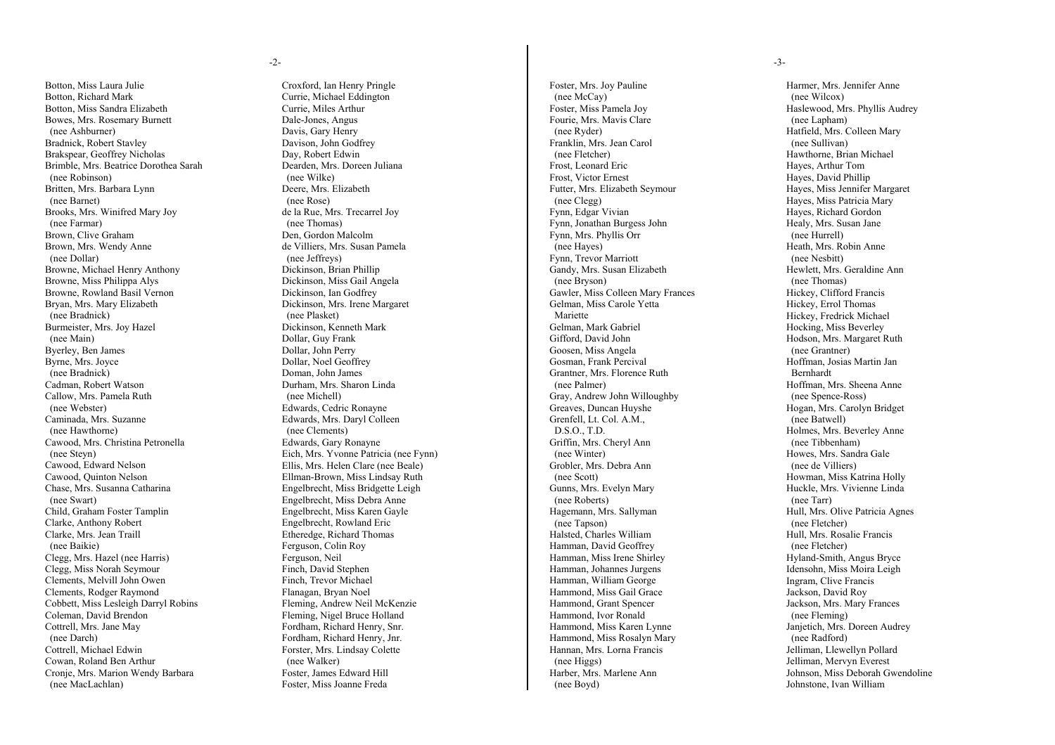Botton, Miss Laura Julie
Botton, Richard Mark
Botton, Miss Sandra Elizabeth
Bowes, Mrs. Rosemary Burnett
(nee Ashburner)
Bradnick, Robert Stavley
Brakspear, Geoffrey Nicholas
Brimble, Mrs. Beatrice Dorothea Sarah
(nee Robinson)
Britten, Mrs. Barbara Lynn
(nee Barnet)
Brooks, Mrs. Winifred Mary Joy
(nee Farmar)
Brown, Clive Graham
Brown, Mrs. Wendy Anne
(nee Dollar)
Browne, Michael Henry Anthony
Browne, Miss Philippa Alys
Browne, Rowland Basil Vernon
Bryan, Mrs. Mary Elizabeth
(nee Bradnick)
Burmeister, Mrs. Joy Hazel
(nee Main)
Byerley, Ben James
Byrne, Mrs. Joyce
(nee Bradnick)
Cadman, Robert Watson
Callow, Mrs. Pamela Ruth
(nee Webster)
Caminada, Mrs. Suzanne
(nee Hawthorne)
Cawood, Mrs. Christina Petronella
(nee Steyn)
Cawood, Edward Nelson
Cawood, Quinton Nelson
Chase, Mrs. Susanna Catharina
(nee Swart)
Child, Graham Foster Tamplin
Clarke, Anthony Robert
Clarke, Mrs. Jean Traill
(nee Baikie)
Clegg, Mrs. Hazel (nee Harris)
Clegg, Miss Norah Seymour
Clements, Melvill John Owen
Clements, Rodger Raymond
Cobbett, Miss Lesleigh Darryl Robins
Coleman, David Brendon
Cottrell, Mrs. Jane May
(nee Darch)
Cottrell, Michael Edwin
Cowan, Roland Ben Arthur
Cronje, Mrs. Marion Wendy Barbara
(nee MacLachlan)

Croxford, Ian Henry Pringle
Currie, Michael Eddington
Currie, Miles Arthur
Dale-Jones, Angus
Davis, Gary Henry
Davison, John Godfrey
Day, Robert Edwin
Dearden, Mrs. Doreen Juliana
(nee Wilke)
Deere, Mrs. Elizabeth
(nee Rose)
de la Rue, Mrs. Trecarrel Joy
(nee Thomas)
Den, Gordon Malcolm
de Villiers, Mrs. Susan Pamela
(nee Jeffreys)
Dickinson, Brian Phillip
Dickinson, Miss Gail Angela
Dickinson, Ian Godfrey
Dickinson, Mrs. Irene Margaret
(nee Plasket)
Dickinson, Kenneth Mark
Dollar, Guy Frank
Dollar, John Perry
Dollar, Noel Geoffrey
Doman, John James
Durham, Mrs. Sharon Linda
(nee Michell)
Edwards, Cedric Ronayne
Edwards, Mrs. Daryl Colleen
(nee Clements)
Edwards, Gary Ronayne
Eich, Mrs. Yvonne Patricia (nee Fynn)
Ellis, Mrs. Helen Clare (nee Beale)
Ellman-Brown, Miss Lindsay Ruth
Engelbrecht, Miss Bridgette Leigh
Engelbrecht, Miss Debra Anne
Engelbrecht, Miss Karen Gayle
Engelbrecht, Rowland Eric
Etheredge, Richard Thomas
Ferguson, Colin Roy
Ferguson, Neil
Finch, David Stephen
Finch, Trevor Michael
Flanagan, Bryan Noel
Fleming, Andrew Neil McKenzie
Fleming, Nigel Bruce Holland
Fordham, Richard Henry, Snr.
Fordham, Richard Henry, Jnr.
Forster, Mrs. Lindsay Colette
(nee Walker)
Foster, James Edward Hill
Foster, Miss Joanne Freda

Foster, Mrs. Joy Pauline
(nee McCay)
Foster, Miss Pamela Joy
Fourie, Mrs. Mavis Clare
(nee Ryder)
Franklin, Mrs. Jean Carol
(nee Fletcher)
Frost, Leonard Eric
Frost, Victor Ernest
Futter, Mrs. Elizabeth Seymour
(nee Clegg)
Fynn, Edgar Vivian
Fynn, Jonathan Burgess John
Fynn, Mrs. Phyllis Orr
(nee Hayes)
Fynn, Trevor Marriott
Gandy, Mrs. Susan Elizabeth
(nee Bryson)
Gawler, Miss Colleen Mary Frances
Gelman, Miss Carole Yetta
Mariette
Gelman, Mark Gabriel
Gifford, David John
Goosen, Miss Angela
Gosman, Frank Percival
Grantner, Mrs. Florence Ruth
(nee Palmer)
Gray, Andrew John Willoughby
Greaves, Duncan Huyshe
Grenfell, Lt. Col. A.M.,
D.S.O., T.D.
Griffin, Mrs. Cheryl Ann
(nee Winter)
Grobler, Mrs. Debra Ann
(nee Scott)
Gunns, Mrs. Evelyn Mary
(nee Roberts)
Hagemann, Mrs. Sallyman
(nee Tapson)
Halsted, Charles William
Hamman, David Geoffrey
Hamman, Miss Irene Shirley
Hamman, Johannes Jurgens
Hamman, William George
Hammond, Miss Gail Grace
Hammond, Grant Spencer
Hammond, Ivor Ronald
Hammond, Miss Karen Lynne
Hammond, Miss Rosalyn Mary
Hannan, Mrs. Lorna Francis
(nee Higgs)
Harber, Mrs. Marlene Ann
(nee Boyd)

Harmer, Mrs. Jennifer Anne
(nee Wilcox)
Haslewood, Mrs. Phyllis Audrey
(nee Lapham)
Hatfield, Mrs. Colleen Mary
(nee Sullivan)
Hawthorne, Brian Michael
Hayes, Arthur Tom
Hayes, David Phillip
Hayes, Miss Jennifer Margaret
Hayes, Miss Patricia Mary
Hayes, Richard Gordon
Healy, Mrs. Susan Jane
(nee Hurrell)
Heath, Mrs. Robin Anne
(nee Nesbitt)
Hewlett, Mrs. Geraldine Ann
(nee Thomas)
Hickey, Clifford Francis
Hickey, Errol Thomas
Hickey, Fredrick Michael
Hocking, Miss Beverley
Hodson, Mrs. Margaret Ruth
(nee Grantner)
Hoffman, Josias Martin Jan
Bernhardt
Hoffman, Mrs. Sheena Anne
(nee Spence-Ross)
Hogan, Mrs. Carolyn Bridget
(nee Batwell)
Holmes, Mrs. Beverley Anne
(nee Tibbenham)
Howes, Mrs. Sandra Gale
(nee de Villiers)
Howman, Miss Katrina Holly
Huckle, Mrs. Vivienne Linda
(nee Tarr)
Hull, Mrs. Olive Patricia Agnes
(nee Fletcher)
Hull, Mrs. Rosalie Francis
(nee Fletcher)
Hyland-Smith, Angus Bryce
Idensohn, Miss Moira Leigh
Ingram, Clive Francis
Jackson, David Roy
Jackson, Mrs. Mary Frances
(nee Fleming)
Janjetich, Mrs. Doreen Audrey
(nee Radford)
Jelliman, Llewellyn Pollard
Jelliman, Mervyn Everest
Johnson, Miss Deborah Gwendoline
Johnstone, Ivan William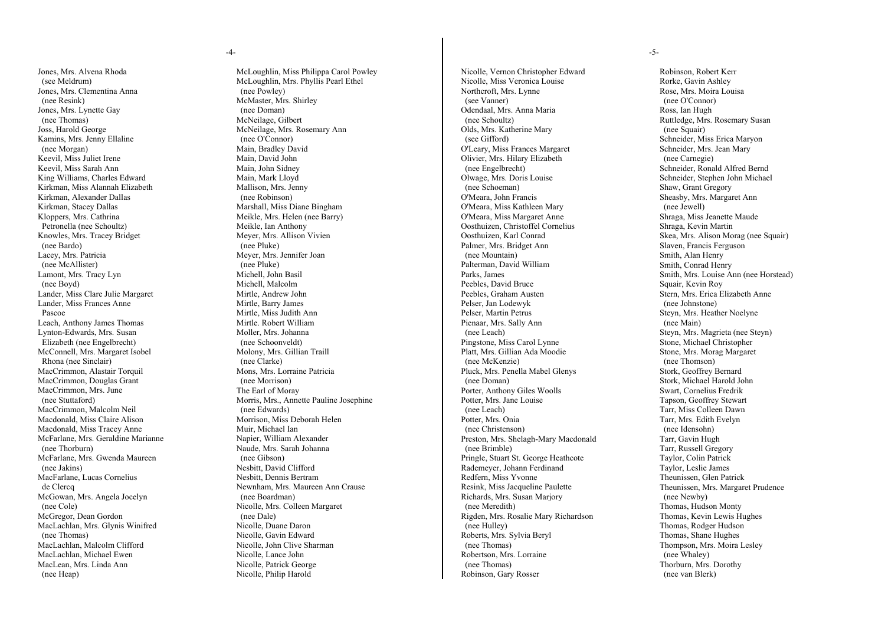Jones, Mrs. Alvena Rhoda
(see Meldrum)
Jones, Mrs. Clementina Anna
(nee Resink)
Jones, Mrs. Lynette Gay
(nee Thomas)
Joss, Harold George
Kamins, Mrs. Jenny Ellaline
(nee Morgan)
Keevil, Miss Juliet Irene
Keevil, Miss Sarah Ann
King Williams, Charles Edward
Kirkman, Miss Alannah Elizabeth
Kirkman, Alexander Dallas
Kirkman, Stacey Dallas
Kloppers, Mrs. Cathrina
Petronella (nee Schoultz)
Knowles, Mrs. Tracey Bridget
(nee Bardo)
Lacey, Mrs. Patricia
(nee McAllister)
Lamont, Mrs. Tracy Lyn
(nee Boyd)
Lander, Miss Clare Julie Margaret
Lander, Miss Frances Anne
Pascoe
Leach, Anthony James Thomas
Lynton-Edwards, Mrs. Susan
Elizabeth (nee Engelbrecht)
McConnell, Mrs. Margaret Isobel
Rhona (nee Sinclair)
MacCrimmon, Alastair Torquil
MacCrimmon, Douglas Grant
MacCrimmon, Mrs. June
(nee Stuttaford)
MacCrimmon, Malcolm Neil
Macdonald, Miss Claire Alison
Macdonald, Miss Tracey Anne
McFarlane, Mrs. Geraldine Marianne
(nee Thorburn)
McFarlane, Mrs. Gwenda Maureen
(nee Jakins)
MacFarlane, Lucas Cornelius
de Clercq
McGowan, Mrs. Angela Jocelyn
(nee Cole)
McGregor, Dean Gordon
MacLachlan, Mrs. Glynis Winifred
(nee Thomas)
MacLachlan, Malcolm Clifford
MacLachlan, Michael Ewen
MacLean, Mrs. Linda Ann
(nee Heap)

McLoughlin, Miss Philippa Carol Powley
McLoughlin, Mrs. Phyllis Pearl Ethel
(nee Powley)
McMaster, Mrs. Shirley
(nee Doman)
McNeilage, Gilbert
McNeilage, Mrs. Rosemary Ann
(nee O'Connor)
Main, Bradley David
Main, David John
Main, John Sidney
Main, Mark Lloyd
Mallison, Mrs. Jenny
(nee Robinson)
Marshall, Miss Diane Bingham
Meikle, Mrs. Helen (nee Barry)
Meikle, Ian Anthony
Meyer, Mrs. Allison Vivien
(nee Pluke)
Meyer, Mrs. Jennifer Joan
(nee Pluke)
Michell, John Basil
Michell, Malcolm
Mirtle, Andrew John
Mirtle, Barry James
Mirtle, Miss Judith Ann
Mirtle. Robert William
Moller, Mrs. Johanna
(nee Schoonveldt)
Molony, Mrs. Gillian Traill
(nee Clarke)
Mons, Mrs. Lorraine Patricia
(nee Morrison)
The Earl of Moray
Morris, Mrs., Annette Pauline Josephine
(nee Edwards)
Morrison, Miss Deborah Helen
Muir, Michael Ian
Napier, William Alexander
Naude, Mrs. Sarah Johanna
(nee Gibson)
Nesbitt, David Clifford
Nesbitt, Dennis Bertram
Newnham, Mrs. Maureen Ann Crause
(nee Boardman)
Nicolle, Mrs. Colleen Margaret
(nee Dale)
Nicolle, Duane Daron
Nicolle, Gavin Edward
Nicolle, John Clive Sharman
Nicolle, Lance John
Nicolle, Patrick George
Nicolle, Philip Harold

Nicolle, Vernon Christopher Edward
Nicolle, Miss Veronica Louise
Northcroft, Mrs. Lynne
(see Vanner)
Odendaal, Mrs. Anna Maria
(nee Schoultz)
Olds, Mrs. Katherine Mary
(see Gifford)
O'Leary, Miss Frances Margaret
Olivier, Mrs. Hilary Elizabeth
(nee Engelbrecht)
Olwage, Mrs. Doris Louise
(nee Schoeman)
O'Meara, John Francis
O'Meara, Miss Kathleen Mary
O'Meara, Miss Margaret Anne
Oosthuizen, Christoffel Cornelius
Oosthuizen, Karl Conrad
Palmer, Mrs. Bridget Ann
(nee Mountain)
Palterman, David William
Parks, James
Peebles, David Bruce
Peebles, Graham Austen
Pelser, Jan Lodewyk
Pelser, Martin Petrus
Pienaar, Mrs. Sally Ann
(nee Leach)
Pingstone, Miss Carol Lynne
Platt, Mrs. Gillian Ada Moodie
(nee McKenzie)
Pluck, Mrs. Penella Mabel Glenys
(nee Doman)
Porter, Anthony Giles Woolls
Potter, Mrs. Jane Louise
(nee Leach)
Potter, Mrs. Onia
(nee Christenson)
Preston, Mrs. Shelagh-Mary Macdonald
(nee Brimble)
Pringle, Stuart St. George Heathcote
Rademeyer, Johann Ferdinand
Redfern, Miss Yvonne
Resink, Miss Jacqueline Paulette
Richards, Mrs. Susan Marjory
(nee Meredith)
Rigden, Mrs. Rosalie Mary Richardson
(nee Hulley)
Roberts, Mrs. Sylvia Beryl
(nee Thomas)
Robertson, Mrs. Lorraine
(nee Thomas)
Robinson, Gary Rosser

Robinson, Robert Kerr
Rorke, Gavin Ashley
Rose, Mrs. Moira Louisa
(nee O'Connor)
Ross, Ian Hugh
Ruttledge, Mrs. Rosemary Susan
(nee Squair)
Schneider, Miss Erica Maryon
Schneider, Mrs. Jean Mary
(nee Carnegie)
Schneider, Ronald Alfred Bernd
Schneider, Stephen John Michael
Shaw, Grant Gregory
Sheasby, Mrs. Margaret Ann
(nee Jewell)
Shraga, Miss Jeanette Maude
Shraga, Kevin Martin
Skea, Mrs. Alison Morag (nee Squair)
Slaven, Francis Ferguson
Smith, Alan Henry
Smith, Conrad Henry
Smith, Mrs. Louise Ann (nee Horstead)
Squair, Kevin Roy
Stern, Mrs. Erica Elizabeth Anne
(nee Johnstone)
Steyn, Mrs. Heather Noelyne
(nee Main)
Steyn, Mrs. Magrieta (nee Steyn)
Stone, Michael Christopher
Stone, Mrs. Morag Margaret
(nee Thomson)
Stork, Geoffrey Bernard
Stork, Michael Harold John
Swart, Cornelius Fredrik
Tapson, Geoffrey Stewart
Tarr, Miss Colleen Dawn
Tarr, Mrs. Edith Evelyn
(nee Idensohn)
Tarr, Gavin Hugh
Tarr, Russell Gregory
Taylor, Colin Patrick
Taylor, Leslie James
Theunissen, Glen Patrick
Theunissen, Mrs. Margaret Prudence
(nee Newby)
Thomas, Hudson Monty
Thomas, Kevin Lewis Hughes
Thomas, Rodger Hudson
Thomas, Shane Hughes
Thompson, Mrs. Moira Lesley
(nee Whaley)
Thorburn, Mrs. Dorothy
(nee van Blerk)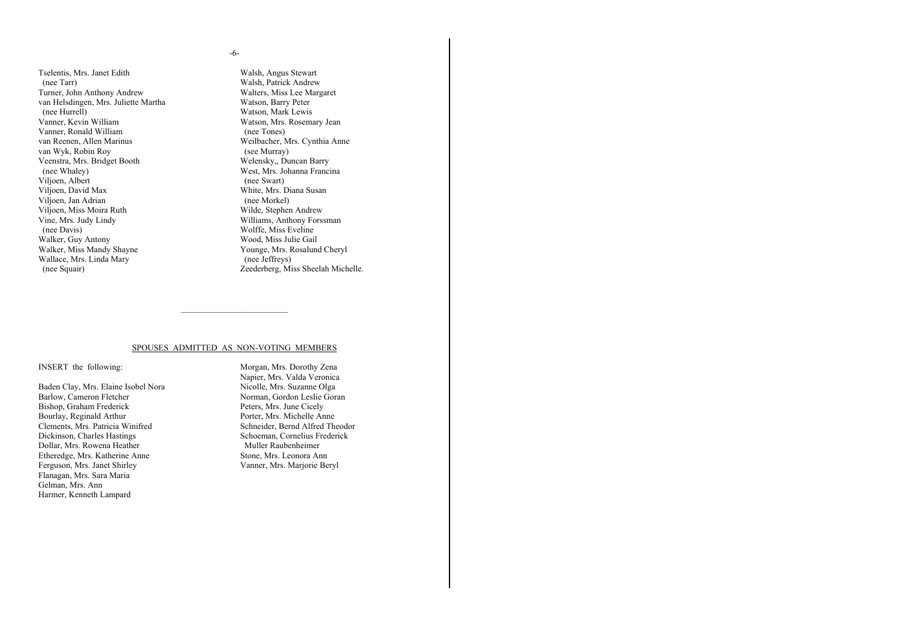Tselentis, Mrs. Janet Edith
  (nee Tarr)
Turner, John Anthony Andrew
van Helsdingen, Mrs. Juliette Martha
  (nee Hurrell)
Vanner, Kevin William
Vanner, Ronald William
van Reenen, Allen Marinus
van Wyk, Robin Roy
Veenstra, Mrs. Bridget Booth
  (nee Whaley)
Viljoen, Albert
Viljoen, David Max
Viljoen, Jan Adrian
Viljoen, Miss Moira Ruth
Vine, Mrs. Judy Lindy
  (nee Davis)
Walker, Guy Antony
Walker, Miss Mandy Shayne
Wallace, Mrs. Linda Mary
  (nee Squair)
Walsh, Angus Stewart
Walsh, Patrick Andrew
Walters, Miss Lee Margaret
Watson, Barry Peter
Watson, Mark Lewis
Watson, Mrs. Rosemary Jean
  (nee Tones)
Weilbacher, Mrs. Cynthia Anne
  (see Murray)
Welensky,, Duncan Barry
West, Mrs. Johanna Francina
  (nee Swart)
White, Mrs. Diana Susan
  (nee Morkel)
Wilde, Stephen Andrew
Williams, Anthony Forssman
Wolffe, Miss Eveline
Wood, Miss Julie Gail
Younge, Mrs. Rosalund Cheryl
  (nee Jeffreys)
Zeederberg, Miss Sheelah Michelle.

---

## SPOUSES ADMITTED AS NON-VOTING MEMBERS

INSERT the following:

Baden Clay, Mrs. Elaine Isobel Nora
Barlow, Cameron Fletcher
Bishop, Graham Frederick
Bourlay, Reginald Arthur
Clements, Mrs. Patricia Winifred
Dickinson, Charles Hastings
Dollar, Mrs. Rowena Heather
Etheredge, Mrs. Katherine Anne
Ferguson, Mrs. Janet Shirley
Flanagan, Mrs. Sara Maria
Gelman, Mrs. Ann
Harmer, Kenneth Lampard
Morgan, Mrs. Dorothy Zena
Napier, Mrs. Valda Veronica
Nicolle, Mrs. Suzanne Olga
Norman, Gordon Leslie Goran
Peters, Mrs. June Cicely
Porter, Mrs. Michelle Anne
Schneider, Bernd Alfred Theodor
Schoeman, Cornelius Frederick
  Muller Raubenheimer
Stone, Mrs. Leonora Ann
Vanner, Mrs. Marjorie Beryl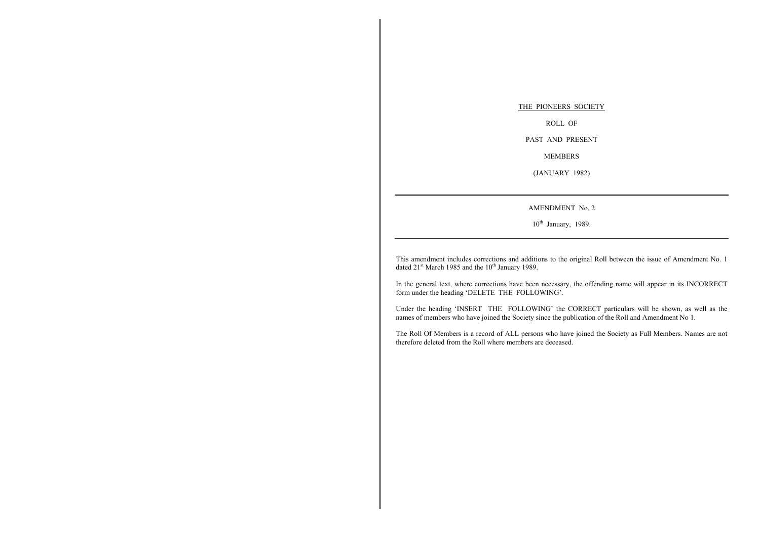<u>THE PIONEERS SOCIETY</u>

ROLL OF

PAST AND PRESENT

MEMBERS

(JANUARY 1982)

---

AMENDMENT No. 2

10th January, 1989.

---

This amendment includes corrections and additions to the original Roll between the issue of Amendment No. 1 dated 21st March 1985 and the 10th January 1989.

In the general text, where corrections have been necessary, the offending name will appear in its INCORRECT form under the heading 'DELETE THE FOLLOWING'.

Under the heading 'INSERT THE FOLLOWING' the CORRECT particulars will be shown, as well as the names of members who have joined the Society since the publication of the Roll and Amendment No 1.

The Roll Of Members is a record of ALL persons who have joined the Society as Full Members. Names are not therefore deleted from the Roll where members are deceased.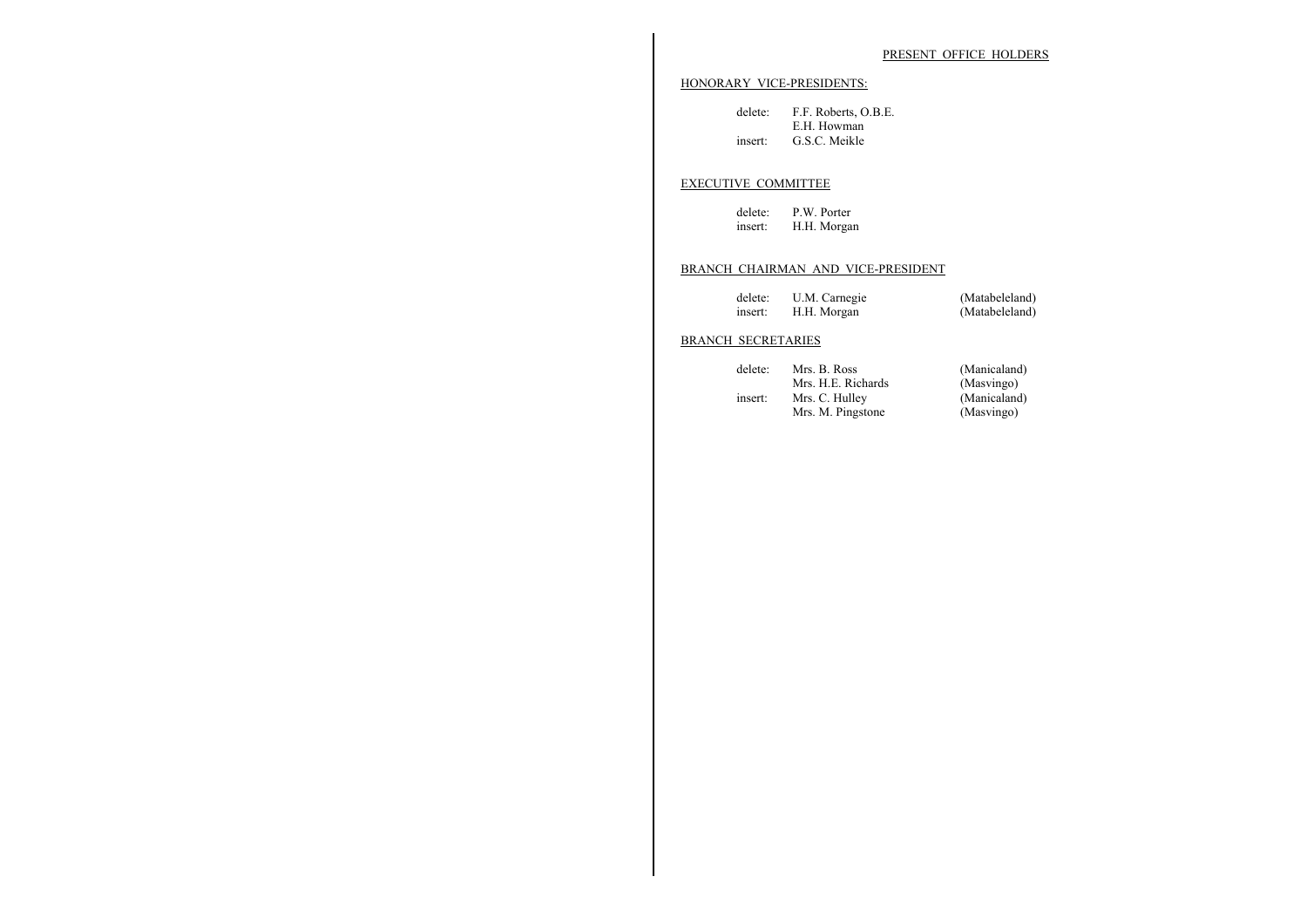## PRESENT OFFICE HOLDERS

### HONORARY VICE-PRESIDENTS:

| | | |
|---|---|---|
| delete: | F.F. Roberts, O.B.E. | |
| | E.H. Howman | |
| insert: | G.S.C. Meikle | |

### EXECUTIVE COMMITTEE

| | | |
|---|---|---|
| delete: | P.W. Porter | |
| insert: | H.H. Morgan | |

### BRANCH CHAIRMAN AND VICE-PRESIDENT

| | | |
|---|---|---|
| delete: | U.M. Carnegie | (Matabeleland) |
| insert: | H.H. Morgan | (Matabeleland) |

### BRANCH SECRETARIES

| | | |
|---|---|---|
| delete: | Mrs. B. Ross | (Manicaland) |
| | Mrs. H.E. Richards | (Masvingo) |
| insert: | Mrs. C. Hulley | (Manicaland) |
| | Mrs. M. Pingstone | (Masvingo) |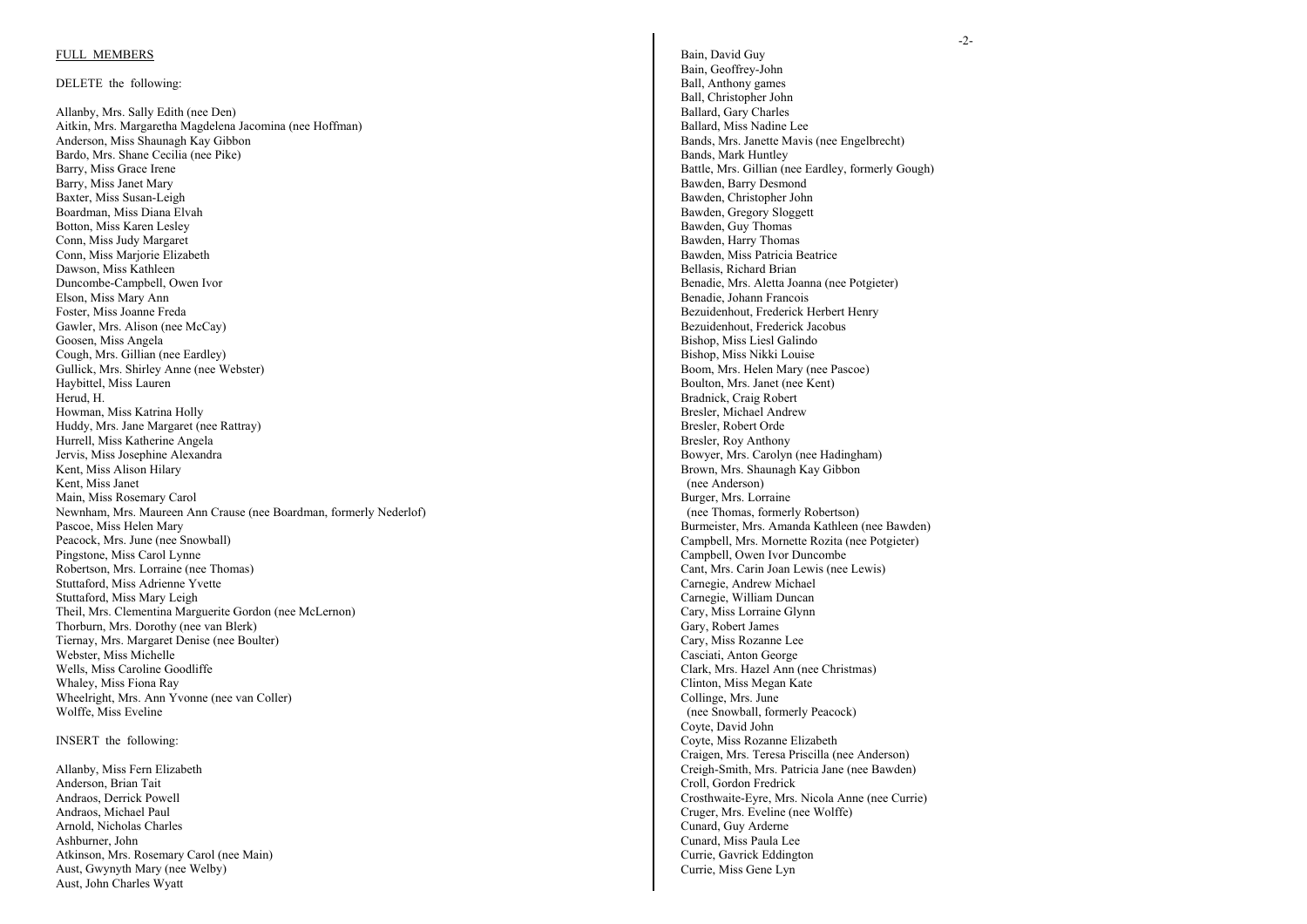FULL MEMBERS

DELETE the following:

Allanby, Mrs. Sally Edith (nee Den)
Aitkin, Mrs. Margaretha Magdelena Jacomina (nee Hoffman)
Anderson, Miss Shaunagh Kay Gibbon
Bardo, Mrs. Shane Cecilia (nee Pike)
Barry, Miss Grace Irene
Barry, Miss Janet Mary
Baxter, Miss Susan-Leigh
Boardman, Miss Diana Elvah
Botton, Miss Karen Lesley
Conn, Miss Judy Margaret
Conn, Miss Marjorie Elizabeth
Dawson, Miss Kathleen
Duncombe-Campbell, Owen Ivor
Elson, Miss Mary Ann
Foster, Miss Joanne Freda
Gawler, Mrs. Alison (nee McCay)
Goosen, Miss Angela
Cough, Mrs. Gillian (nee Eardley)
Gullick, Mrs. Shirley Anne (nee Webster)
Haybittel, Miss Lauren
Herud, H.
Howman, Miss Katrina Holly
Huddy, Mrs. Jane Margaret (nee Rattray)
Hurrell, Miss Katherine Angela
Jervis, Miss Josephine Alexandra
Kent, Miss Alison Hilary
Kent, Miss Janet
Main, Miss Rosemary Carol
Newnham, Mrs. Maureen Ann Crause (nee Boardman, formerly Nederlof)
Pascoe, Miss Helen Mary
Peacock, Mrs. June (nee Snowball)
Pingstone, Miss Carol Lynne
Robertson, Mrs. Lorraine (nee Thomas)
Stuttaford, Miss Adrienne Yvette
Stuttaford, Miss Mary Leigh
Theil, Mrs. Clementina Marguerite Gordon (nee McLernon)
Thorburn, Mrs. Dorothy (nee van Blerk)
Tiernay, Mrs. Margaret Denise (nee Boulter)
Webster, Miss Michelle
Wells, Miss Caroline Goodliffe
Whaley, Miss Fiona Ray
Wheelright, Mrs. Ann Yvonne (nee van Coller)
Wolffe, Miss Eveline

INSERT the following:

Allanby, Miss Fern Elizabeth
Anderson, Brian Tait
Andraos, Derrick Powell
Andraos, Michael Paul
Arnold, Nicholas Charles
Ashburner, John
Atkinson, Mrs. Rosemary Carol (nee Main)
Aust, Gwynyth Mary (nee Welby)
Aust, John Charles Wyatt
Bain, David Guy
Bain, Geoffrey-John
Ball, Anthony games
Ball, Christopher John
Ballard, Gary Charles
Ballard, Miss Nadine Lee
Bands, Mrs. Janette Mavis (nee Engelbrecht)
Bands, Mark Huntley
Battle, Mrs. Gillian (nee Eardley, formerly Gough)
Bawden, Barry Desmond
Bawden, Christopher John
Bawden, Gregory Sloggett
Bawden, Guy Thomas
Bawden, Harry Thomas
Bawden, Miss Patricia Beatrice
Bellasis, Richard Brian
Benadie, Mrs. Aletta Joanna (nee Potgieter)
Benadie, Johann Francois
Bezuidenhout, Frederick Herbert Henry
Bezuidenhout, Frederick Jacobus
Bishop, Miss Liesl Galindo
Bishop, Miss Nikki Louise
Boom, Mrs. Helen Mary (nee Pascoe)
Boulton, Mrs. Janet (nee Kent)
Bradnick, Craig Robert
Bresler, Michael Andrew
Bresler, Robert Orde
Bresler, Roy Anthony
Bowyer, Mrs. Carolyn (nee Hadingham)
Brown, Mrs. Shaunagh Kay Gibbon (nee Anderson)
Burger, Mrs. Lorraine (nee Thomas, formerly Robertson)
Burmeister, Mrs. Amanda Kathleen (nee Bawden)
Campbell, Mrs. Mornette Rozita (nee Potgieter)
Campbell, Owen Ivor Duncombe
Cant, Mrs. Carin Joan Lewis (nee Lewis)
Carnegie, Andrew Michael
Carnegie, William Duncan
Cary, Miss Lorraine Glynn
Gary, Robert James
Cary, Miss Rozanne Lee
Casciati, Anton George
Clark, Mrs. Hazel Ann (nee Christmas)
Clinton, Miss Megan Kate
Collinge, Mrs. June (nee Snowball, formerly Peacock)
Coyte, David John
Coyte, Miss Rozanne Elizabeth
Craigen, Mrs. Teresa Priscilla (nee Anderson)
Creigh-Smith, Mrs. Patricia Jane (nee Bawden)
Croll, Gordon Fredrick
Crosthwaite-Eyre, Mrs. Nicola Anne (nee Currie)
Cruger, Mrs. Eveline (nee Wolffe)
Cunard, Guy Arderne
Cunard, Miss Paula Lee
Currie, Gavrick Eddington
Currie, Miss Gene Lyn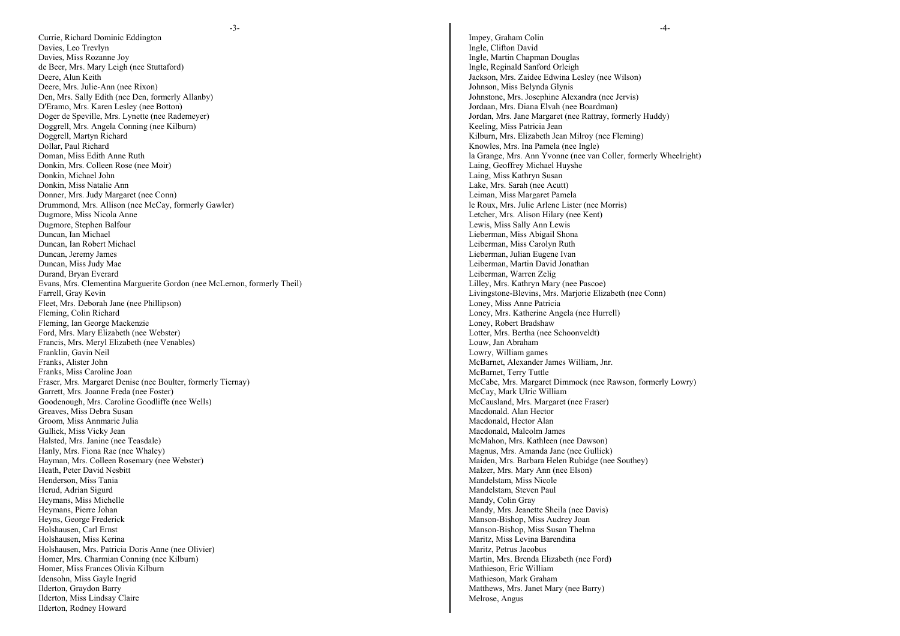Currie, Richard Dominic Eddington
Davies, Leo Trevlyn
Davies, Miss Rozanne Joy
de Beer, Mrs. Mary Leigh (nee Stuttaford)
Deere, Alun Keith
Deere, Mrs. Julie-Ann (nee Rixon)
Den, Mrs. Sally Edith (nee Den, formerly Allanby)
D'Eramo, Mrs. Karen Lesley (nee Botton)
Doger de Speville, Mrs. Lynette (nee Rademeyer)
Doggrell, Mrs. Angela Conning (nee Kilburn)
Doggrell, Martyn Richard
Dollar, Paul Richard
Doman, Miss Edith Anne Ruth
Donkin, Mrs. Colleen Rose (nee Moir)
Donkin, Michael John
Donkin, Miss Natalie Ann
Donner, Mrs. Judy Margaret (nee Conn)
Drummond, Mrs. Allison (nee McCay, formerly Gawler)
Dugmore, Miss Nicola Anne
Dugmore, Stephen Balfour
Duncan, Ian Michael
Duncan, Ian Robert Michael
Duncan, Jeremy James
Duncan, Miss Judy Mae
Durand, Bryan Everard
Evans, Mrs. Clementina Marguerite Gordon (nee McLernon, formerly Theil)
Farrell, Gray Kevin
Fleet, Mrs. Deborah Jane (nee Phillipson)
Fleming, Colin Richard
Fleming, Ian George Mackenzie
Ford, Mrs. Mary Elizabeth (nee Webster)
Francis, Mrs. Meryl Elizabeth (nee Venables)
Franklin, Gavin Neil
Franks, Alister John
Franks, Miss Caroline Joan
Fraser, Mrs. Margaret Denise (nee Boulter, formerly Tiernay)
Garrett, Mrs. Joanne Freda (nee Foster)
Goodenough, Mrs. Caroline Goodliffe (nee Wells)
Greaves, Miss Debra Susan
Groom, Miss Annmarie Julia
Gullick, Miss Vicky Jean
Halsted, Mrs. Janine (nee Teasdale)
Hanly, Mrs. Fiona Rae (nee Whaley)
Hayman, Mrs. Colleen Rosemary (nee Webster)
Heath, Peter David Nesbitt
Henderson, Miss Tania
Herud, Adrian Sigurd
Heymans, Miss Michelle
Heymans, Pierre Johan
Heyns, George Frederick
Holshausen, Carl Ernst
Holshausen, Miss Kerina
Holshausen, Mrs. Patricia Doris Anne (nee Olivier)
Homer, Mrs. Charmian Conning (nee Kilburn)
Homer, Miss Frances Olivia Kilburn
Idensohn, Miss Gayle Ingrid
Ilderton, Graydon Barry
Ilderton, Miss Lindsay Claire
Ilderton, Rodney Howard
Impey, Graham Colin
Ingle, Clifton David
Ingle, Martin Chapman Douglas
Ingle, Reginald Sanford Orleigh
Jackson, Mrs. Zaidee Edwina Lesley (nee Wilson)
Johnson, Miss Belynda Glynis
Johnstone, Mrs. Josephine Alexandra (nee Jervis)
Jordaan, Mrs. Diana Elvah (nee Boardman)
Jordan, Mrs. Jane Margaret (nee Rattray, formerly Huddy)
Keeling, Miss Patricia Jean
Kilburn, Mrs. Elizabeth Jean Milroy (nee Fleming)
Knowles, Mrs. Ina Pamela (nee Ingle)
la Grange, Mrs. Ann Yvonne (nee van Coller, formerly Wheelright)
Laing, Geoffrey Michael Huyshe
Laing, Miss Kathryn Susan
Lake, Mrs. Sarah (nee Acutt)
Leiman, Miss Margaret Pamela
le Roux, Mrs. Julie Arlene Lister (nee Morris)
Letcher, Mrs. Alison Hilary (nee Kent)
Lewis, Miss Sally Ann Lewis
Lieberman, Miss Abigail Shona
Leiberman, Miss Carolyn Ruth
Lieberman, Julian Eugene Ivan
Leiberman, Martin David Jonathan
Leiberman, Warren Zelig
Lilley, Mrs. Kathryn Mary (nee Pascoe)
Livingstone-Blevins, Mrs. Marjorie Elizabeth (nee Conn)
Loney, Miss Anne Patricia
Loney, Mrs. Katherine Angela (nee Hurrell)
Loney, Robert Bradshaw
Lotter, Mrs. Bertha (nee Schoonveldt)
Louw, Jan Abraham
Lowry, William games
McBarnet, Alexander James William, Jnr.
McBarnet, Terry Tuttle
McCabe, Mrs. Margaret Dimmock (nee Rawson, formerly Lowry)
McCay, Mark Ulric William
McCausland, Mrs. Margaret (nee Fraser)
Macdonald. Alan Hector
Macdonald, Hector Alan
Macdonald, Malcolm James
McMahon, Mrs. Kathleen (nee Dawson)
Magnus, Mrs. Amanda Jane (nee Gullick)
Maiden, Mrs. Barbara Helen Rubidge (nee Southey)
Malzer, Mrs. Mary Ann (nee Elson)
Mandelstam, Miss Nicole
Mandelstam, Steven Paul
Mandy, Colin Gray
Mandy, Mrs. Jeanette Sheila (nee Davis)
Manson-Bishop, Miss Audrey Joan
Manson-Bishop, Miss Susan Thelma
Maritz, Miss Levina Barendina
Maritz, Petrus Jacobus
Martin, Mrs. Brenda Elizabeth (nee Ford)
Mathieson, Eric William
Mathieson, Mark Graham
Matthews, Mrs. Janet Mary (nee Barry)
Melrose, Angus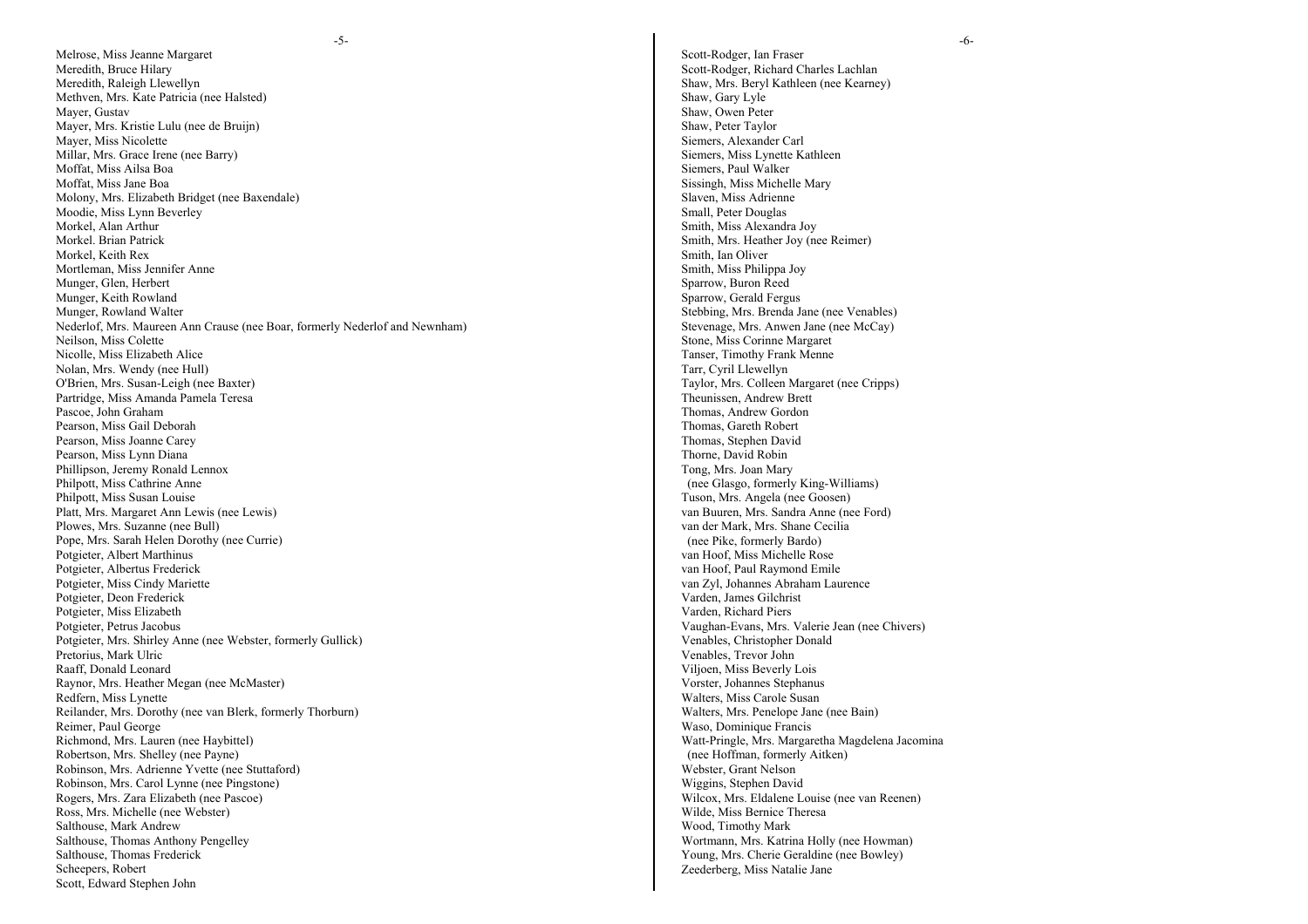Melrose, Miss Jeanne Margaret
Meredith, Bruce Hilary
Meredith, Raleigh Llewellyn
Methven, Mrs. Kate Patricia (nee Halsted)
Mayer, Gustav
Mayer, Mrs. Kristie Lulu (nee de Bruijn)
Mayer, Miss Nicolette
Millar, Mrs. Grace Irene (nee Barry)
Moffat, Miss Ailsa Boa
Moffat, Miss Jane Boa
Molony, Mrs. Elizabeth Bridget (nee Baxendale)
Moodie, Miss Lynn Beverley
Morkel, Alan Arthur
Morkel. Brian Patrick
Morkel, Keith Rex
Mortleman, Miss Jennifer Anne
Munger, Glen, Herbert
Munger, Keith Rowland
Munger, Rowland Walter
Nederlof, Mrs. Maureen Ann Crause (nee Boar, formerly Nederlof and Newnham)
Neilson, Miss Colette
Nicolle, Miss Elizabeth Alice
Nolan, Mrs. Wendy (nee Hull)
O'Brien, Mrs. Susan-Leigh (nee Baxter)
Partridge, Miss Amanda Pamela Teresa
Pascoe, John Graham
Pearson, Miss Gail Deborah
Pearson, Miss Joanne Carey
Pearson, Miss Lynn Diana
Phillipson, Jeremy Ronald Lennox
Philpott, Miss Cathrine Anne
Philpott, Miss Susan Louise
Platt, Mrs. Margaret Ann Lewis (nee Lewis)
Plowes, Mrs. Suzanne (nee Bull)
Pope, Mrs. Sarah Helen Dorothy (nee Currie)
Potgieter, Albert Marthinus
Potgieter, Albertus Frederick
Potgieter, Miss Cindy Mariette
Potgieter, Deon Frederick
Potgieter, Miss Elizabeth
Potgieter, Petrus Jacobus
Potgieter, Mrs. Shirley Anne (nee Webster, formerly Gullick)
Pretorius, Mark Ulric
Raaff, Donald Leonard
Raynor, Mrs. Heather Megan (nee McMaster)
Redfern, Miss Lynette
Reilander, Mrs. Dorothy (nee van Blerk, formerly Thorburn)
Reimer, Paul George
Richmond, Mrs. Lauren (nee Haybittel)
Robertson, Mrs. Shelley (nee Payne)
Robinson, Mrs. Adrienne Yvette (nee Stuttaford)
Robinson, Mrs. Carol Lynne (nee Pingstone)
Rogers, Mrs. Zara Elizabeth (nee Pascoe)
Ross, Mrs. Michelle (nee Webster)
Salthouse, Mark Andrew
Salthouse, Thomas Anthony Pengelley
Salthouse, Thomas Frederick
Scheepers, Robert
Scott, Edward Stephen John
Scott-Rodger, Ian Fraser
Scott-Rodger, Richard Charles Lachlan
Shaw, Mrs. Beryl Kathleen (nee Kearney)
Shaw, Gary Lyle
Shaw, Owen Peter
Shaw, Peter Taylor
Siemers, Alexander Carl
Siemers, Miss Lynette Kathleen
Siemers, Paul Walker
Sissingh, Miss Michelle Mary
Slaven, Miss Adrienne
Small, Peter Douglas
Smith, Miss Alexandra Joy
Smith, Mrs. Heather Joy (nee Reimer)
Smith, Ian Oliver
Smith, Miss Philippa Joy
Sparrow, Buron Reed
Sparrow, Gerald Fergus
Stebbing, Mrs. Brenda Jane (nee Venables)
Stevenage, Mrs. Anwen Jane (nee McCay)
Stone, Miss Corinne Margaret
Tanser, Timothy Frank Menne
Tarr, Cyril Llewellyn
Taylor, Mrs. Colleen Margaret (nee Cripps)
Theunissen, Andrew Brett
Thomas, Andrew Gordon
Thomas, Gareth Robert
Thomas, Stephen David
Thorne, David Robin
Tong, Mrs. Joan Mary
(nee Glasgo, formerly King-Williams)
Tuson, Mrs. Angela (nee Goosen)
van Buuren, Mrs. Sandra Anne (nee Ford)
van der Mark, Mrs. Shane Cecilia
(nee Pike, formerly Bardo)
van Hoof, Miss Michelle Rose
van Hoof, Paul Raymond Emile
van Zyl, Johannes Abraham Laurence
Varden, James Gilchrist
Varden, Richard Piers
Vaughan-Evans, Mrs. Valerie Jean (nee Chivers)
Venables, Christopher Donald
Venables, Trevor John
Viljoen, Miss Beverly Lois
Vorster, Johannes Stephanus
Walters, Miss Carole Susan
Walters, Mrs. Penelope Jane (nee Bain)
Waso, Dominique Francis
Watt-Pringle, Mrs. Margaretha Magdelena Jacomina
(nee Hoffman, formerly Aitken)
Webster, Grant Nelson
Wiggins, Stephen David
Wilcox, Mrs. Eldalene Louise (nee van Reenen)
Wilde, Miss Bernice Theresa
Wood, Timothy Mark
Wortmann, Mrs. Katrina Holly (nee Howman)
Young, Mrs. Cherie Geraldine (nee Bowley)
Zeederberg, Miss Natalie Jane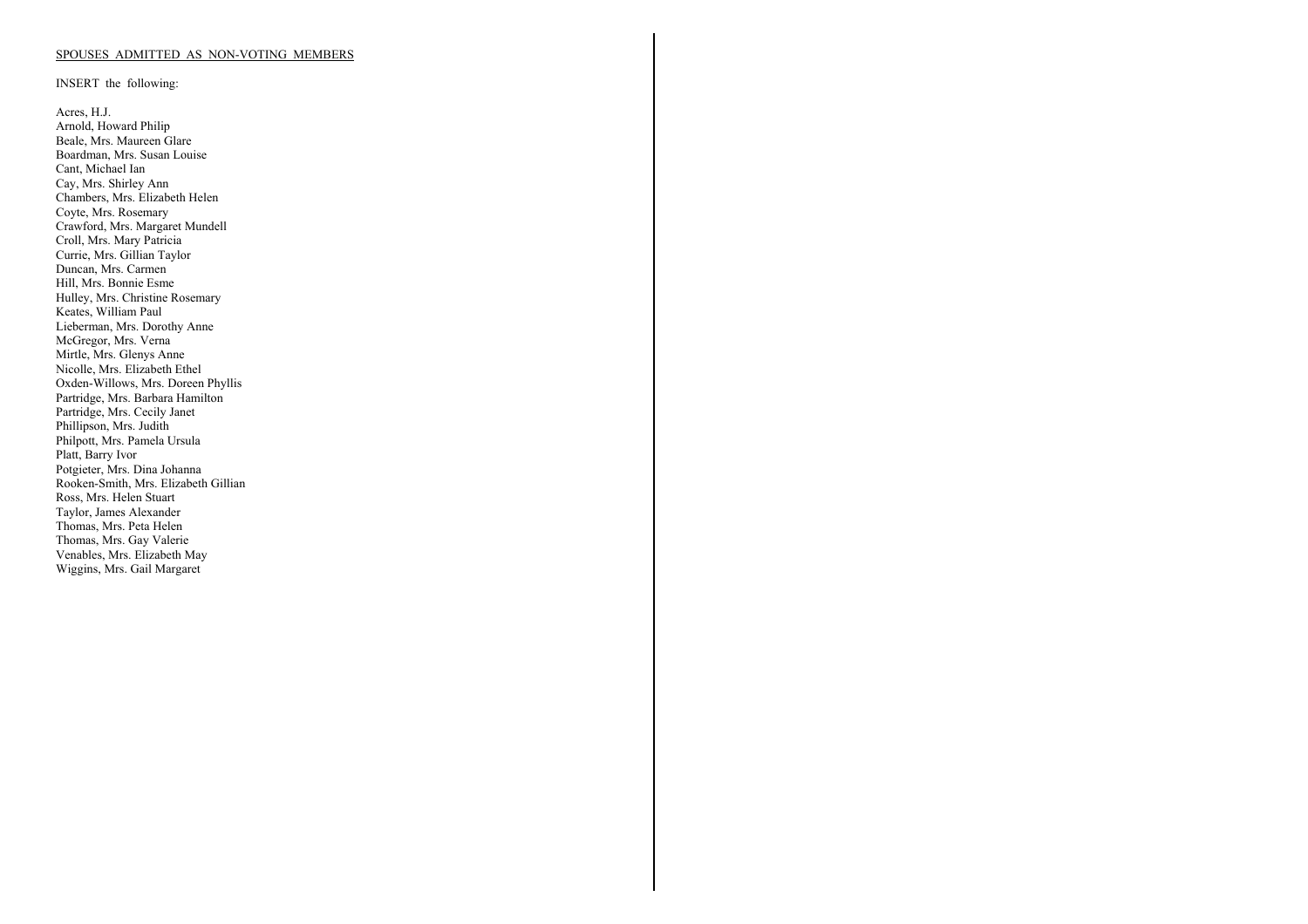SPOUSES ADMITTED AS NON-VOTING MEMBERS

INSERT the following:

Acres, H.J.
Arnold, Howard Philip
Beale, Mrs. Maureen Glare
Boardman, Mrs. Susan Louise
Cant, Michael Ian
Cay, Mrs. Shirley Ann
Chambers, Mrs. Elizabeth Helen
Coyte, Mrs. Rosemary
Crawford, Mrs. Margaret Mundell
Croll, Mrs. Mary Patricia
Currie, Mrs. Gillian Taylor
Duncan, Mrs. Carmen
Hill, Mrs. Bonnie Esme
Hulley, Mrs. Christine Rosemary
Keates, William Paul
Lieberman, Mrs. Dorothy Anne
McGregor, Mrs. Verna
Mirtle, Mrs. Glenys Anne
Nicolle, Mrs. Elizabeth Ethel
Oxden-Willows, Mrs. Doreen Phyllis
Partridge, Mrs. Barbara Hamilton
Partridge, Mrs. Cecily Janet
Phillipson, Mrs. Judith
Philpott, Mrs. Pamela Ursula
Platt, Barry Ivor
Potgieter, Mrs. Dina Johanna
Rooken-Smith, Mrs. Elizabeth Gillian
Ross, Mrs. Helen Stuart
Taylor, James Alexander
Thomas, Mrs. Peta Helen
Thomas, Mrs. Gay Valerie
Venables, Mrs. Elizabeth May
Wiggins, Mrs. Gail Margaret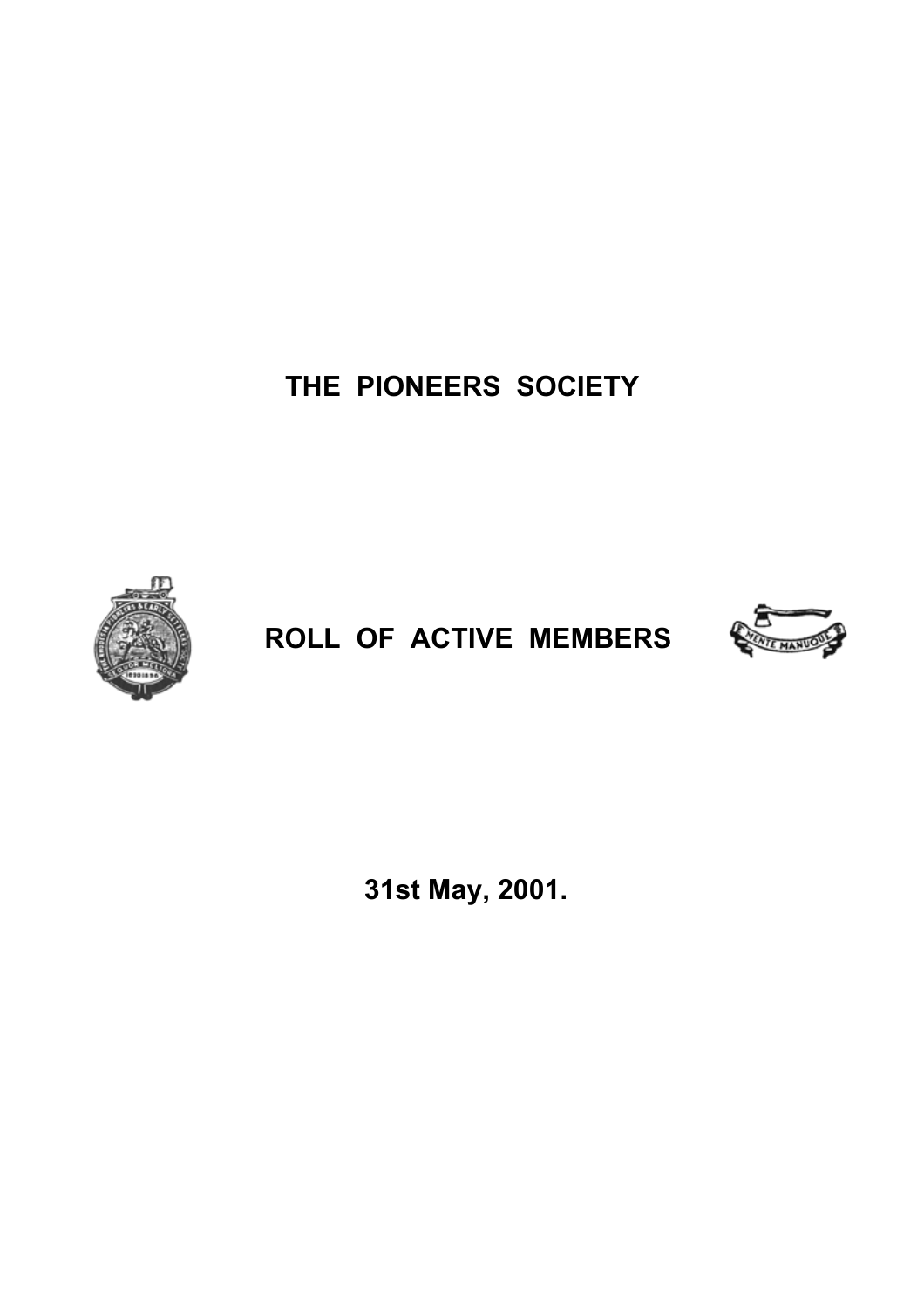# THE PIONEERS SOCIETY

## ROLL OF ACTIVE MEMBERS

**31st May, 2001.**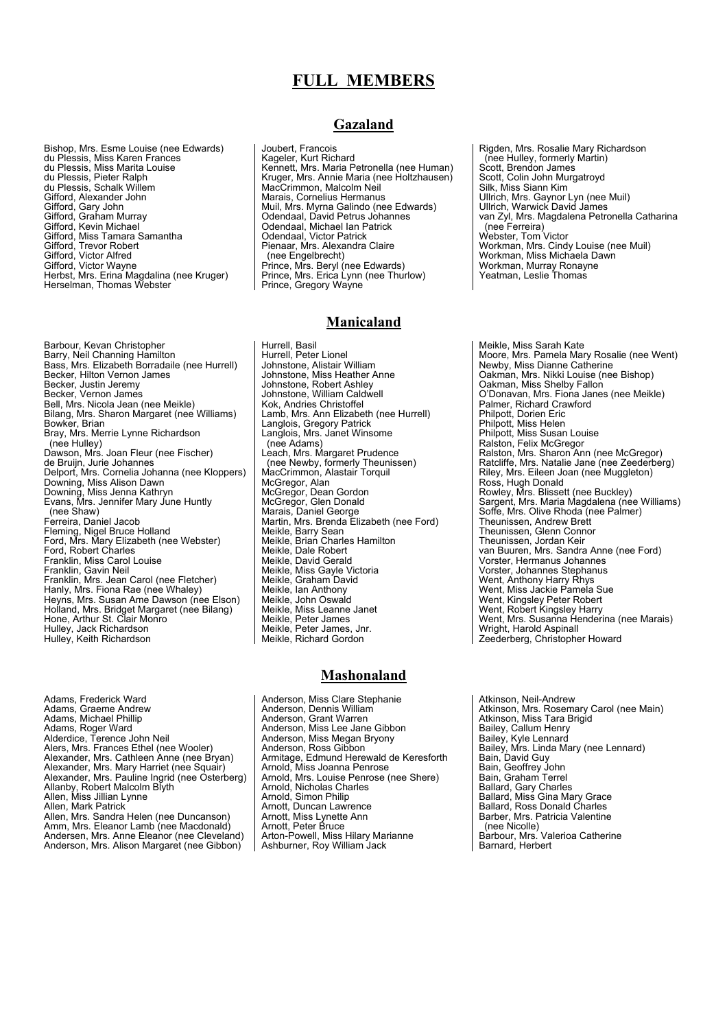# FULL MEMBERS

## Gazaland

Bishop, Mrs. Esme Louise (nee Edwards)
du Plessis, Miss Karen Frances
du Plessis, Miss Marita Louise
du Plessis, Pieter Ralph
du Plessis, Schalk Willem
Gifford, Alexander John
Gifford, Gary John
Gifford, Graham Murray
Gifford, Kevin Michael
Gifford, Miss Tamara Samantha
Gifford, Trevor Robert
Gifford, Victor Alfred
Gifford, Victor Wayne
Herbst, Mrs. Erina Magdalina (nee Kruger)
Herselman, Thomas Webster
Joubert, Francois
Kageler, Kurt Richard
Kennett, Mrs. Maria Petronella (nee Human)
Kruger, Mrs. Annie Maria (nee Holtzhausen)
MacCrimmon, Malcolm Neil
Marais, Cornelius Hermanus
Muil, Mrs. Myrna Galindo (nee Edwards)
Odendaal, David Petrus Johannes
Odendaal, Michael Ian Patrick
Odendaal, Victor Patrick
Pienaar, Mrs. Alexandra Claire (nee Engelbrecht)
Prince, Mrs. Beryl (nee Edwards)
Prince, Mrs. Erica Lynn (nee Thurlow)
Prince, Gregory Wayne
Rigden, Mrs. Rosalie Mary Richardson (nee Hulley, formerly Martin)
Scott, Brendon James
Scott, Colin John Murgatroyd
Silk, Miss Siann Kim
Ullrich, Mrs. Gaynor Lyn (nee Muil)
Ullrich, Warwick David James
van Zyl, Mrs. Magdalena Petronella Catharina (nee Ferreira)
Webster, Tom Victor
Workman, Mrs. Cindy Louise (nee Muil)
Workman, Miss Michaela Dawn
Workman, Murray Ronayne
Yeatman, Leslie Thomas

## Manicaland

Barbour, Kevan Christopher
Barry, Neil Channing Hamilton
Bass, Mrs. Elizabeth Borradaile (nee Hurrell)
Becker, Hilton Vernon James
Becker, Justin Jeremy
Becker, Vernon James
Bell, Mrs. Nicola Jean (nee Meikle)
Bilang, Mrs. Sharon Margaret (nee Williams)
Bowker, Brian
Bray, Mrs. Merrie Lynne Richardson (nee Hulley)
Dawson, Mrs. Joan Fleur (nee Fischer)
de Bruijn, Jurie Johannes
Delport, Mrs. Cornelia Johanna (nee Kloppers)
Downing, Miss Alison Dawn
Downing, Miss Jenna Kathryn
Evans, Mrs. Jennifer Mary June Huntly (nee Shaw)
Ferreira, Daniel Jacob
Fleming, Nigel Bruce Holland
Ford, Mrs. Mary Elizabeth (nee Webster)
Ford, Robert Charles
Franklin, Miss Carol Louise
Franklin, Gavin Neil
Franklin, Mrs. Jean Carol (nee Fletcher)
Hanly, Mrs. Fiona Rae (nee Whaley)
Heyns, Mrs. Susan Ame Dawson (nee Elson)
Holland, Mrs. Bridget Margaret (nee Bilang)
Hone, Arthur St. Clair Monro
Hulley, Jack Richardson
Hulley, Keith Richardson
Hurrell, Basil
Hurrell, Peter Lionel
Johnstone, Alistair William
Johnstone, Miss Heather Anne
Johnstone, Robert Ashley
Johnstone, William Caldwell
Kok, Andries Christoffel
Lamb, Mrs. Ann Elizabeth (nee Hurrell)
Langlois, Gregory Patrick
Langlois, Mrs. Janet Winsome (nee Adams)
Leach, Mrs. Margaret Prudence (nee Newby, formerly Theunissen)
MacCrimmon, Alastair Torquil
McGregor, Alan
McGregor, Dean Gordon
McGregor, Glen Donald
Marais, Daniel George
Martin, Mrs. Brenda Elizabeth (nee Ford)
Meikle, Barry Sean
Meikle, Brian Charles Hamilton
Meikle, Dale Robert
Meikle, David Gerald
Meikle, Miss Gayle Victoria
Meikle, Graham David
Meikle, Ian Anthony
Meikle, John Oswald
Meikle, Miss Leanne Janet
Meikle, Peter James
Meikle, Peter James, Jnr.
Meikle, Richard Gordon
Meikle, Miss Sarah Kate
Moore, Mrs. Pamela Mary Rosalie (nee Went)
Newby, Miss Dianne Catherine
Oakman, Mrs. Nikki Louise (nee Bishop)
Oakman, Miss Shelby Fallon
O'Donavan, Mrs. Fiona Janes (nee Meikle)
Palmer, Richard Crawford
Philpott, Dorien Eric
Philpott, Miss Helen
Philpott, Miss Susan Louise
Ralston, Felix McGregor
Ralston, Mrs. Sharon Ann (nee McGregor)
Ratcliffe, Mrs. Natalie Jane (nee Zeederberg)
Riley, Mrs. Eileen Joan (nee Muggleton)
Ross, Hugh Donald
Rowley, Mrs. Blissett (nee Buckley)
Sargent, Mrs. Maria Magdalena (nee Williams)
Soffe, Mrs. Olive Rhoda (nee Palmer)
Theunissen, Andrew Brett
Theunissen, Glenn Connor
Theunissen, Jordan Keir
van Buuren, Mrs. Sandra Anne (nee Ford)
Vorster, Hermanus Johannes
Vorster, Johannes Stephanus
Went, Anthony Harry Rhys
Went, Miss Jackie Pamela Sue
Went, Kingsley Peter Robert
Went, Robert Kingsley Harry
Went, Mrs. Susanna Henderina (nee Marais)
Wright, Harold Aspinall
Zeederberg, Christopher Howard

## Mashonaland

Adams, Frederick Ward
Adams, Graeme Andrew
Adams, Michael Phillip
Adams, Roger Ward
Alderdice, Terence John Neil
Alers, Mrs. Frances Ethel (nee Wooler)
Alexander, Mrs. Cathleen Anne (nee Bryan)
Alexander, Mrs. Mary Harriet (nee Squair)
Alexander, Mrs. Pauline Ingrid (nee Osterberg)
Allanby, Robert Malcolm Blyth
Allen, Miss Jillian Lynne
Allen, Mark Patrick
Allen, Mrs. Sandra Helen (nee Duncanson)
Amm, Mrs. Eleanor Lamb (nee Macdonald)
Andersen, Mrs. Anne Eleanor (nee Cleveland)
Anderson, Mrs. Alison Margaret (nee Gibbon)
Anderson, Miss Clare Stephanie
Anderson, Dennis William
Anderson, Grant Warren
Anderson, Miss Lee Jane Gibbon
Anderson, Miss Megan Bryony
Anderson, Ross Gibbon
Armitage, Edmund Herewald de Keresforth
Arnold, Miss Joanna Penrose
Arnold, Mrs. Louise Penrose (nee Shere)
Arnold, Nicholas Charles
Arnold, Simon Philip
Arnott, Duncan Lawrence
Arnott, Miss Lynette Ann
Arnott, Peter Bruce
Arton-Powell, Miss Hilary Marianne
Ashburner, Roy William Jack
Atkinson, Neil-Andrew
Atkinson, Mrs. Rosemary Carol (nee Main)
Atkinson, Miss Tara Brigid
Bailey, Callum Henry
Bailey, Kyle Lennard
Bailey, Mrs. Linda Mary (nee Lennard)
Bain, David Guy
Bain, Geoffrey John
Bain, Graham Terrel
Ballard, Gary Charles
Ballard, Miss Gina Mary Grace
Ballard, Ross Donald Charles
Barber, Mrs. Patricia Valentine (nee Nicolle)
Barbour, Mrs. Valerioa Catherine
Barnard, Herbert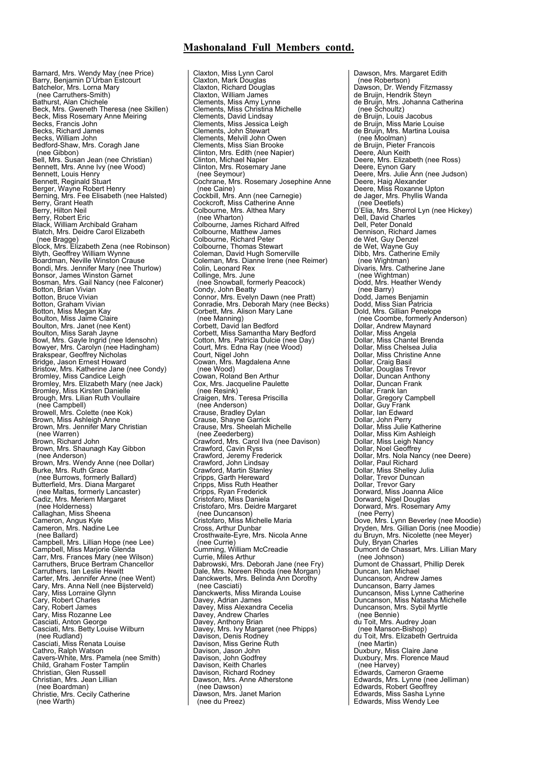## Mashonaland Full Members contd.

Barnard, Mrs. Wendy May (nee Price)
Barry, Benjamin D'Urban Estcourt
Batchelor, Mrs. Lorna Mary
(nee Carruthers-Smith)
Bathurst, Alan Chichele
Beck, Mrs. Gweneth Theresa (nee Skillen)
Beck, Miss Rosemary Anne Meiring
Becks, Francis John
Becks, Richard James
Becks, William John
Bedford-Shaw, Mrs. Coragh Jane
(nee Gibbon)
Bell, Mrs. Susan Jean (nee Christian)
Bennett, Mrs. Anne Ivy (nee Wood)
Bennett, Louis Henry
Bennett, Reginald Stuart
Berger, Wayne Robert Henry
Berning, Mrs. Fee Elisabeth (nee Halsted)
Berry, Grant Heath
Berry, Hilton Neil
Berry, Robert Eric
Black, William Archibald Graham
Blatch, Mrs. Deidre Carol Elizabeth
(nee Bragge)
Block, Mrs. Elizabeth Zena (nee Robinson)
Blyth, Geoffrey William Wynne
Boardman, Neville Winston Crause
Bondi, Mrs. Jennifer Mary (nee Thurlow)
Bonsor, James Winston Garnet
Bosman, Mrs. Gail Nancy (nee Falconer)
Botton, Brian Vivian
Botton, Bruce Vivian
Botton, Graham Vivian
Botton, Miss Megan Kay
Boulton, Miss Jaime Claire
Boulton, Mrs. Janet (nee Kent)
Boulton, Miss Sarah Jayne
Bowl, Mrs. Gayle Ingrid (nee Idensohn)
Bowyer, Mrs. Carolyn (nee Hadingham)
Brakspear, Geoffrey Nicholas
Bridge, Jason Ernest Howard
Bristow, Mrs. Katherine Jane (nee Condy)
Bromley, Miss Candice Leigh
Bromley, Mrs. Elizabeth Mary (nee Jack)
Bromley, Miss Kirsten Danielle
Brough, Mrs. Lilian Ruth Voullaire
(nee Campbell)
Browell, Mrs. Colette (nee Kok)
Brown, Miss Ashleigh Anne
Brown, Mrs. Jennifer Mary Christian
(nee Warren)
Brown, Richard John
Brown, Mrs. Shaunagh Kay Gibbon
(nee Anderson)
Brown, Mrs. Wendy Anne (nee Dollar)
Burke, Mrs. Ruth Grace
(nee Burrows, formerly Ballard)
Butterfield, Mrs. Diana Margaret
(nee Maltas, formerly Lancaster)
Cadiz, Mrs. Meriem Margaret
(nee Holderness)
Callaghan, Miss Sheena
Cameron, Angus Kyle
Cameron, Mrs. Nadine Lee
(nee Ballard)
Campbell, Mrs. Lillian Hope (nee Lee)
Campbell, Miss Marjorie Glenda
Carr, Mrs. Frances Mary (nee Wilson)
Carruthers, Bruce Bertram Chancellor
Carruthers, Ian Leslie Hewitt
Carter, Mrs. Jennifer Anne (nee Went)
Cary, Mrs. Anna Nell (nee Bijsterveld)
Cary, Miss Lorraine Glynn
Cary, Robert Charles
Cary, Robert James
Cary, Miss Rozanne Lee
Casciati, Anton George
Casciati, Mrs. Betty Louise Wilburn
(nee Rudland)
Casciati, Miss Renata Louise
Cathro, Ralph Watson
Cavers-White, Mrs. Pamela (nee Smith)
Child, Graham Foster Tamplin
Christian, Glen Russell
Christian, Mrs. Jean Lillian
(nee Boardman)
Christie, Mrs. Cecily Catherine
(nee Warth)

Claxton, Miss Lynn Carol
Claxton, Mark Douglas
Claxton, Richard Douglas
Claxton, William James
Clements, Miss Amy Lynne
Clements, Miss Christina Michelle
Clements, David Lindsay
Clements, Miss Jessica Leigh
Clements, John Stewart
Clements, Melvill John Owen
Clements, Miss Sian Brooke
Clinton, Mrs. Edith (nee Napier)
Clinton, Michael Napier
Clinton, Mrs. Rosemary Jane
(nee Seymour)
Cochrane, Mrs. Rosemary Josephine Anne
(nee Caine)
Cockbill, Mrs. Ann (nee Carnegie)
Cockcroft, Miss Catherine Anne
Colbourne, Mrs. Althea Mary
(nee Wharton)
Colbourne, James Richard Alfred
Colbourne, Matthew James
Colbourne, Richard Peter
Colbourne, Thomas Stewart
Coleman, David Hugh Somerville
Coleman, Mrs. Dianne Irene (nee Reimer)
Colin, Leonard Rex
Collinge, Mrs. June
(nee Snowball, formerly Peacock)
Condy, John Beatty
Connor, Mrs. Evelyn Dawn (nee Pratt)
Conradie, Mrs. Deborah Mary (nee Becks)
Corbett, Mrs. Alison Mary Lane
(nee Manning)
Corbett, David Ian Bedford
Corbett, Miss Samantha Mary Bedford
Cotton, Mrs. Patricia Dulcie (nee Day)
Court, Mrs. Edna Ray (nee Wood)
Court, Nigel John
Cowan, Mrs. Magdalena Anne
(nee Wood)
Cowan, Roland Ben Arthur
Cox, Mrs. Jacqueline Paulette
(nee Resink)
Craigen, Mrs. Teresa Priscilla
(nee Anderson)
Crause, Bradley Dylan
Crause, Shayne Garrick
Crause, Mrs. Sheelah Michelle
(nee Zeederberg)
Crawford, Mrs. Carol Ilva (nee Davison)
Crawford, Cavin Ryss
Crawford, Jeremy Frederick
Crawford, John Lindsay
Crawford, Martin Stanley
Cripps, Garth Hereward
Cripps, Miss Ruth Heather
Cripps, Ryan Frederick
Cristofaro, Miss Daniela
Cristofaro, Mrs. Deidre Margaret
(nee Duncanson)
Cristofaro, Miss Michelle Maria
Cross, Arthur Dunbar
Crosthwaite-Eyre, Mrs. Nicola Anne
(nee Currie)
Cumming, William McCreadie
Currie, Miles Arthur
Dabrowski, Mrs. Deborah Jane (nee Fry)
Dale, Mrs. Noreen Rhoda (nee Morgan)
Danckwerts, Mrs. Belinda Ann Dorothy
(nee Casciati)
Danckwerts, Miss Miranda Louise
Davey, Adrian James
Davey, Miss Alexandra Cecelia
Davey, Andrew Charles
Davey, Anthony Brian
Davey, Mrs. Ivy Margaret (nee Phipps)
Davison, Denis Rodney
Davison, Miss Gerine Ruth
Davison, Jason John
Davison, John Godfrey
Davison, Keith Charles
Davison, Richard Rodney
Dawson, Mrs. Anne Atherstone
(nee Dawson)
Dawson, Mrs. Janet Marion
(nee du Preez)

Dawson, Mrs. Margaret Edith
(nee Robertson)
Dawson, Dr. Wendy Fitzmassy
de Bruijn, Hendrik Steyn
de Bruijn, Mrs. Johanna Catherina
(nee Schoultz)
de Bruijn, Louis Jacobus
de Bruijn, Miss Marie Louise
de Bruijn, Mrs. Martina Louisa
(nee Moolman)
de Bruijn, Pieter Francois
Deere, Alun Keith
Deere, Mrs. Elizabeth (nee Ross)
Deere, Eynon Gary
Deere, Mrs. Julie Ann (nee Judson)
Deere, Haig Alexander
Deere, Miss Roxanne Upton
de Jager, Mrs. Phyllis Wanda
(nee Deetlefs)
D'Elia, Mrs. Sherrol Lyn (nee Hickey)
Dell, David Charles
Dell, Peter Donald
Dennison, Richard James
de Wet, Guy Denzel
de Wet, Wayne Guy
Dibb, Mrs. Catherine Emily
(nee Wightman)
Divaris, Mrs. Catherine Jane
(nee Wightman)
Dodd, Mrs. Heather Wendy
(nee Barry)
Dodd, James Benjamin
Dodd, Miss Sian Patricia
Dold, Mrs. Gillian Penelope
(nee Coombe, formerly Anderson)
Dollar, Andrew Maynard
Dollar, Miss Angela
Dollar, Miss Chantel Brenda
Dollar, Miss Chelsea Julia
Dollar, Miss Christine Anne
Dollar, Craig Basil
Dollar, Douglas Trevor
Dollar, Duncan Anthony
Dollar, Duncan Frank
Dollar, Frank Ian
Dollar, Gregory Campbell
Dollar, Guy Frank
Dollar, Ian Edward
Dollar, John Perry
Dollar, Miss Julie Katherine
Dollar, Miss Kim Ashleigh
Dollar, Miss Leigh Nancy
Dollar, Noel Geoffrey
Dollar, Mrs. Nola Nancy (nee Deere)
Dollar, Paul Richard
Dollar, Miss Shelley Julia
Dollar, Trevor Duncan
Dollar, Trevor Gary
Dorward, Miss Joanna Alice
Dorward, Nigel Douglas
Dorward, Mrs. Rosemary Amy
(nee Perry)
Dove, Mrs. Lynn Beverley (nee Moodie)
Dryden, Mrs. Gillian Doris (nee Moodie)
du Bruyn, Mrs. Nicolette (nee Meyer)
Duly, Bryan Charles
Dumont de Chassart, Mrs. Lillian Mary
(nee Johnson)
Dumont de Chassart, Phillip Derek
Duncan, Ian Michael
Duncanson, Andrew James
Duncanson, Barry James
Duncanson, Miss Lynne Catherine
Duncanson, Miss Natasha Michelle
Duncanson, Mrs. Sybil Myrtle
(nee Bennie)
du Toit, Mrs. Audrey Joan
(nee Manson-Bishop)
du Toit, Mrs. Elizabeth Gertruida
(nee Martin)
Duxbury, Miss Claire Jane
Duxbury, Mrs. Florence Maud
(nee Harvey)
Edwards, Cameron Graeme
Edwards, Mrs. Lynne (nee Jelliman)
Edwards, Robert Geoffrey
Edwards, Miss Sasha Lynne
Edwards, Miss Wendy Lee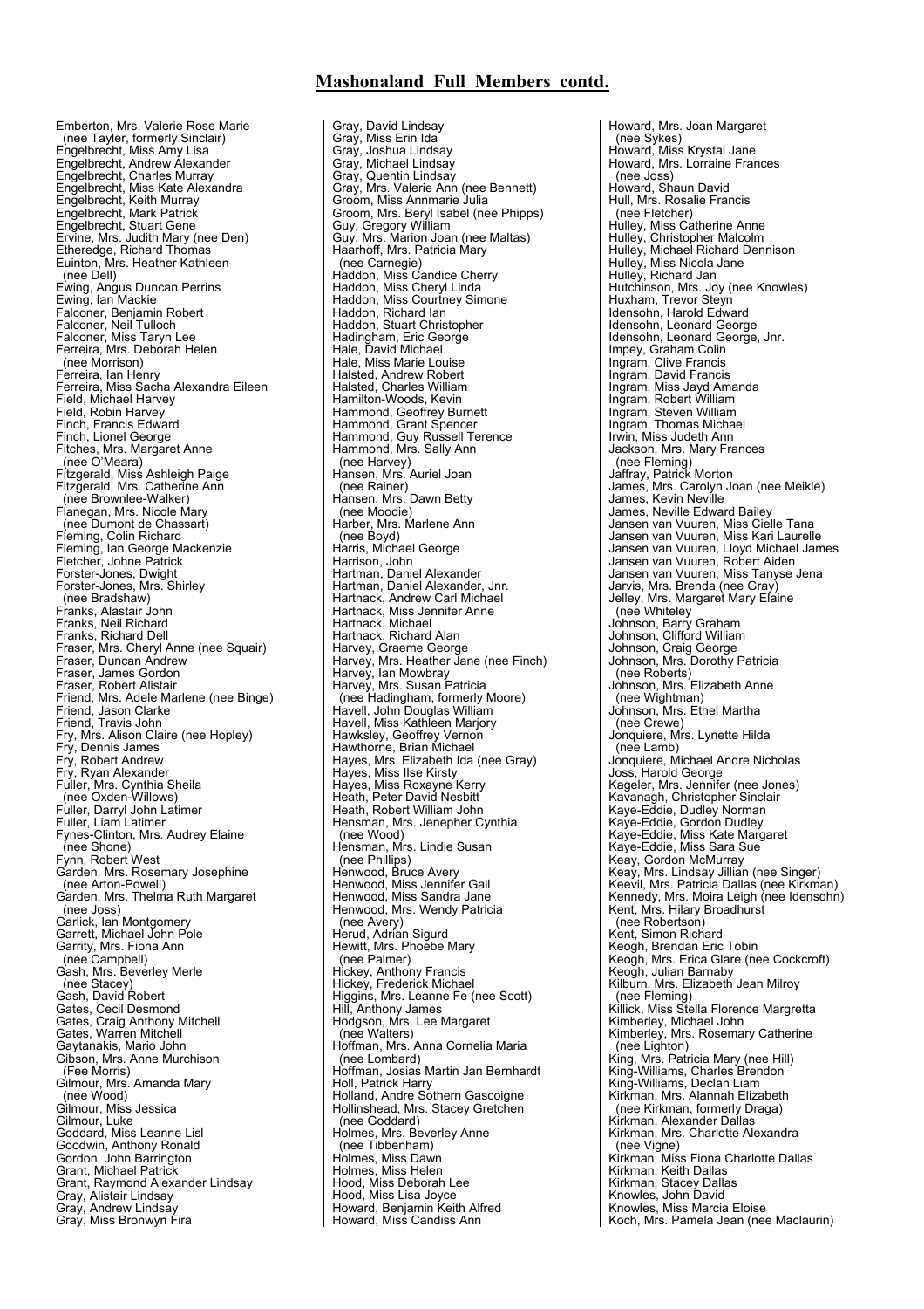## Mashonaland Full Members contd.

Emberton, Mrs. Valerie Rose Marie
(nee Tayler, formerly Sinclair)
Engelbrecht, Miss Amy Lisa
Engelbrecht, Andrew Alexander
Engelbrecht, Charles Murray
Engelbrecht, Miss Kate Alexandra
Engelbrecht, Keith Murray
Engelbrecht, Mark Patrick
Engelbrecht, Stuart Gene
Ervine, Mrs. Judith Mary (nee Den)
Etheredge, Richard Thomas
Euinton, Mrs. Heather Kathleen
(nee Dell)
Ewing, Angus Duncan Perrins
Ewing, Ian Mackie
Falconer, Benjamin Robert
Falconer, Neil Tulloch
Falconer, Miss Taryn Lee
Ferreira, Mrs. Deborah Helen
(nee Morrison)
Ferreira, Ian Henry
Ferreira, Miss Sacha Alexandra Eileen
Field, Michael Harvey
Field, Robin Harvey
Finch, Francis Edward
Finch, Lionel George
Fitches, Mrs. Margaret Anne
(nee O'Meara)
Fitzgerald, Miss Ashleigh Paige
Fitzgerald, Mrs. Catherine Ann
(nee Brownlee-Walker)
Flanegan, Mrs. Nicole Mary
(nee Dumont de Chassart)
Fleming, Colin Richard
Fleming, Ian George Mackenzie
Fletcher, Johne Patrick
Forster-Jones, Dwight
Forster-Jones, Mrs. Shirley
(nee Bradshaw)
Franks, Alastair John
Franks, Neil Richard
Franks, Richard Dell
Fraser, Mrs. Cheryl Anne (nee Squair)
Fraser, Duncan Andrew
Fraser, James Gordon
Fraser, Robert Alistair
Friend, Mrs. Adele Marlene (nee Binge)
Friend, Jason Clarke
Friend, Travis John
Fry, Mrs. Alison Claire (nee Hopley)
Fry, Dennis James
Fry, Robert Andrew
Fry, Ryan Alexander
Fuller, Mrs. Cynthia Sheila
(nee Oxden-Willows)
Fuller, Darryl John Latimer
Fuller, Liam Latimer
Fynes-Clinton, Mrs. Audrey Elaine
(nee Shone)
Fynn, Robert West
Garden, Mrs. Rosemary Josephine
(nee Arton-Powell)
Garden, Mrs. Thelma Ruth Margaret
(nee Joss)
Garlick, Ian Montgomery
Garrett, Michael John Pole
Garrity, Mrs. Fiona Ann
(nee Campbell)
Gash, Mrs. Beverley Merle
(nee Stacey)
Gash, David Robert
Gates, Cecil Desmond
Gates, Craig Anthony Mitchell
Gates, Warren Mitchell
Gaytanakis, Mario John
Gibson, Mrs. Anne Murchison
(Fee Morris)
Gilmour, Mrs. Amanda Mary
(nee Wood)
Gilmour, Miss Jessica
Gilmour, Luke
Goddard, Miss Leanne Lisl
Goodwin, Anthony Ronald
Gordon, John Barrington
Grant, Michael Patrick
Grant, Raymond Alexander Lindsay
Gray, Alistair Lindsay
Gray, Andrew Lindsay
Gray, Miss Bronwyn Fira
Gray, David Lindsay
Gray, Miss Erin Ida
Gray, Joshua Lindsay
Gray, Michael Lindsay
Gray, Quentin Lindsay
Gray, Mrs. Valerie Ann (nee Bennett)
Groom, Miss Annmarie Julia
Groom, Mrs. Beryl Isabel (nee Phipps)
Guy, Gregory William
Guy, Mrs. Marion Joan (nee Maltas)
Haarhoff, Mrs. Patricia Mary
(nee Carnegie)
Haddon, Miss Candice Cherry
Haddon, Miss Cheryl Linda
Haddon, Miss Courtney Simone
Haddon, Richard Ian
Haddon, Stuart Christopher
Hadingham, Eric George
Hale, David Michael
Hale, Miss Marie Louise
Halsted, Andrew Robert
Halsted, Charles William
Hamilton-Woods, Kevin
Hammond, Geoffrey Burnett
Hammond, Grant Spencer
Hammond, Guy Russell Terence
Hammond, Mrs. Sally Ann
(nee Harvey)
Hansen, Mrs. Auriel Joan
(nee Rainer)
Hansen, Mrs. Dawn Betty
(nee Moodie)
Harber, Mrs. Marlene Ann
(nee Boyd)
Harris, Michael George
Harrison, John
Hartman, Daniel Alexander
Hartman, Daniel Alexander, Jnr.
Hartnack, Andrew Carl Michael
Hartnack, Miss Jennifer Anne
Hartnack, Michael
Hartnack; Richard Alan
Harvey, Graeme George
Harvey, Mrs. Heather Jane (nee Finch)
Harvey, Ian Mowbray
Harvey, Mrs. Susan Patricia
(nee Hadingham, formerly Moore)
Havell, John Douglas William
Havell, Miss Kathleen Marjory
Hawksley, Geoffrey Vernon
Hawthorne, Brian Michael
Hayes, Mrs. Elizabeth Ida (nee Gray)
Hayes, Miss Ilse Kirsty
Hayes, Miss Roxayne Kerry
Heath, Peter David Nesbitt
Heath, Robert William John
Hensman, Mrs. Jenepher Cynthia
(nee Wood)
Hensman, Mrs. Lindie Susan
(nee Phillips)
Henwood, Bruce Avery
Henwood, Miss Jennifer Gail
Henwood, Miss Sandra Jane
Henwood, Mrs. Wendy Patricia
(nee Avery)
Herud, Adrian Sigurd
Hewitt, Mrs. Phoebe Mary
(nee Palmer)
Hickey, Anthony Francis
Hickey, Frederick Michael
Higgins, Mrs. Leanne Fe (nee Scott)
Hill, Anthony James
Hodgson, Mrs. Lee Margaret
(nee Walters)
Hoffman, Mrs. Anna Cornelia Maria
(nee Lombard)
Hoffman, Josias Martin Jan Bernhardt
Holl, Patrick Harry
Holland, Andre Sothern Gascoigne
Hollinshead, Mrs. Stacey Gretchen
(nee Goddard)
Holmes, Mrs. Beverley Anne
(nee Tibbenham)
Holmes, Miss Dawn
Holmes, Miss Helen
Hood, Miss Deborah Lee
Hood, Miss Lisa Joyce
Howard, Benjamin Keith Alfred
Howard, Miss Candiss Ann
Howard, Mrs. Joan Margaret
(nee Sykes)
Howard, Miss Krystal Jane
Howard, Mrs. Lorraine Frances
(nee Joss)
Howard, Shaun David
Hull, Mrs. Rosalie Francis
(nee Fletcher)
Hulley, Miss Catherine Anne
Hulley, Christopher Malcolm
Hulley, Michael Richard Dennison
Hulley, Miss Nicola Jane
Hulley, Richard Jan
Hutchinson, Mrs. Joy (nee Knowles)
Huxham, Trevor Steyn
Idensohn, Harold Edward
Idensohn, Leonard George
Idensohn, Leonard George, Jnr.
Impey, Graham Colin
Ingram, Clive Francis
Ingram, David Francis
Ingram, Miss Jayd Amanda
Ingram, Robert William
Ingram, Steven William
Ingram, Thomas Michael
Irwin, Miss Judeth Ann
Jackson, Mrs. Mary Frances
(nee Fleming)
Jaffray, Patrick Morton
James, Mrs. Carolyn Joan (nee Meikle)
James, Kevin Neville
James, Neville Edward Bailey
Jansen van Vuuren, Miss Cielle Tana
Jansen van Vuuren, Miss Kari Laurelle
Jansen van Vuuren, Lloyd Michael James
Jansen van Vuuren, Robert Aiden
Jansen van Vuuren, Miss Tanyse Jena
Jarvis, Mrs. Brenda (nee Gray)
Jelley, Mrs. Margaret Mary Elaine
(nee Whiteley
Johnson, Barry Graham
Johnson, Clifford William
Johnson, Craig George
Johnson, Mrs. Dorothy Patricia
(nee Roberts)
Johnson, Mrs. Elizabeth Anne
(nee Wightman)
Johnson, Mrs. Ethel Martha
(nee Crewe)
Jonquiere, Mrs. Lynette Hilda
(nee Lamb)
Jonquiere, Michael Andre Nicholas
Joss, Harold George
Kageler, Mrs. Jennifer (nee Jones)
Kavanagh, Christopher Sinclair
Kaye-Eddie, Dudley Norman
Kaye-Eddie, Gordon Dudley
Kaye-Eddie, Miss Kate Margaret
Kaye-Eddie, Miss Sara Sue
Keay, Gordon McMurray
Keay, Mrs. Lindsay Jillian (nee Singer)
Keevil, Mrs. Patricia Dallas (nee Kirkman)
Kennedy, Mrs. Moira Leigh (nee Idensohn)
Kent, Mrs. Hilary Broadhurst
(nee Robertson)
Kent, Simon Richard
Keogh, Brendan Eric Tobin
Keogh, Mrs. Erica Glare (nee Cockcroft)
Keogh, Julian Barnaby
Kilburn, Mrs. Elizabeth Jean Milroy
(nee Fleming)
Killick, Miss Stella Florence Margretta
Kimberley, Michael John
Kimberley, Mrs. Rosemary Catherine
(nee Lighton)
King, Mrs. Patricia Mary (nee Hill)
King-Williams, Charles Brendon
King-Williams, Declan Liam
Kirkman, Mrs. Alannah Elizabeth
(nee Kirkman, formerly Draga)
Kirkman, Alexander Dallas
Kirkman, Mrs. Charlotte Alexandra
(nee Vigne)
Kirkman, Miss Fiona Charlotte Dallas
Kirkman, Keith Dallas
Kirkman, Stacey Dallas
Knowles, John David
Knowles, Miss Marcia Eloise
Koch, Mrs. Pamela Jean (nee Maclaurin)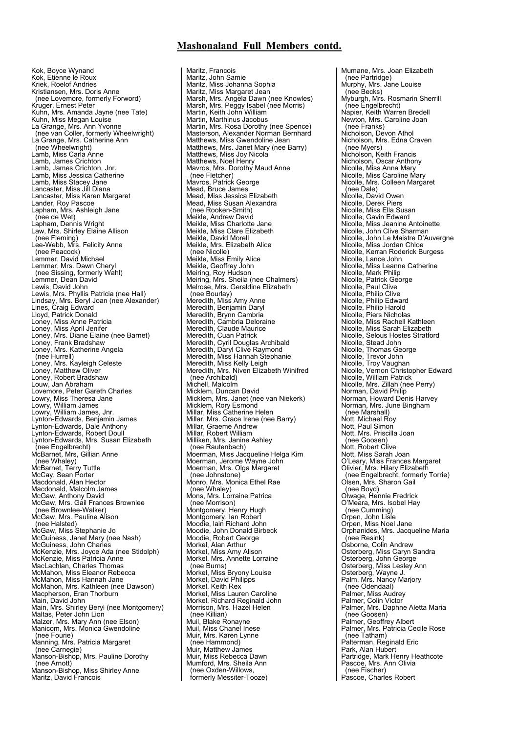## Mashonaland Full Members contd.

Kok, Boyce Wynand
Kok, Etienne le Roux
Kriek, Roelof Andries
Kristiansen, Mrs. Doris Anne
 (nee Lovemore, formerly Forword)
Kruger, Ernest Peter
Kuhn, Mrs. Amanda Jayne (nee Tate)
Kuhn, Miss Megan Louise
La Grange, Mrs. Ann Yvonne
 (nee van Coller, formerly Wheelwright)
La Grange, Mrs. Catherine Ann
 (nee Wheelwright)
Lamb, Miss Carla Anne
Lamb, James Crichton
Lamb, James Crichton, Jnr.
Lamb, Miss Jessica Catherine
Lamb, Miss Stacey Jane
Lancaster, Miss Jill Diana
Lancaster, Miss Karen Margaret
Lander, Roy Pascoe
Lapham, Mrs. Ashleigh Jane
 (nee de Wet)
Lapham, Dennis Wright
Law, Mrs. Shirley Elaine Allison
 (nee Fleming)
Lee-Webb, Mrs. Felicity Anne
 (nee Peacock)
Lemmer, David Michael
Lemmer, Mrs. Dawn Cheryl
 (nee Sissing, formerly Wahl)
Lemmer, Dean David
Lewis, David John
Lewis, Mrs. Phyllis Patricia (nee Hall)
Lindsay, Mrs. Beryl Joan (nee Alexander)
Lines, Craig Edward
Lloyd, Patrick Donald
Loney, Miss Anne Patricia
Loney, Miss April Jenifer
Loney, Mrs. Diane Elaine (nee Barnet)
Loney, Frank Bradshaw
Loney, Mrs. Katherine Angela
 (nee Hurrell)
Loney, Mrs. Kayleigh Celeste
Loney, Matthew Oliver
Loney, Robert Bradshaw
Louw, Jan Abraham
Lovemore, Peter Gareth Charles
Lowry, Miss Theresa Jane
Lowry, William James
Lowry, William James, Jnr.
Lynton-Edwards, Benjamin James
Lynton-Edwards, Dale Anthony
Lynton-Edwards, Robert Doull
Lynton-Edwards, Mrs. Susan Elizabeth
 (nee Engelbrecht)
McBarnet, Mrs, Gillian Anne
 (nee Whaley)
McBarnet, Terry Tuttle
McCay, Sean Porter
Macdonald, Alan Hector
Macdonald, Malcolm James
McGaw, Anthony David
McGaw, Mrs. Gail Frances Brownlee
 (nee Brownlee-Walker)
McGaw, Mrs. Pauline Alison
 (nee Halsted)
McGaw, Miss Stephanie Jo
McGuiness, Janet Mary (nee Nash)
McGuiness, John Charles
McKenzie, Mrs. Joyce Ada (nee Stidolph)
McKenzie, Miss Patricia Anne
MacLachlan, Charles Thomas
McMahon, Miss Eleanor Rebecca
McMahon, Miss Hannah Jane
McMahon, Mrs. Kathleen (nee Dawson)
Macpherson, Eran Thorburn
Main, David John
Main, Mrs. Shirley Beryl (nee Montgomery)
Maltas, Peter John Lion
Malzer, Mrs. Mary Ann (nee Elson)
Manicom, Mrs. Monica Gwendoline
 (nee Fourie)
Manning, Mrs. Patricia Margaret
 (nee Carnegie)
Manson-Bishop, Mrs. Pauline Dorothy
 (nee Arnott)
Manson-Bishop, Miss Shirley Anne
Maritz, David Francois
Maritz, Francois
Maritz, John Samie
Maritz, Miss Johanna Sophia
Maritz, Miss Margaret Jean
Marsh, Mrs. Angela Dawn (nee Knowles)
Marsh, Mrs. Peggy Isabel (nee Morris)
Martin, Keith John William
Martin, Marthinus Jacobus
Martin, Mrs. Rosa Dorothy (nee Spence)
Masterson, Alexander Norman Bernhard
Matthews, Miss Gwendoline Jean
Matthews, Mrs. Janet Mary (nee Barry)
Matthews, Miss Joy Nicola
Matthews, Noel Henry
Mavros, Mrs. Dorothy Maud Anne
 (nee Fletcher)
Mavros, Patrick George
Mead, Bruce James
Mead, Miss Jessica Elizabeth
Mead, Miss Susan Alexandra
 (nee Rooken-Smith)
Meikle, Andrew David
Meikle, Miss Charlotte Jane
Meikle, Miss Clare Elizabeth
Meikle, David Morell
Meikle, Mrs. Elizabeth Alice
 (nee Nicolle)
Meikle, Miss Emily Alice
Meikle, Geoffrey John
Meiring, Roy Hudson
Meiring, Mrs. Sheila (nee Chalmers)
Melrose, Mrs. Geraldine Elizabeth
 (nee Bourlay)
Meredith, Miss Amy Anne
Meredith, Benjamin Daryl
Meredith, Brynn Cambria
Meredith, Cambria Deloraine
Meredith, Claude Maurice
Meredith, Cuan Patrick
Meredith, Cyril Douglas Archibald
Meredith, Daryl Clive Raymond
Meredith, Miss Hannah Stephanie
Meredith, Miss Kelly Leigh
Meredith, Mrs. Niven Elizabeth Winifred
 (nee Archibald)
Michell, Malcolm
Micklem, Duncan David
Micklem, Mrs. Janet (nee van Niekerk)
Micklem, Rory Esmond
Millar, Miss Catherine Helen
Millar, Mrs. Grace Irene (nee Barry)
Millar, Graeme Andrew
Millar, Robert William
Milliken, Mrs. Janine Ashley
 (nee Rautenbach)
Moerman, Miss Jacqueline Helga Kim
Moerman, Jerome Wayne John
Moerman, Mrs. Olga Margaret
 (nee Johnstone)
Monro, Mrs. Monica Ethel Rae
 (nee Whaley)
Mons, Mrs. Lorraine Patrica
 (nee Morrison)
Montgomery, Henry Hugh
Montgomery, Ian Robert
Moodie, Iain Richard John
Moodie, John Donald Birbeck
Moodie, Robert George
Morkel, Alan Arthur
Morkel, Miss Amy Alison
Morkel, Mrs. Annette Lorraine
 (nee Burns)
Morkel, Miss Bryony Louise
Morkel, David Philipps
Morkel, Keith Rex
Morkel, Miss Lauren Caroline
Morkel, Richard Reginald John
Morrison, Mrs. Hazel Helen
 (nee Killian)
Muil, Blake Ronayne
Muil, Miss Chanel Inese
Muir, Mrs. Karen Lynne
 (nee Hammond)
Muir, Matthew James
Muir, Miss Rebecca Dawn
Mumford, Mrs. Sheila Ann
 (nee Oxden-Willows,
 formerly Messiter-Tooze)
Mumane, Mrs. Joan Elizabeth
 (nee Partridge)
Murphy, Mrs. Jane Louise
 (nee Becks)
Myburgh, Mrs. Rosmarin Sherrill
 (nee Engelbrecht)
Napier, Keith Warren Bredell
Newton, Mrs. Caroline Joan
 (nee Franks)
Nicholson, Devon Athol
Nicholson, Mrs. Edna Craven
 (nee Myers)
Nicholson, Keith Francis
Nicholson, Oscar Anthony
Nicolle, Miss Anna Mary
Nicolle, Miss Caroline Mary
Nicolle, Mrs. Colleen Margaret
 (nee Dale)
Nicolle, David Owen
Nicolle, Derek Piers
Nicolle, Miss Ella Susan
Nicolle, Gavin Edward
Nicolle, Miss Jeanine Antoinette
Nicolle, John Clive Sharman
Nicolle, John Le Maistre D'Auvergne
Nicolle, Miss Jordan Chloe
Nicolle, Kerran Roderick Burgess
Nicolle, Lance John
Nicolle, Miss Leanne Catherine
Nicolle, Mark Philip
Nicolle, Patrick George
Nicolle, Paul Clive
Nicolle, Philip Clive
Nicolle, Philip Edward
Nicolle, Philip Harold
Nicolle, Piers Nicholas
Nicolle, Miss Rachell Kathleen
Nicolle, Miss Sarah Elizabeth
Nicolle, Selous Hostes Stratford
Nicolle, Stead John
Nicolle, Thomas George
Nicolle, Trevor John
Nicolle, Troy Vaughan
Nicolle, Vernon Christopher Edward
Nicolle, William Patrick
Nicolle, Mrs. Zillah (nee Perry)
Norman, David Philip
Norman, Howard Denis Harvey
Norman, Mrs. June Bingham
 (nee Marshall)
Nott, Michael Roy
Nott, Paul Simon
Nott, Mrs. Priscilla Joan
 (nee Goosen)
Nott, Robert Clive
Nott, Miss Sarah Joan
O'Leary, Miss Frances Margaret
Olivier, Mrs. Hilary Elizabeth
 (nee Engelbrecht, formerly Torrie)
Olsen, Mrs. Sharon Gail
 (nee Boyd)
Olwage, Hennie Fredrick
O'Meara, Mrs. Isobel Hay
 (nee Cumming)
Orpen, John Lisle
Orpen, Miss Noel Jane
Orphanides, Mrs. Jacqueline Maria
 (nee Resink)
Osborne, Colin Andrew
Osterberg, Miss Caryn Sandra
Osterberg, John George
Osterberg, Miss Lesley Ann
Osterberg, Wayne J.
Palm, Mrs. Nancy Marjory
 (nee Odendaal)
Palmer, Miss Audrey
Palmer, Colin Victor
Palmer, Mrs. Daphne Aletta Maria
 (nee Goosen)
Palmer, Geoffrey Albert
Palmer, Mrs. Patricia Cecile Rose
 (nee Tatham)
Palterman, Reginald Eric
Park, Alan Hubert
Partridge, Mark Henry Heathcote
Pascoe, Mrs. Ann Olivia
 (nee Fischer)
Pascoe, Charles Robert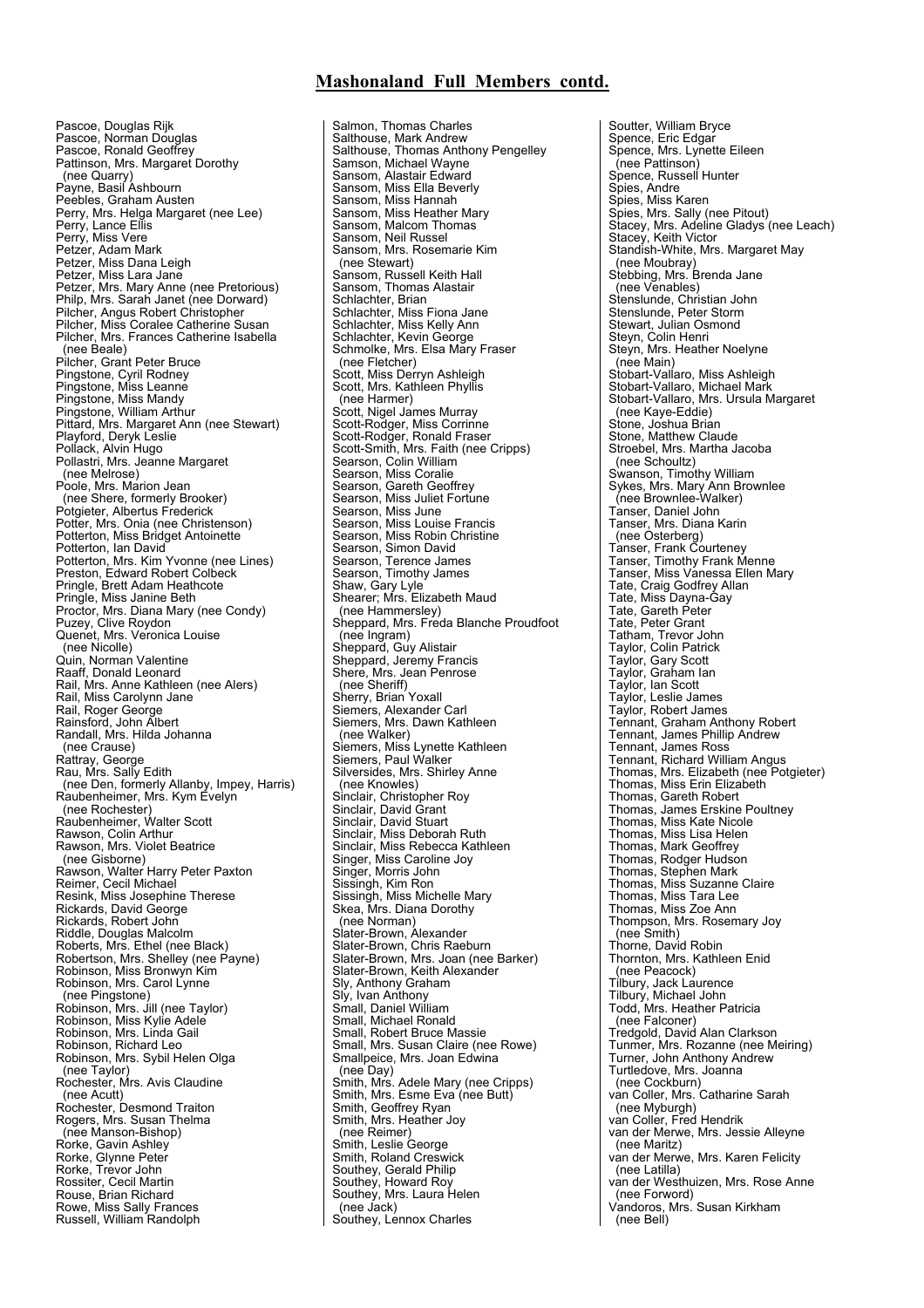## Mashonaland Full Members contd.

Pascoe, Douglas Rijk
Pascoe, Norman Douglas
Pascoe, Ronald Geoffrey
Pattinson, Mrs. Margaret Dorothy
(nee Quarry)
Payne, Basil Ashbourn
Peebles, Graham Austen
Perry, Mrs. Helga Margaret (nee Lee)
Perry, Lance Ellis
Perry, Miss Vere
Petzer, Adam Mark
Petzer, Miss Dana Leigh
Petzer, Miss Lara Jane
Petzer, Mrs. Mary Anne (nee Pretorious)
Philp, Mrs. Sarah Janet (nee Dorward)
Pilcher, Angus Robert Christopher
Pilcher, Miss Coralee Catherine Susan
Pilcher, Mrs. Frances Catherine Isabella
(nee Beale)
Pilcher, Grant Peter Bruce
Pingstone, Cyril Rodney
Pingstone, Miss Leanne
Pingstone, Miss Mandy
Pingstone, William Arthur
Pittard, Mrs. Margaret Ann (nee Stewart)
Playford, Deryk Leslie
Pollack, Alvin Hugo
Pollastri, Mrs. Jeanne Margaret
(nee Melrose)
Poole, Mrs. Marion Jean
(nee Shere, formerly Brooker)
Potgieter, Albertus Frederick
Potter, Mrs. Onia (nee Christenson)
Potterton, Miss Bridget Antoinette
Potterton, Ian David
Potterton, Mrs. Kim Yvonne (nee Lines)
Preston, Edward Robert Colbeck
Pringle, Brett Adam Heathcote
Pringle, Miss Janine Beth
Proctor, Mrs. Diana Mary (nee Condy)
Puzey, Clive Roydon
Quenet, Mrs. Veronica Louise
(nee Nicolle)
Quin, Norman Valentine
Raaff, Donald Leonard
Rail, Mrs. Anne Kathleen (nee Alers)
Rail, Miss Carolynn Jane
Rail, Roger George
Rainsford, John Albert
Randall, Mrs. Hilda Johanna
(nee Crause)
Rattray, George
Rau, Mrs. Sally Edith
(nee Den, formerly Allanby, Impey, Harris)
Raubenheimer, Mrs. Kym Evelyn
(nee Rochester)
Raubenheimer, Walter Scott
Rawson, Colin Arthur
Rawson, Mrs. Violet Beatrice
(nee Gisborne)
Rawson, Walter Harry Peter Paxton
Reimer, Cecil Michael
Resink, Miss Josephine Therese
Rickards, David George
Rickards, Robert John
Riddle, Douglas Malcolm
Roberts, Mrs. Ethel (nee Black)
Robertson, Mrs. Shelley (nee Payne)
Robinson, Miss Bronwyn Kim
Robinson, Mrs. Carol Lynne
(nee Pingstone)
Robinson, Mrs. Jill (nee Taylor)
Robinson, Miss Kylie Adele
Robinson, Mrs. Linda Gail
Robinson, Richard Leo
Robinson, Mrs. Sybil Helen Olga
(nee Taylor)
Rochester, Mrs. Avis Claudine
(nee Acutt)
Rochester, Desmond Traiton
Rogers, Mrs. Susan Thelma
(nee Manson-Bishop)
Rorke, Gavin Ashley
Rorke, Glynne Peter
Rorke, Trevor John
Rossiter, Cecil Martin
Rouse, Brian Richard
Rowe, Miss Sally Frances
Russell, William Randolph

Salmon, Thomas Charles
Salthouse, Mark Andrew
Salthouse, Thomas Anthony Pengelley
Samson, Michael Wayne
Sansom, Alastair Edward
Sansom, Miss Ella Beverly
Sansom, Miss Hannah
Sansom, Miss Heather Mary
Sansom, Malcom Thomas
Sansom, Neil Russel
Sansom, Mrs. Rosemarie Kim
(nee Stewart)
Sansom, Russell Keith Hall
Sansom, Thomas Alastair
Schlachter, Brian
Schlachter, Miss Fiona Jane
Schlachter, Miss Kelly Ann
Schlachter, Kevin George
Schmolke, Mrs. Elsa Mary Fraser
(nee Fletcher)
Scott, Miss Derryn Ashleigh
Scott, Mrs. Kathleen Phyllis
(nee Harmer)
Scott, Nigel James Murray
Scott-Rodger, Miss Corrinne
Scott-Rodger, Ronald Fraser
Scott-Smith, Mrs. Faith (nee Cripps)
Searson, Colin William
Searson, Miss Coralie
Searson, Gareth Geoffrey
Searson, Miss Juliet Fortune
Searson, Miss June
Searson, Miss Louise Francis
Searson, Miss Robin Christine
Searson, Simon David
Searson, Terence James
Searson, Timothy James
Shaw, Gary Lyle
Shearer; Mrs. Elizabeth Maud
(nee Hammersley)
Sheppard, Mrs. Freda Blanche Proudfoot
(nee Ingram)
Sheppard, Guy Alistair
Sheppard, Jeremy Francis
Shere, Mrs. Jean Penrose
(nee Sheriff)
Sherry, Brian Yoxall
Siemers, Alexander Carl
Siemers, Mrs. Dawn Kathleen
(nee Walker)
Siemers, Miss Lynette Kathleen
Siemers, Paul Walker
Silversides, Mrs. Shirley Anne
(nee Knowles)
Sinclair, Christopher Roy
Sinclair, David Grant
Sinclair, David Stuart
Sinclair, Miss Deborah Ruth
Sinclair, Miss Rebecca Kathleen
Singer, Miss Caroline Joy
Singer, Morris John
Sissingh, Kim Ron
Sissingh, Miss Michelle Mary
Skea, Mrs. Diana Dorothy
(nee Norman)
Slater-Brown, Alexander
Slater-Brown, Chris Raeburn
Slater-Brown, Mrs. Joan (nee Barker)
Slater-Brown, Keith Alexander
Sly, Anthony Graham
Sly, Ivan Anthony
Small, Daniel William
Small, Michael Ronald
Small, Robert Bruce Massie
Small, Mrs. Susan Claire (nee Rowe)
Smallpeice, Mrs. Joan Edwina
(nee Day)
Smith, Mrs. Adele Mary (nee Cripps)
Smith, Mrs. Esme Eva (nee Butt)
Smith, Geoffrey Ryan
Smith, Mrs. Heather Joy
(nee Reimer)
Smith, Leslie George
Smith, Roland Creswick
Southey, Gerald Philip
Southey, Howard Roy
Southey, Mrs. Laura Helen
(nee Jack)
Southey, Lennox Charles

Soutter, William Bryce
Spence, Eric Edgar
Spence, Mrs. Lynette Eileen
(nee Pattinson)
Spence, Russell Hunter
Spies, Andre
Spies, Miss Karen
Spies, Mrs. Sally (nee Pitout)
Stacey, Mrs. Adeline Gladys (nee Leach)
Stacey, Keith Victor
Standish-White, Mrs. Margaret May
(nee Moubray)
Stebbing, Mrs. Brenda Jane
(nee Venables)
Stenslunde, Christian John
Stenslunde, Peter Storm
Stewart, Julian Osmond
Steyn, Colin Henri
Steyn, Mrs. Heather Noelyne
(nee Main)
Stobart-Vallaro, Miss Ashleigh
Stobart-Vallaro, Michael Mark
Stobart-Vallaro, Mrs. Ursula Margaret
(nee Kaye-Eddie)
Stone, Joshua Brian
Stone, Matthew Claude
Stroebel, Mrs. Martha Jacoba
(nee Schoultz)
Swanson, Timothy William
Sykes, Mrs. Mary Ann Brownlee
(nee Brownlee-Walker)
Tanser, Daniel John
Tanser, Mrs. Diana Karin
(nee Osterberg)
Tanser, Frank Courteney
Tanser, Timothy Frank Menne
Tanser, Miss Vanessa Ellen Mary
Tate, Craig Godfrey Allan
Tate, Miss Dayna-Gay
Tate, Gareth Peter
Tate, Peter Grant
Tatham, Trevor John
Taylor, Colin Patrick
Taylor, Gary Scott
Taylor, Graham Ian
Taylor, Ian Scott
Taylor, Leslie James
Taylor, Robert James
Tennant, Graham Anthony Robert
Tennant, James Phillip Andrew
Tennant, James Ross
Tennant, Richard William Angus
Thomas, Mrs. Elizabeth (nee Potgieter)
Thomas, Miss Erin Elizabeth
Thomas, Gareth Robert
Thomas, James Erskine Poultney
Thomas, Miss Kate Nicole
Thomas, Miss Lisa Helen
Thomas, Mark Geoffrey
Thomas, Rodger Hudson
Thomas, Stephen Mark
Thomas, Miss Suzanne Claire
Thomas, Miss Tara Lee
Thomas, Miss Zoe Ann
Thompson, Mrs. Rosemary Joy
(nee Smith)
Thorne, David Robin
Thornton, Mrs. Kathleen Enid
(nee Peacock)
Tilbury, Jack Laurence
Tilbury, Michael John
Todd, Mrs. Heather Patricia
(nee Falconer)
Tredgold, David Alan Clarkson
Tunmer, Mrs. Rozanne (nee Meiring)
Turner, John Anthony Andrew
Turtledove, Mrs. Joanna
(nee Cockburn)
van Coller, Mrs. Catharine Sarah
(nee Myburgh)
van Coller, Fred Hendrik
van der Merwe, Mrs. Jessie Alleyne
(nee Maritz)
van der Merwe, Mrs. Karen Felicity
(nee Latilla)
van der Westhuizen, Mrs. Rose Anne
(nee Forword)
Vandoros, Mrs. Susan Kirkham
(nee Bell)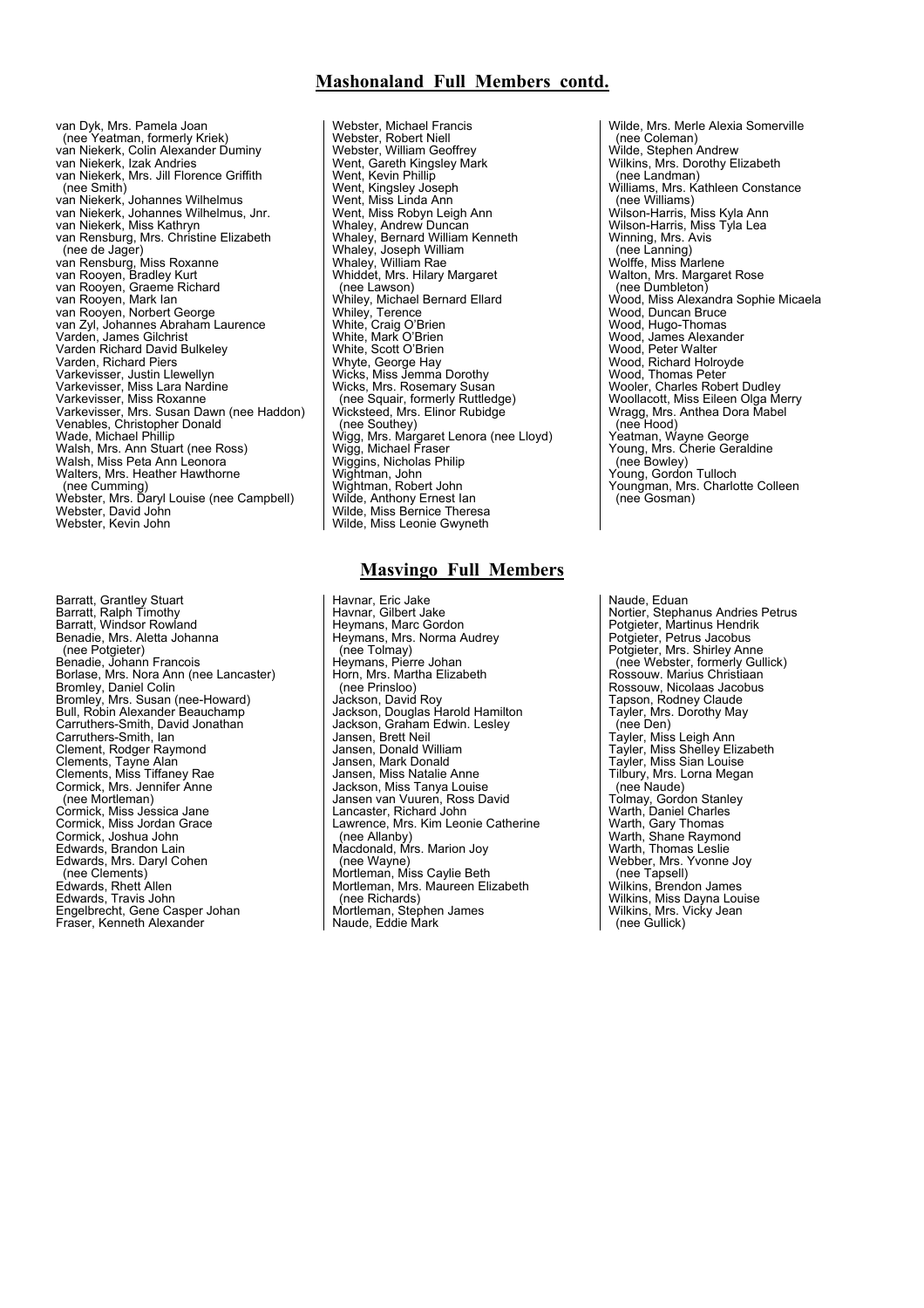## Mashonaland Full Members contd.

van Dyk, Mrs. Pamela Joan
(nee Yeatman, formerly Kriek)
van Niekerk, Colin Alexander Duminy
van Niekerk, Izak Andries
van Niekerk, Mrs. Jill Florence Griffith
(nee Smith)
van Niekerk, Johannes Wilhelmus
van Niekerk, Johannes Wilhelmus, Jnr.
van Niekerk, Miss Kathryn
van Rensburg, Mrs. Christine Elizabeth
(nee de Jager)
van Rensburg, Miss Roxanne
van Rooyen, Bradley Kurt
van Rooyen, Graeme Richard
van Rooyen, Mark Ian
van Rooyen, Norbert George
van Zyl, Johannes Abraham Laurence
Varden, James Gilchrist
Varden Richard David Bulkeley
Varden, Richard Piers
Varkevisser, Justin Llewellyn
Varkevisser, Miss Lara Nardine
Varkevisser, Miss Roxanne
Varkevisser, Mrs. Susan Dawn (nee Haddon)
Venables, Christopher Donald
Wade, Michael Phillip
Walsh, Mrs. Ann Stuart (nee Ross)
Walsh, Miss Peta Ann Leonora
Walters, Mrs. Heather Hawthorne
(nee Cumming)
Webster, Mrs. Daryl Louise (nee Campbell)
Webster, David John
Webster, Kevin John
Webster, Michael Francis
Webster, Robert Niell
Webster, William Geoffrey
Went, Gareth Kingsley Mark
Went, Kevin Phillip
Went, Kingsley Joseph
Went, Miss Linda Ann
Went, Miss Robyn Leigh Ann
Whaley, Andrew Duncan
Whaley, Bernard William Kenneth
Whaley, Joseph William
Whaley, William Rae
Whiddet, Mrs. Hilary Margaret
(nee Lawson)
Whiley, Michael Bernard Ellard
Whiley, Terence
White, Craig O'Brien
White, Mark O'Brien
White, Scott O'Brien
Whyte, George Hay
Wicks, Miss Jemma Dorothy
Wicks, Mrs. Rosemary Susan
(nee Squair, formerly Ruttledge)
Wicksteed, Mrs. Elinor Rubidge
(nee Southey)
Wigg, Mrs. Margaret Lenora (nee Lloyd)
Wigg, Michael Fraser
Wiggins, Nicholas Philip
Wightman, John
Wightman, Robert John
Wilde, Anthony Ernest Ian
Wilde, Miss Bernice Theresa
Wilde, Miss Leonie Gwyneth
Wilde, Mrs. Merle Alexia Somerville
(nee Coleman)
Wilde, Stephen Andrew
Wilkins, Mrs. Dorothy Elizabeth
(nee Landman)
Williams, Mrs. Kathleen Constance
(nee Williams)
Wilson-Harris, Miss Kyla Ann
Wilson-Harris, Miss Tyla Lea
Winning, Mrs. Avis
(nee Lanning)
Wolffe, Miss Marlene
Walton, Mrs. Margaret Rose
(nee Dumbleton)
Wood, Miss Alexandra Sophie Micaela
Wood, Duncan Bruce
Wood, Hugo-Thomas
Wood, James Alexander
Wood, Peter Walter
Wood, Richard Holroyde
Wood, Thomas Peter
Wooler, Charles Robert Dudley
Woollacott, Miss Eileen Olga Merry
Wragg, Mrs. Anthea Dora Mabel
(nee Hood)
Yeatman, Wayne George
Young, Mrs. Cherie Geraldine
(nee Bowley)
Young, Gordon Tulloch
Youngman, Mrs. Charlotte Colleen
(nee Gosman)

## Masvingo Full Members

Barratt, Grantley Stuart
Barratt, Ralph Timothy
Barratt, Windsor Rowland
Benadie, Mrs. Aletta Johanna
(nee Potgieter)
Benadie, Johann Francois
Borlase, Mrs. Nora Ann (nee Lancaster)
Bromley, Daniel Colin
Bromley, Mrs. Susan (nee-Howard)
Bull, Robin Alexander Beauchamp
Carruthers-Smith, David Jonathan
Carruthers-Smith, Ian
Clement, Rodger Raymond
Clements, Tayne Alan
Clements, Miss Tiffaney Rae
Cormick, Mrs. Jennifer Anne
(nee Mortleman)
Cormick, Miss Jessica Jane
Cormick, Miss Jordan Grace
Cormick, Joshua John
Edwards, Brandon Lain
Edwards, Mrs. Daryl Cohen
(nee Clements)
Edwards, Rhett Allen
Edwards, Travis John
Engelbrecht, Gene Casper Johan
Fraser, Kenneth Alexander
Havnar, Eric Jake
Havnar, Gilbert Jake
Heymans, Marc Gordon
Heymans, Mrs. Norma Audrey
(nee Tolmay)
Heymans, Pierre Johan
Horn, Mrs. Martha Elizabeth
(nee Prinsloo)
Jackson, David Roy
Jackson, Douglas Harold Hamilton
Jackson, Graham Edwin. Lesley
Jansen, Brett Neil
Jansen, Donald William
Jansen, Mark Donald
Jansen, Miss Natalie Anne
Jackson, Miss Tanya Louise
Jansen van Vuuren, Ross David
Lancaster, Richard John
Lawrence, Mrs. Kim Leonie Catherine
(nee Allanby)
Macdonald, Mrs. Marion Joy
(nee Wayne)
Mortleman, Miss Caylie Beth
Mortleman, Mrs. Maureen Elizabeth
(nee Richards)
Mortleman, Stephen James
Naude, Eddie Mark
Naude, Eduan
Nortier, Stephanus Andries Petrus
Potgieter, Martinus Hendrik
Potgieter, Petrus Jacobus
Potgieter, Mrs. Shirley Anne
(nee Webster, formerly Gullick)
Rossouw. Marius Christiaan
Rossouw, Nicolaas Jacobus
Tapson, Rodney Claude
Tayler, Mrs. Dorothy May
(nee Den)
Tayler, Miss Leigh Ann
Tayler, Miss Shelley Elizabeth
Tayler, Miss Sian Louise
Tilbury, Mrs. Lorna Megan
(nee Naude)
Tolmay, Gordon Stanley
Warth, Daniel Charles
Warth, Gary Thomas
Warth, Shane Raymond
Warth, Thomas Leslie
Webber, Mrs. Yvonne Joy
(nee Tapsell)
Wilkins, Brendon James
Wilkins, Miss Dayna Louise
Wilkins, Mrs. Vicky Jean
(nee Gullick)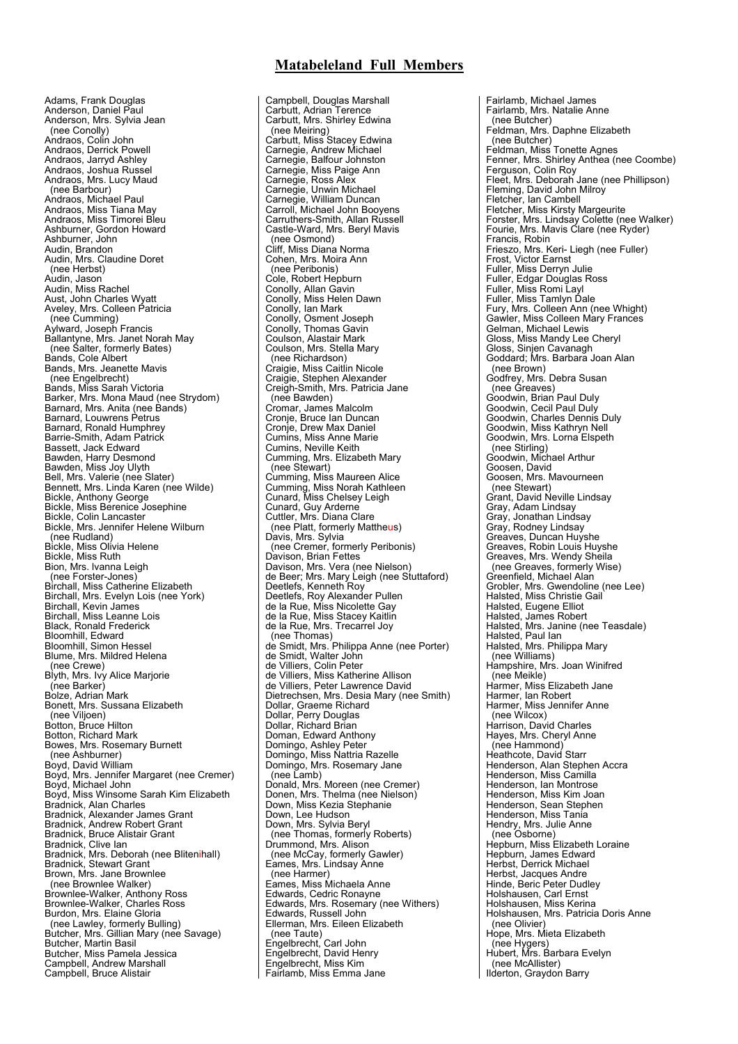# Matabeleland Full Members

Adams, Frank Douglas
Anderson, Daniel Paul
Anderson, Mrs. Sylvia Jean
 (nee Conolly)
Andraos, Colin John
Andraos, Derrick Powell
Andraos, Jarryd Ashley
Andraos, Joshua Russel
Andraos, Mrs. Lucy Maud
 (nee Barbour)
Andraos, Michael Paul
Andraos, Miss Tiana May
Andraos, Miss Timorei Bleu
Ashburner, Gordon Howard
Ashburner, John
Audin, Brandon
Audin, Mrs. Claudine Doret
 (nee Herbst)
Audin, Jason
Audin, Miss Rachel
Aust, John Charles Wyatt
Aveley, Mrs. Colleen Patricia
 (nee Cumming)
Aylward, Joseph Francis
Ballantyne, Mrs. Janet Norah May
 (nee Salter, formerly Bates)
Bands, Cole Albert
Bands, Mrs. Jeanette Mavis
 (nee Engelbrecht)
Bands, Miss Sarah Victoria
Barker, Mrs. Mona Maud (nee Strydom)
Barnard, Mrs. Anita (nee Bands)
Barnard, Louwrens Petrus
Barnard, Ronald Humphrey
Barrie-Smith, Adam Patrick
Bassett, Jack Edward
Bawden, Harry Desmond
Bawden, Miss Joy Ulyth
Bell, Mrs. Valerie (nee Slater)
Bennett, Mrs. Linda Karen (nee Wilde)
Bickle, Anthony George
Bickle, Miss Berenice Josephine
Bickle, Colin Lancaster
Bickle, Mrs. Jennifer Helene Wilburn
 (nee Rudland)
Bickle, Miss Olivia Helene
Bickle, Miss Ruth
Bion, Mrs. Ivanna Leigh
 (nee Forster-Jones)
Birchall, Miss Catherine Elizabeth
Birchall, Mrs. Evelyn Lois (nee York)
Birchall, Kevin James
Birchall, Miss Leanne Lois
Black, Ronald Frederick
Bloomhill, Edward
Bloomhill, Simon Hessel
Blume, Mrs. Mildred Helena
 (nee Crewe)
Blyth, Mrs. Ivy Alice Marjorie
 (nee Barker)
Bolze, Adrian Mark
Bonett, Mrs. Sussana Elizabeth
 (nee Viljoen)
Botton, Bruce Hilton
Botton, Richard Mark
Bowes, Mrs. Rosemary Burnett
 (nee Ashburner)
Boyd, David William
Boyd, Mrs. Jennifer Margaret (nee Cremer)
Boyd, Michael John
Boyd, Miss Winsome Sarah Kim Elizabeth
Bradnick, Alan Charles
Bradnick, Alexander James Grant
Bradnick, Andrew Robert Grant
Bradnick, Bruce Alistair Grant
Bradnick, Clive Ian
Bradnick, Mrs. Deborah (nee Blitenihall)
Bradnick, Stewart Grant
Brown, Mrs. Jane Brownlee
 (nee Brownlee Walker)
Brownlee-Walker, Anthony Ross
Brownlee-Walker, Charles Ross
Burdon, Mrs. Elaine Gloria
 (nee Lawley, formerly Bulling)
Butcher, Mrs. Gillian Mary (nee Savage)
Butcher, Martin Basil
Butcher, Miss Pamela Jessica
Campbell, Andrew Marshall
Campbell, Bruce Alistair
Campbell, Douglas Marshall
Carbutt, Adrian Terence
Carbutt, Mrs. Shirley Edwina
 (nee Meiring)
Carbutt, Miss Stacey Edwina
Carnegie, Andrew Michael
Carnegie, Balfour Johnston
Carnegie, Miss Paige Ann
Carnegie, Ross Alex
Carnegie, Unwin Michael
Carnegie, William Duncan
Carroll, Michael John Booyens
Carruthers-Smith, Allan Russell
Castle-Ward, Mrs. Beryl Mavis
 (nee Osmond)
Cliff, Miss Diana Norma
Cohen, Mrs. Moira Ann
 (nee Peribonis)
Cole, Robert Hepburn
Conolly, Allan Gavin
Conolly, Miss Helen Dawn
Conolly, Ian Mark
Conolly, Osment Joseph
Conolly, Thomas Gavin
Coulson, Alastair Mark
Coulson, Mrs. Stella Mary
 (nee Richardson)
Craigie, Miss Caitlin Nicole
Craigie, Stephen Alexander
Creigh-Smith, Mrs. Patricia Jane
 (nee Bawden)
Cromar, James Malcolm
Cronje, Bruce Ian Duncan
Cronje, Drew Max Daniel
Cumins, Miss Anne Marie
Cumins, Neville Keith
Cumming, Mrs. Elizabeth Mary
 (nee Stewart)
Cumming, Miss Maureen Alice
Cumming, Miss Norah Kathleen
Cunard, Miss Chelsey Leigh
Cunard, Guy Arderne
Cuttler, Mrs. Diana Clare
 (nee Platt, formerly Mattheus)
Davis, Mrs. Sylvia
 (nee Cremer, formerly Peribonis)
Davison, Brian Fettes
Davison, Mrs. Vera (nee Nielson)
de Beer; Mrs. Mary Leigh (nee Stuttaford)
Deetlefs, Kenneth Roy
Deetlefs, Roy Alexander Pullen
de la Rue, Miss Nicolette Gay
de la Rue, Miss Stacey Kaitlin
de la Rue, Mrs. Trecarrel Joy
 (nee Thomas)
de Smidt, Mrs. Philippa Anne (nee Porter)
de Smidt, Walter John
de Villiers, Colin Peter
de Villiers, Miss Katherine Allison
de Villiers, Peter Lawrence David
Dietrechsen, Mrs. Desia Mary (nee Smith)
Dollar, Graeme Richard
Dollar, Perry Douglas
Dollar, Richard Brian
Doman, Edward Anthony
Domingo, Ashley Peter
Domingo, Miss Nattria Razelle
Domingo, Mrs. Rosemary Jane
 (nee Lamb)
Donald, Mrs. Moreen (nee Cremer)
Donen, Mrs. Thelma (nee Nielson)
Down, Miss Kezia Stephanie
Down, Lee Hudson
Down, Mrs. Sylvia Beryl
 (nee Thomas, formerly Roberts)
Drummond, Mrs. Alison
 (nee McCay, formerly Gawler)
Eames, Mrs. Lindsay Anne
 (nee Harmer)
Eames, Miss Michaela Anne
Edwards, Cedric Ronayne
Edwards, Mrs. Rosemary (nee Withers)
Edwards, Russell John
Ellerman, Mrs. Eileen Elizabeth
 (nee Taute)
Engelbrecht, Carl John
Engelbrecht, David Henry
Engelbrecht, Miss Kim
Fairlamb, Miss Emma Jane
Fairlamb, Michael James
Fairlamb, Mrs. Natalie Anne
 (nee Butcher)
Feldman, Mrs. Daphne Elizabeth
 (nee Butcher)
Feldman, Miss Tonette Agnes
Fenner, Mrs. Shirley Anthea (nee Coombe)
Ferguson, Colin Roy
Fleet, Mrs. Deborah Jane (nee Phillipson)
Fleming, David John Milroy
Fletcher, Ian Cambell
Fletcher, Miss Kirsty Margeurite
Forster, Mrs. Lindsay Colette (nee Walker)
Fourie, Mrs. Mavis Clare (nee Ryder)
Francis, Robin
Frieszo, Mrs. Keri- Liegh (nee Fuller)
Frost, Victor Earnst
Fuller, Miss Derryn Julie
Fuller, Edgar Douglas Ross
Fuller, Miss Romi Layl
Fuller, Miss Tamlyn Dale
Fury, Mrs. Colleen Ann (nee Whight)
Gawler, Miss Colleen Mary Frances
Gelman, Michael Lewis
Gloss, Miss Mandy Lee Cheryl
Gloss, Sinjen Cavanagh
Goddard; Mrs. Barbara Joan Alan
 (nee Brown)
Godfrey, Mrs. Debra Susan
 (nee Greaves)
Goodwin, Brian Paul Duly
Goodwin, Cecil Paul Duly
Goodwin, Charles Dennis Duly
Goodwin, Miss Kathryn Nell
Goodwin, Mrs. Lorna Elspeth
 (nee Stirling)
Goodwin, Michael Arthur
Goosen, David
Goosen, Mrs. Mavourneen
 (nee Stewart)
Grant, David Neville Lindsay
Gray, Adam Lindsay
Gray, Jonathan Lindsay
Gray, Rodney Lindsay
Greaves, Duncan Huyshe
Greaves, Robin Louis Huyshe
Greaves, Mrs. Wendy Sheila
 (nee Greaves, formerly Wise)
Greenfield, Michael Alan
Grobler, Mrs. Gwendoline (nee Lee)
Halsted, Miss Christie Gail
Halsted, Eugene Elliot
Halsted, James Robert
Halsted, Mrs. Janine (nee Teasdale)
Halsted, Paul Ian
Halsted, Mrs. Philippa Mary
 (nee Williams)
Hampshire, Mrs. Joan Winifred
 (nee Meikle)
Harmer, Miss Elizabeth Jane
Harmer, Ian Robert
Harmer, Mrs. Jennifer Anne
 (nee Wilcox)
Harrison, David Charles
Hayes, Mrs. Cheryl Anne
 (nee Hammond)
Heathcote, David Starr
Henderson, Alan Stephen Accra
Henderson, Miss Camilla
Henderson, Ian Montrose
Henderson, Miss Kim Joan
Henderson, Sean Stephen
Henderson, Miss Tania
Hendry, Mrs. Julie Anne
 (nee Osborne)
Hepburn, Miss Elizabeth Loraine
Hepburn, James Edward
Herbst, Derrick Michael
Herbst, Jacques Andre
Hinde, Beric Peter Dudley
Holshausen, Carl Ernst
Holshausen, Miss Kerina
Holshausen, Mrs. Patricia Doris Anne
 (nee Olivier)
Hope, Mrs. Mieta Elizabeth
 (nee Hygers)
Hubert, Mrs. Barbara Evelyn
 (nee McAllister)
Ilderton, Graydon Barry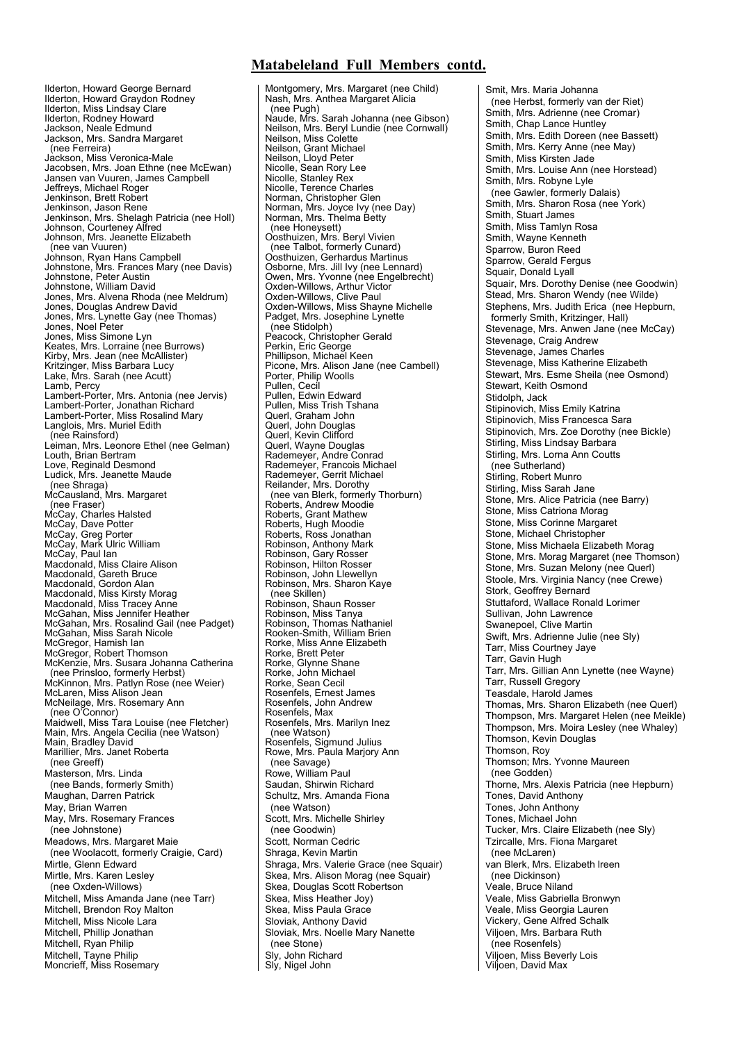## Matabeleland Full Members contd.

Ilderton, Howard George Bernard
Ilderton, Howard Graydon Rodney
Ilderton, Miss Lindsay Clare
Ilderton, Rodney Howard
Jackson, Neale Edmund
Jackson, Mrs. Sandra Margaret
(nee Ferreira)
Jackson, Miss Veronica-Male
Jacobsen, Mrs. Joan Ethne (nee McEwan)
Jansen van Vuuren, James Campbell
Jeffreys, Michael Roger
Jenkinson, Brett Robert
Jenkinson, Jason Rene
Jenkinson, Mrs. Shelagh Patricia (nee Holl)
Johnson, Courteney Alfred
Johnson, Mrs. Jeanette Elizabeth
(nee van Vuuren)
Johnson, Ryan Hans Campbell
Johnstone, Mrs. Frances Mary (nee Davis)
Johnstone, Peter Austin
Johnstone, William David
Jones, Mrs. Alvena Rhoda (nee Meldrum)
Jones, Douglas Andrew David
Jones, Mrs. Lynette Gay (nee Thomas)
Jones, Noel Peter
Jones, Miss Simone Lyn
Keates, Mrs. Lorraine (nee Burrows)
Kirby, Mrs. Jean (nee McAllister)
Kritzinger, Miss Barbara Lucy
Lake, Mrs. Sarah (nee Acutt)
Lamb, Percy
Lambert-Porter, Mrs. Antonia (nee Jervis)
Lambert-Porter, Jonathan Richard
Lambert-Porter, Miss Rosalind Mary
Langlois, Mrs. Muriel Edith
(nee Rainsford)
Leiman, Mrs. Leonore Ethel (nee Gelman)
Louth, Brian Bertram
Love, Reginald Desmond
Ludick, Mrs. Jeanette Maude
(nee Shraga)
McCausland, Mrs. Margaret
(nee Fraser)
McCay, Charles Halsted
McCay, Dave Potter
McCay, Greg Porter
McCay, Mark Ulric William
McCay, Paul Ian
Macdonald, Miss Claire Alison
Macdonald, Gareth Bruce
Macdonald, Gordon Alan
Macdonald, Miss Kirsty Morag
Macdonald, Miss Tracey Anne
McGahan, Miss Jennifer Heather
McGahan, Mrs. Rosalind Gail (nee Padget)
McGahan, Miss Sarah Nicole
McGregor, Hamish Ian
McGregor, Robert Thomson
McKenzie, Mrs. Susara Johanna Catherina
(nee Prinsloo, formerly Herbst)
McKinnon, Mrs. Patlyn Rose (nee Weier)
McLaren, Miss Alison Jean
McNeilage, Mrs. Rosemary Ann
(nee O'Connor)
Maidwell, Miss Tara Louise (nee Fletcher)
Main, Mrs. Angela Cecilia (nee Watson)
Main, Bradley David
Marillier, Mrs. Janet Roberta
(nee Greeff)
Masterson, Mrs. Linda
(nee Bands, formerly Smith)
Maughan, Darren Patrick
May, Brian Warren
May, Mrs. Rosemary Frances
(nee Johnstone)
Meadows, Mrs. Margaret Maie
(nee Woolacott, formerly Craigie, Card)
Mirtle, Glenn Edward
Mirtle, Mrs. Karen Lesley
(nee Oxden-Willows)
Mitchell, Miss Amanda Jane (nee Tarr)
Mitchell, Brendon Roy Malton
Mitchell, Miss Nicole Lara
Mitchell, Phillip Jonathan
Mitchell, Ryan Philip
Mitchell, Tayne Philip
Moncrieff, Miss Rosemary

Montgomery, Mrs. Margaret (nee Child)
Nash, Mrs. Anthea Margaret Alicia
(nee Pugh)
Naude, Mrs. Sarah Johanna (nee Gibson)
Neilson, Mrs. Beryl Lundie (nee Cornwall)
Neilson, Miss Colette
Neilson, Grant Michael
Neilson, Lloyd Peter
Nicolle, Sean Rory Lee
Nicolle, Stanley Rex
Nicolle, Terence Charles
Norman, Christopher Glen
Norman, Mrs. Joyce Ivy (nee Day)
Norman, Mrs. Thelma Betty
(nee Honeysett)
Oosthuizen, Mrs. Beryl Vivien
(nee Talbot, formerly Cunard)
Oosthuizen, Gerhardus Martinus
Osborne, Mrs. Jill Ivy (nee Lennard)
Owen, Mrs. Yvonne (nee Engelbrecht)
Oxden-Willows, Arthur Victor
Oxden-Willows, Clive Paul
Oxden-Willows, Miss Shayne Michelle
Padget, Mrs. Josephine Lynette
(nee Stidolph)
Peacock, Christopher Gerald
Perkin, Eric George
Phillipson, Michael Keen
Picone, Mrs. Alison Jane (nee Cambell)
Porter, Philip Woolls
Pullen, Cecil
Pullen, Edwin Edward
Pullen, Miss Trish Tshana
Querl, Graham John
Querl, John Douglas
Querl, Kevin Clifford
Querl, Wayne Douglas
Rademeyer, Andre Conrad
Rademeyer, Francois Michael
Rademeyer, Gerrit Michael
Reilander, Mrs. Dorothy
(nee van Blerk, formerly Thorburn)
Roberts, Andrew Moodie
Roberts, Grant Mathew
Roberts, Hugh Moodie
Roberts, Ross Jonathan
Robinson, Anthony Mark
Robinson, Gary Rosser
Robinson, Hilton Rosser
Robinson, John Llewellyn
Robinson, Mrs. Sharon Kaye
(nee Skillen)
Robinson, Shaun Rosser
Robinson, Miss Tanya
Robinson, Thomas Nathaniel
Rooken-Smith, William Brien
Rorke, Miss Anne Elizabeth
Rorke, Brett Peter
Rorke, Glynne Shane
Rorke, John Michael
Rorke, Sean Cecil
Rosenfels, Ernest James
Rosenfels, John Andrew
Rosenfels, Max
Rosenfels, Mrs. Marilyn Inez
(nee Watson)
Rosenfels, Sigmund Julius
Rowe, Mrs. Paula Marjory Ann
(nee Savage)
Rowe, William Paul
Saudan, Shirwin Richard
Schultz, Mrs. Amanda Fiona
(nee Watson)
Scott, Mrs. Michelle Shirley
(nee Goodwin)
Scott, Norman Cedric
Shraga, Kevin Martin
Shraga, Mrs. Valerie Grace (nee Squair)
Skea, Mrs. Alison Morag (nee Squair)
Skea, Douglas Scott Robertson
Skea, Miss Heather Joy)
Skea, Miss Paula Grace
Sloviak, Anthony David
Sloviak, Mrs. Noelle Mary Nanette
(nee Stone)
Sly, John Richard
Sly, Nigel John

Smit, Mrs. Maria Johanna
(nee Herbst, formerly van der Riet)
Smith, Mrs. Adrienne (nee Cromar)
Smith, Chap Lance Huntley
Smith, Mrs. Edith Doreen (nee Bassett)
Smith, Mrs. Kerry Anne (nee May)
Smith, Miss Kirsten Jade
Smith, Mrs. Louise Ann (nee Horstead)
Smith, Mrs. Robyne Lyle
(nee Gawler, formerly Dalais)
Smith, Mrs. Sharon Rosa (nee York)
Smith, Stuart James
Smith, Miss Tamlyn Rosa
Smith, Wayne Kenneth
Sparrow, Buron Reed
Sparrow, Gerald Fergus
Squair, Donald Lyall
Squair, Mrs. Dorothy Denise (nee Goodwin)
Stead, Mrs. Sharon Wendy (nee Wilde)
Stephens, Mrs. Judith Erica (nee Hepburn,
formerly Smith, Kritzinger, Hall)
Stevenage, Mrs. Anwen Jane (nee McCay)
Stevenage, Craig Andrew
Stevenage, James Charles
Stevenage, Miss Katherine Elizabeth
Stewart, Mrs. Esme Sheila (nee Osmond)
Stewart, Keith Osmond
Stidolph, Jack
Stipinovich, Miss Emily Katrina
Stipinovich, Miss Francesca Sara
Stipinovich, Mrs. Zoe Dorothy (nee Bickle)
Stirling, Miss Lindsay Barbara
Stirling, Mrs. Lorna Ann Coutts
(nee Sutherland)
Stirling, Robert Munro
Stirling, Miss Sarah Jane
Stone, Mrs. Alice Patricia (nee Barry)
Stone, Miss Catriona Morag
Stone, Miss Corinne Margaret
Stone, Michael Christopher
Stone, Miss Michaela Elizabeth Morag
Stone, Mrs. Morag Margaret (nee Thomson)
Stone, Mrs. Suzan Melony (nee Querl)
Stoole, Mrs. Virginia Nancy (nee Crewe)
Stork, Geoffrey Bernard
Stuttaford, Wallace Ronald Lorimer
Sullivan, John Lawrence
Swanepoel, Clive Martin
Swift, Mrs. Adrienne Julie (nee Sly)
Tarr, Miss Courtney Jaye
Tarr, Gavin Hugh
Tarr, Mrs. Gillian Ann Lynette (nee Wayne)
Tarr, Russell Gregory
Teasdale, Harold James
Thomas, Mrs. Sharon Elizabeth (nee Querl)
Thompson, Mrs. Margaret Helen (nee Meikle)
Thompson, Mrs. Moira Lesley (nee Whaley)
Thomson, Kevin Douglas
Thomson, Roy
Thomson; Mrs. Yvonne Maureen
(nee Godden)
Thorne, Mrs. Alexis Patricia (nee Hepburn)
Tones, David Anthony
Tones, John Anthony
Tones, Michael John
Tucker, Mrs. Claire Elizabeth (nee Sly)
Tzircalle, Mrs. Fiona Margaret
(nee McLaren)
van Blerk, Mrs. Elizabeth Ireen
(nee Dickinson)
Veale, Bruce Niland
Veale, Miss Gabriella Bronwyn
Veale, Miss Georgia Lauren
Vickery, Gene Alfred Schalk
Viljoen, Mrs. Barbara Ruth
(nee Rosenfels)
Viljoen, Miss Beverly Lois
Viljoen, David Max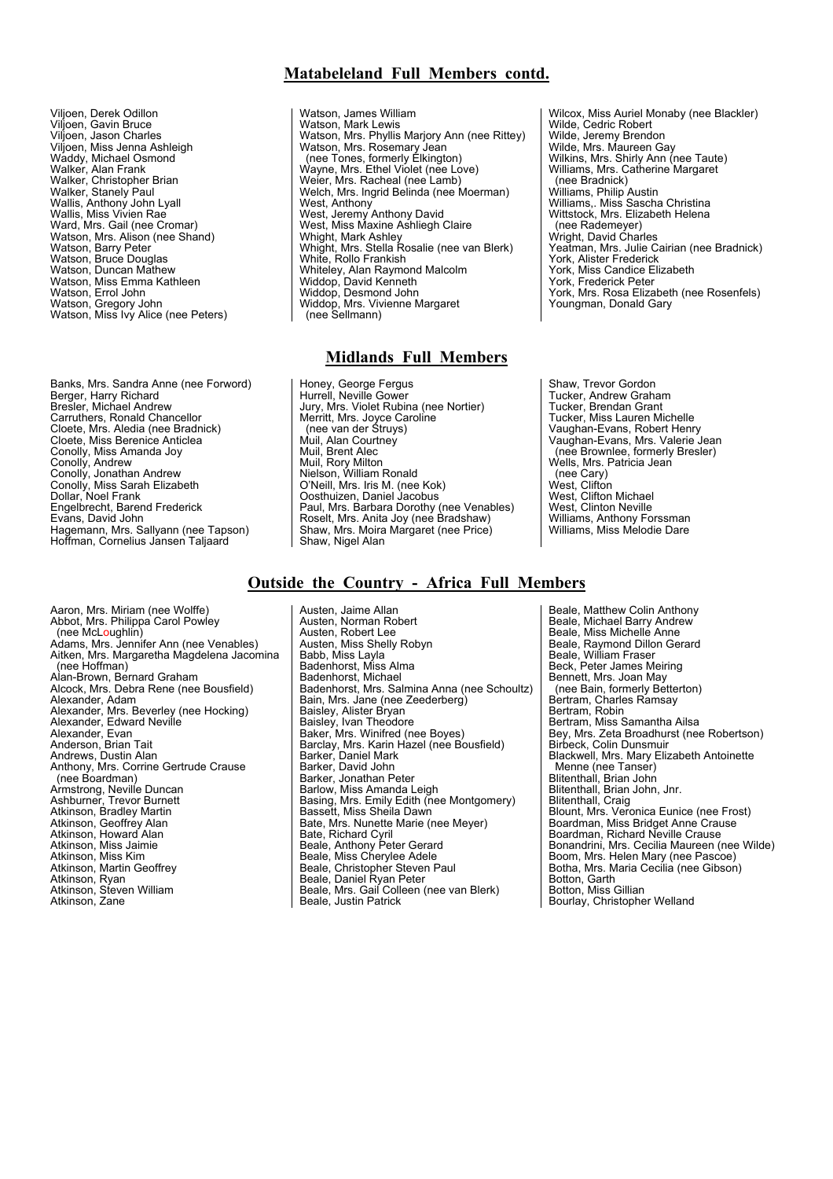## Matabeleland Full Members contd.

Viljoen, Derek Odillon
Viljoen, Gavin Bruce
Viljoen, Jason Charles
Viljoen, Miss Jenna Ashleigh
Waddy, Michael Osmond
Walker, Alan Frank
Walker, Christopher Brian
Walker, Stanely Paul
Wallis, Anthony John Lyall
Wallis, Miss Vivien Rae
Ward, Mrs. Gail (nee Cromar)
Watson, Mrs. Alison (nee Shand)
Watson, Barry Peter
Watson, Bruce Douglas
Watson, Duncan Mathew
Watson, Miss Emma Kathleen
Watson, Errol John
Watson, Gregory John
Watson, Miss Ivy Alice (nee Peters)
Watson, James William
Watson, Mark Lewis
Watson, Mrs. Phyllis Marjory Ann (nee Rittey)
Watson, Mrs. Rosemary Jean
(nee Tones, formerly Elkington)
Wayne, Mrs. Ethel Violet (nee Love)
Weier, Mrs. Racheal (nee Lamb)
Welch, Mrs. Ingrid Belinda (nee Moerman)
West, Anthony
West, Jeremy Anthony David
West, Miss Maxine Ashliegh Claire
Whight, Mark Ashley
Whight, Mrs. Stella Rosalie (nee van Blerk)
White, Rollo Frankish
Whiteley, Alan Raymond Malcolm
Widdop, David Kenneth
Widdop, Desmond John
Widdop, Mrs. Vivienne Margaret
(nee Sellmann)
Wilcox, Miss Auriel Monaby (nee Blackler)
Wilde, Cedric Robert
Wilde, Jeremy Brendon
Wilde, Mrs. Maureen Gay
Wilkins, Mrs. Shirly Ann (nee Taute)
Williams, Mrs. Catherine Margaret
(nee Bradnick)
Williams, Philip Austin
Williams,. Miss Sascha Christina
Wittstock, Mrs. Elizabeth Helena
(nee Rademeyer)
Wright, David Charles
Yeatman, Mrs. Julie Cairian (nee Bradnick)
York, Alister Frederick
York, Miss Candice Elizabeth
York, Frederick Peter
York, Mrs. Rosa Elizabeth (nee Rosenfels)
Youngman, Donald Gary

## Midlands Full Members

Banks, Mrs. Sandra Anne (nee Forword)
Berger, Harry Richard
Bresler, Michael Andrew
Carruthers, Ronald Chancellor
Cloete, Mrs. Aledia (nee Bradnick)
Cloete, Miss Berenice Anticlea
Conolly, Miss Amanda Joy
Conolly, Andrew
Conolly, Jonathan Andrew
Conolly, Miss Sarah Elizabeth
Dollar, Noel Frank
Engelbrecht, Barend Frederick
Evans, David John
Hagemann, Mrs. Sallyann (nee Tapson)
Hoffman, Cornelius Jansen Taljaard
Honey, George Fergus
Hurrell, Neville Gower
Jury, Mrs. Violet Rubina (nee Nortier)
Merritt, Mrs. Joyce Caroline
(nee van der Struys)
Muil, Alan Courtney
Muil, Brent Alec
Muil, Rory Milton
Nielson, William Ronald
O'Neill, Mrs. Iris M. (nee Kok)
Oosthuizen, Daniel Jacobus
Paul, Mrs. Barbara Dorothy (nee Venables)
Roselt, Mrs. Anita Joy (nee Bradshaw)
Shaw, Mrs. Moira Margaret (nee Price)
Shaw, Nigel Alan
Shaw, Trevor Gordon
Tucker, Andrew Graham
Tucker, Brendan Grant
Tucker, Miss Lauren Michelle
Vaughan-Evans, Robert Henry
Vaughan-Evans, Mrs. Valerie Jean
(nee Brownlee, formerly Bresler)
Wells, Mrs. Patricia Jean
(nee Cary)
West, Clifton
West, Clifton Michael
West, Clinton Neville
Williams, Anthony Forssman
Williams, Miss Melodie Dare

## Outside the Country - Africa Full Members

Aaron, Mrs. Miriam (nee Wolffe)
Abbot, Mrs. Philippa Carol Powley
(nee McLoughlin)
Adams, Mrs. Jennifer Ann (nee Venables)
Aitken, Mrs. Margaretha Magdelena Jacomina
(nee Hoffman)
Alan-Brown, Bernard Graham
Alcock, Mrs. Debra Rene (nee Bousfield)
Alexander, Adam
Alexander, Mrs. Beverley (nee Hocking)
Alexander, Edward Neville
Alexander, Evan
Anderson, Brian Tait
Andrews, Dustin Alan
Anthony, Mrs. Corrine Gertrude Crause
(nee Boardman)
Armstrong, Neville Duncan
Ashburner, Trevor Burnett
Atkinson, Bradley Martin
Atkinson, Geoffrey Alan
Atkinson, Howard Alan
Atkinson, Miss Jaimie
Atkinson, Miss Kim
Atkinson, Martin Geoffrey
Atkinson, Ryan
Atkinson, Steven William
Atkinson, Zane
Austen, Jaime Allan
Austen, Norman Robert
Austen, Robert Lee
Austen, Miss Shelly Robyn
Babb, Miss Layla
Badenhorst, Miss Alma
Badenhorst, Michael
Badenhorst, Mrs. Salmina Anna (nee Schoultz)
Bain, Mrs. Jane (nee Zeederberg)
Baisley, Alister Bryan
Baisley, Ivan Theodore
Baker, Mrs. Winifred (nee Boyes)
Barclay, Mrs. Karin Hazel (nee Bousfield)
Barker, Daniel Mark
Barker, David John
Barker, Jonathan Peter
Barlow, Miss Amanda Leigh
Basing, Mrs. Emily Edith (nee Montgomery)
Bassett, Miss Sheila Dawn
Bate, Mrs. Nunette Marie (nee Meyer)
Bate, Richard Cyril
Beale, Anthony Peter Gerard
Beale, Miss Cherylee Adele
Beale, Christopher Steven Paul
Beale, Daniel Ryan Peter
Beale, Mrs. Gail Colleen (nee van Blerk)
Beale, Justin Patrick
Beale, Matthew Colin Anthony
Beale, Michael Barry Andrew
Beale, Miss Michelle Anne
Beale, Raymond Dillon Gerard
Beale, William Fraser
Beck, Peter James Meiring
Bennett, Mrs. Joan May
(nee Bain, formerly Betterton)
Bertram, Charles Ramsay
Bertram, Robin
Bertram, Miss Samantha Ailsa
Bey, Mrs. Zeta Broadhurst (nee Robertson)
Birbeck, Colin Dunsmuir
Blackwell, Mrs. Mary Elizabeth Antoinette
Menne (nee Tanser)
Blitenthall, Brian John
Blitenthall, Brian John, Jnr.
Blitenthall, Craig
Blount, Mrs. Veronica Eunice (nee Frost)
Boardman, Miss Bridget Anne Crause
Boardman, Richard Neville Crause
Bonandrini, Mrs. Cecilia Maureen (nee Wilde)
Boom, Mrs. Helen Mary (nee Pascoe)
Botha, Mrs. Maria Cecilia (nee Gibson)
Botton, Garth
Botton, Miss Gillian
Bourlay, Christopher Welland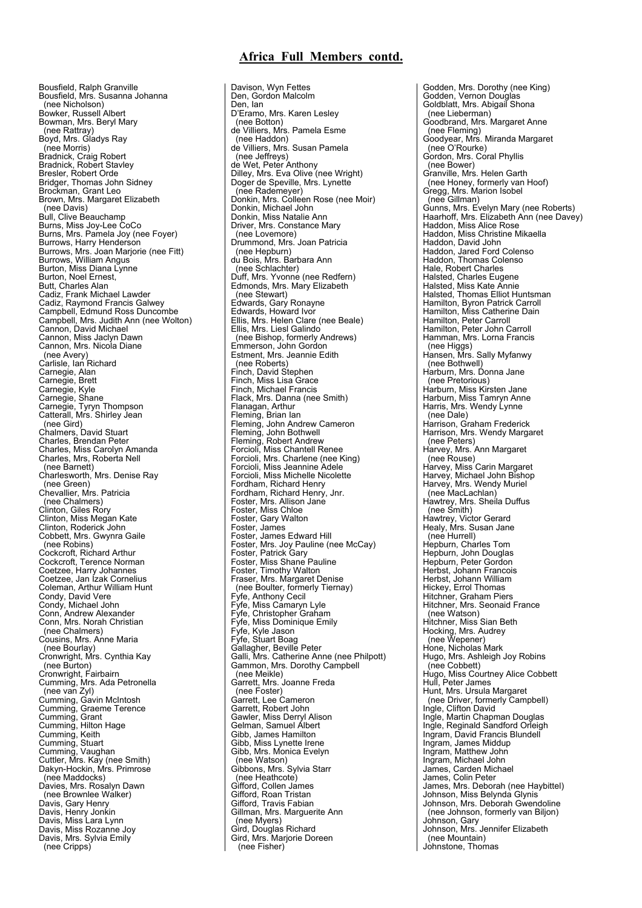## Africa Full Members contd.

Bousfield, Ralph Granville
Bousfield, Mrs. Susanna Johanna
(nee Nicholson)
Bowker, Russell Albert
Bowman, Mrs. Beryl Mary
(nee Rattray)
Boyd, Mrs. Gladys Ray
(nee Morris)
Bradnick, Craig Robert
Bradnick, Robert Stavley
Bresler, Robert Orde
Bridger, Thomas John Sidney
Brockman, Grant Leo
Brown, Mrs. Margaret Elizabeth
(nee Davis)
Bull, Clive Beauchamp
Burns, Miss Joy-Lee CoCo
Burns, Mrs. Pamela Joy (nee Foyer)
Burrows, Harry Henderson
Burrows, Mrs. Joan Marjorie (nee Fitt)
Burrows, William Angus
Burton, Miss Diana Lynne
Burton, Noel Ernest,
Butt, Charles Alan
Cadiz, Frank Michael Lawder
Cadiz, Raymond Francis Galwey
Campbell, Edmund Ross Duncombe
Campbell, Mrs. Judith Ann (nee Wolton)
Cannon, David Michael
Cannon, Miss Jaclyn Dawn
Cannon, Mrs. Nicola Diane
(nee Avery)
Carlisle, Ian Richard
Carnegie, Alan
Carnegie, Brett
Carnegie, Kyle
Carnegie, Shane
Carnegie, Tyryn Thompson
Catterall, Mrs. Shirley Jean
(nee Gird)
Chalmers, David Stuart
Charles, Brendan Peter
Charles, Miss Carolyn Amanda
Charles, Mrs. Roberta Nell
(nee Barnett)
Charlesworth, Mrs. Denise Ray
(nee Green)
Chevallier, Mrs. Patricia
(nee Chalmers)
Clinton, Giles Rory
Clinton, Miss Megan Kate
Clinton, Roderick John
Cobbett, Mrs. Gwynra Gaile
(nee Robins)
Cockcroft, Richard Arthur
Cockcroft, Terence Norman
Coetzee, Harry Johannes
Coetzee, Jan Izak Cornelius
Coleman, Arthur William Hunt
Condy, David Vere
Condy, Michael John
Conn, Andrew Alexander
Conn, Mrs. Norah Christian
(nee Chalmers)
Cousins, Mrs. Anne Maria
(nee Bourlay)
Cronwright, Mrs. Cynthia Kay
(nee Burton)
Cronwright, Fairbairn
Cumming, Mrs. Ada Petronella
(nee van Zyl)
Cumming, Gavin McIntosh
Cumming, Graeme Terence
Cumming, Grant
Cumming, Hilton Hage
Cumming, Keith
Cumming, Stuart
Cumming, Vaughan
Cuttler, Mrs. Kay (nee Smith)
Dakyn-Hockin, Mrs. Primrose
(nee Maddocks)
Davies, Mrs. Rosalyn Dawn
(nee Brownlee Walker)
Davis, Gary Henry
Davis, Henry Jonkin
Davis, Miss Lara Lynn
Davis, Miss Rozanne Joy
Davis, Mrs. Sylvia Emily
(nee Cripps)

Davison, Wyn Fettes
Den, Gordon Malcolm
Den, Ian
D'Eramo, Mrs. Karen Lesley
(nee Botton)
de Villiers, Mrs. Pamela Esme
(nee Haddon)
de Villiers, Mrs. Susan Pamela
(nee Jeffreys)
de Wet, Peter Anthony
Dilley, Mrs. Eva Olive (nee Wright)
Doger de Speville, Mrs. Lynette
(nee Rademeyer)
Donkin, Mrs. Colleen Rose (nee Moir)
Donkin, Michael John
Donkin, Miss Natalie Ann
Driver, Mrs. Constance Mary
(nee Lovemore)
Drummond, Mrs. Joan Patricia
(nee Hepburn)
du Bois, Mrs. Barbara Ann
(nee Schlachter)
Duff, Mrs. Yvonne (nee Redfern)
Edmonds, Mrs. Mary Elizabeth
(nee Stewart)
Edwards, Gary Ronayne
Edwards, Howard Ivor
Ellis, Mrs. Helen Clare (nee Beale)
Ellis, Mrs. Liesl Galindo
(nee Bishop, formerly Andrews)
Emmerson, John Gordon
Estment, Mrs. Jeannie Edith
(nee Roberts)
Finch, David Stephen
Finch, Miss Lisa Grace
Finch, Michael Francis
Flack, Mrs. Danna (nee Smith)
Flanagan, Arthur
Fleming, Brian Ian
Fleming, John Andrew Cameron
Fleming, John Bothwell
Fleming, Robert Andrew
Forcioli, Miss Chantell Renee
Forcioli, Mrs. Charlene (nee King)
Forcioli, Miss Jeannine Adele
Forcioli, Miss Michelle Nicolette
Fordham, Richard Henry
Fordham, Richard Henry, Jnr.
Foster, Mrs. Allison Jane
Foster, Miss Chloe
Foster, Gary Walton
Foster, James
Foster, James Edward Hill
Foster, Mrs. Joy Pauline (nee McCay)
Foster, Patrick Gary
Foster, Miss Shane Pauline
Foster, Timothy Walton
Fraser, Mrs. Margaret Denise
(nee Boulter, formerly Tiernay)
Fyfe, Anthony Cecil
Fyfe, Miss Camaryn Lyle
Fyfe, Christopher Graham
Fyfe, Miss Dominique Emily
Fyfe, Kyle Jason
Fyfe, Stuart Boag
Gallagher, Beville Peter
Galli, Mrs. Catherine Anne (nee Philpott)
Gammon, Mrs. Dorothy Campbell
(nee Meikle)
Garrett, Mrs. Joanne Freda
(nee Foster)
Garrett, Lee Cameron
Garrett, Robert John
Gawler, Miss Derryl Alison
Gelman, Samuel Albert
Gibb, James Hamilton
Gibb, Miss Lynette Irene
Gibb, Mrs. Monica Evelyn
(nee Watson)
Gibbons, Mrs. Sylvia Starr
(nee Heathcote)
Gifford, Collen James
Gifford, Roan Tristan
Gifford, Travis Fabian
Gillman, Mrs. Marguerite Ann
(nee Myers)
Gird, Douglas Richard
Gird, Mrs. Marjorie Doreen
(nee Fisher)

Godden, Mrs. Dorothy (nee King)
Godden, Vernon Douglas
Goldblatt, Mrs. Abigail Shona
(nee Lieberman)
Goodbrand, Mrs. Margaret Anne
(nee Fleming)
Goodyear, Mrs. Miranda Margaret
(nee O'Rourke)
Gordon, Mrs. Coral Phyllis
(nee Bower)
Granville, Mrs. Helen Garth
(nee Honey, formerly van Hoof)
Gregg, Mrs. Marion Isobel
(nee Gillman)
Gunns, Mrs. Evelyn Mary (nee Roberts)
Haarhoff, Mrs. Elizabeth Ann (nee Davey)
Haddon, Miss Alice Rose
Haddon, Miss Christine Mikaella
Haddon, David John
Haddon, Jared Ford Colenso
Haddon, Thomas Colenso
Hale, Robert Charles
Halsted, Charles Eugene
Halsted, Miss Kate Annie
Halsted, Thomas Elliot Huntsman
Hamilton, Byron Patrick Carroll
Hamilton, Miss Catherine Dain
Hamilton, Peter Carroll
Hamilton, Peter John Carroll
Hamman, Mrs. Lorna Francis
(nee Higgs)
Hansen, Mrs. Sally Myfanwy
(nee Bothwell)
Harburn, Mrs. Donna Jane
(nee Pretorious)
Harburn, Miss Kirsten Jane
Harburn, Miss Tamryn Anne
Harris, Mrs. Wendy Lynne
(nee Dale)
Harrison, Graham Frederick
Harrison, Mrs. Wendy Margaret
(nee Peters)
Harvey, Mrs. Ann Margaret
(nee Rouse)
Harvey, Miss Carin Margaret
Harvey, Michael John Bishop
Harvey, Mrs. Wendy Muriel
(nee MacLachlan)
Hawtrey, Mrs. Sheila Duffus
(nee Smith)
Hawtrey, Victor Gerard
Healy, Mrs. Susan Jane
(nee Hurrell)
Hepburn, Charles Tom
Hepburn, John Douglas
Hepburn, Peter Gordon
Herbst, Johann Francois
Herbst, Johann William
Hickey, Errol Thomas
Hitchner, Graham Piers
Hitchner, Mrs. Seonaid France
(nee Watson)
Hitchner, Miss Sian Beth
Hocking, Mrs. Audrey
(nee Wepener)
Hone, Nicholas Mark
Hugo, Mrs. Ashleigh Joy Robins
(nee Cobbett)
Hugo, Miss Courtney Alice Cobbett
Hull, Peter James
Hunt, Mrs. Ursula Margaret
(nee Driver, formerly Campbell)
Ingle, Clifton David
Ingle, Martin Chapman Douglas
Ingle, Reginald Sandford Orleigh
Ingram, David Francis Blundell
Ingram, James Middup
Ingram, Matthew John
Ingram, Michael John
James, Carden Michael
James, Colin Peter
James, Mrs. Deborah (nee Haybittel)
Johnson, Miss Belynda Glynis
Johnson, Mrs. Deborah Gwendoline
(nee Johnson, formerly van Biljon)
Johnson, Gary
Johnson, Mrs. Jennifer Elizabeth
(nee Mountain)
Johnstone, Thomas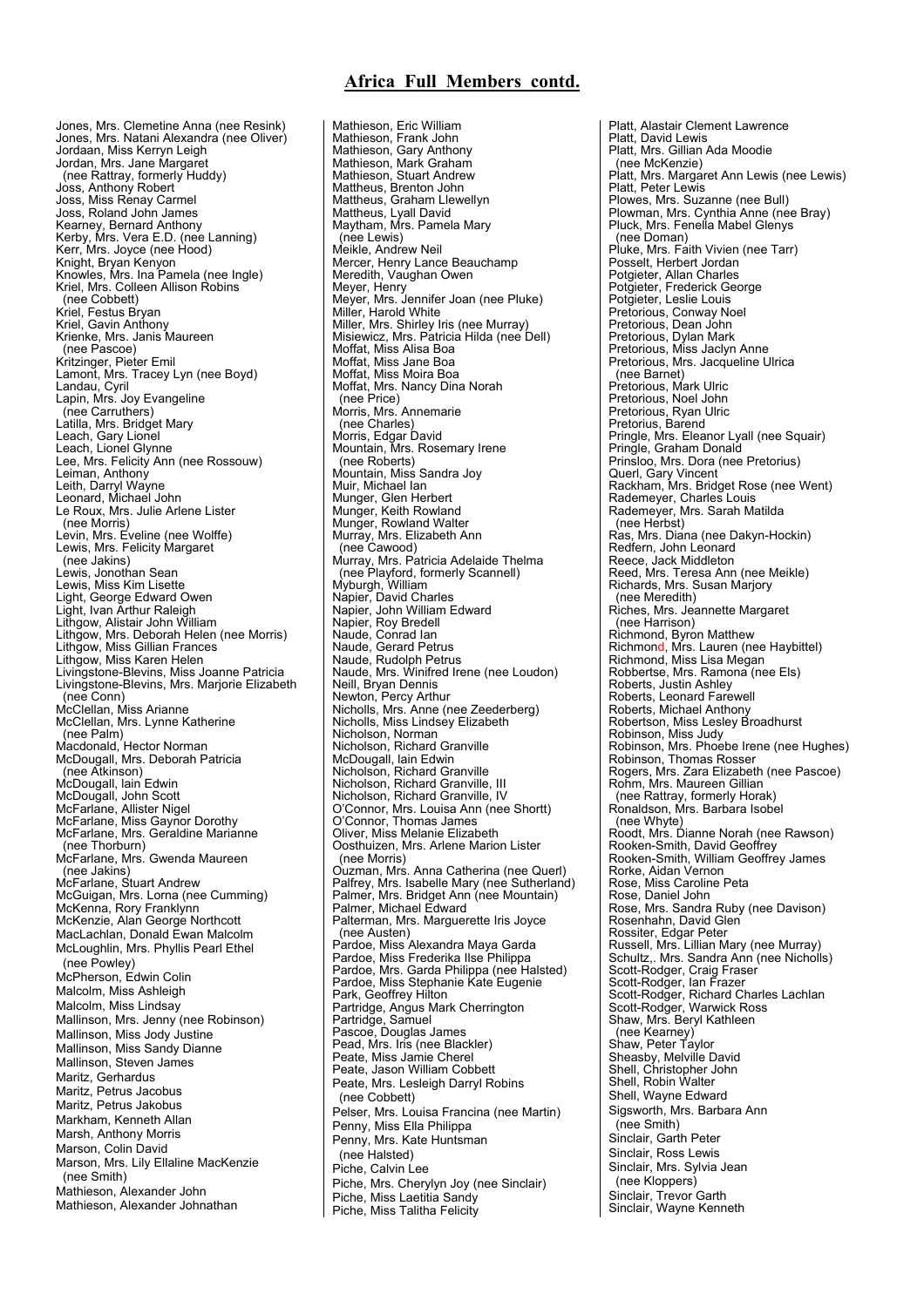## Africa Full Members contd.

Jones, Mrs. Clementine Anna (nee Resink)
Jones, Mrs. Natani Alexandra (nee Oliver)
Jordaan, Miss Kerryn Leigh
Jordan, Mrs. Jane Margaret
 (nee Rattray, formerly Huddy)
Joss, Anthony Robert
Joss, Miss Renay Carmel
Joss, Roland John James
Kearney, Bernard Anthony
Kerby, Mrs. Vera E.D. (nee Lanning)
Kerr, Mrs. Joyce (nee Hood)
Knight, Bryan Kenyon
Knowles, Mrs. Ina Pamela (nee Ingle)
Kriel, Mrs. Colleen Allison Robins
 (nee Cobbett)
Kriel, Festus Bryan
Kriel, Gavin Anthony
Krienke, Mrs. Janis Maureen
 (nee Pascoe)
Kritzinger, Pieter Emil
Lamont, Mrs. Tracey Lyn (nee Boyd)
Landau, Cyril
Lapin, Mrs. Joy Evangeline
 (nee Carruthers)
Latilla, Mrs. Bridget Mary
Leach, Gary Lionel
Leach, Lionel Glynne
Lee, Mrs. Felicity Ann (nee Rossouw)
Leiman, Anthony
Leith, Darryl Wayne
Leonard, Michael John
Le Roux, Mrs. Julie Arlene Lister
 (nee Morris)
Levin, Mrs. Eveline (nee Wolffe)
Lewis, Mrs. Felicity Margaret
 (nee Jakins)
Lewis, Jonothan Sean
Lewis, Miss Kim Lisette
Light, George Edward Owen
Light, Ivan Arthur Raleigh
Lithgow, Alistair John William
Lithgow, Mrs. Deborah Helen (nee Morris)
Lithgow, Miss Gillian Frances
Lithgow, Miss Karen Helen
Livingstone-Blevins, Miss Joanne Patricia
Livingstone-Blevins, Mrs. Marjorie Elizabeth
 (nee Conn)
McClellan, Miss Arianne
McClellan, Mrs. Lynne Katherine
 (nee Palm)
Macdonald, Hector Norman
McDougall, Mrs. Deborah Patricia
 (nee Atkinson)
McDougall, Iain Edwin
McDougall, John Scott
McFarlane, Allister Nigel
McFarlane, Miss Gaynor Dorothy
McFarlane, Mrs. Geraldine Marianne
 (nee Thorburn)
McFarlane, Mrs. Gwenda Maureen
 (nee Jakins)
McFarlane, Stuart Andrew
McGuigan, Mrs. Lorna (nee Cumming)
McKenna, Rory Franklynn
McKenzie, Alan George Northcott
MacLachlan, Donald Ewan Malcolm
McLoughlin, Mrs. Phyllis Pearl Ethel
 (nee Powley)
McPherson, Edwin Colin
Malcolm, Miss Ashleigh
Malcolm, Miss Lindsay
Mallinson, Mrs. Jenny (nee Robinson)
Mallinson, Miss Jody Justine
Mallinson, Miss Sandy Dianne
Mallinson, Steven James
Maritz, Gerhardus
Maritz, Petrus Jacobus
Maritz, Petrus Jakobus
Markham, Kenneth Allan
Marsh, Anthony Morris
Marson, Colin David
Marson, Mrs. Lily Ellaline MacKenzie
 (nee Smith)
Mathieson, Alexander John
Mathieson, Alexander Johnathan

Mathieson, Eric William
Mathieson, Frank John
Mathieson, Gary Anthony
Mathieson, Mark Graham
Mathieson, Stuart Andrew
Mattheus, Brenton John
Mattheus, Graham Llewellyn
Mattheus, Lyall David
Maytham, Mrs. Pamela Mary
 (nee Lewis)
Meikle, Andrew Neil
Mercer, Henry Lance Beauchamp
Meredith, Vaughan Owen
Meyer, Henry
Meyer, Mrs. Jennifer Joan (nee Pluke)
Miller, Harold White
Miller, Mrs. Shirley Iris (nee Murray)
Misiewicz, Mrs. Patricia Hilda (nee Dell)
Moffat, Miss Alisa Boa
Moffat, Miss Jane Boa
Moffat, Miss Moira Boa
Moffat, Mrs. Nancy Dina Norah
 (nee Price)
Morris, Mrs. Annemarie
 (nee Charles)
Morris, Edgar David
Mountain, Mrs. Rosemary Irene
 (nee Roberts)
Mountain, Miss Sandra Joy
Muir, Michael Ian
Munger, Glen Herbert
Munger, Keith Rowland
Munger, Rowland Walter
Murray, Mrs. Elizabeth Ann
 (nee Cawood)
Murray, Mrs. Patricia Adelaide Thelma
 (nee Playford, formerly Scannell)
Myburgh, William
Napier, David Charles
Napier, John William Edward
Napier, Roy Bredell
Naude, Conrad Ian
Naude, Gerard Petrus
Naude, Rudolph Petrus
Naude, Mrs. Winifred Irene (nee Loudon)
Neill, Bryan Dennis
Newton, Percy Arthur
Nicholls, Mrs. Anne (nee Zeederberg)
Nicholls, Miss Lindsey Elizabeth
Nicholson, Norman
Nicholson, Richard Granville
McDougall, Iain Edwin
Nicholson, Richard Granville
Nicholson, Richard Granville, III
Nicholson, Richard Granville, IV
O'Connor, Mrs. Louisa Ann (nee Shortt)
O'Connor, Thomas James
Oliver, Miss Melanie Elizabeth
Oosthuizen, Mrs. Arlene Marion Lister
 (nee Morris)
Ouzman, Mrs. Anna Catherina (nee Querl)
Palfrey, Mrs. Isabelle Mary (nee Sutherland)
Palmer, Mrs. Bridget Ann (nee Mountain)
Palmer, Michael Edward
Palterman, Mrs. Marguerette Iris Joyce
 (nee Austen)
Pardoe, Miss Alexandra Maya Garda
Pardoe, Miss Frederika Ilse Philippa
Pardoe, Mrs. Garda Philippa (nee Halsted)
Pardoe, Miss Stephanie Kate Eugenie
Park, Geoffrey Hilton
Partridge, Angus Mark Cherrington
Partridge, Samuel
Pascoe, Douglas James
Pead, Mrs. Iris (nee Blackler)
Peate, Miss Jamie Cherel
Peate, Jason William Cobbett
Peate, Mrs. Lesleigh Darryl Robins
 (nee Cobbett)
Pelser, Mrs. Louisa Francina (nee Martin)
Penny, Miss Ella Philippa
Penny, Mrs. Kate Huntsman
 (nee Halsted)
Piche, Calvin Lee
Piche, Mrs. Cherylyn Joy (nee Sinclair)
Piche, Miss Laetitia Sandy
Piche, Miss Talitha Felicity

Platt, Alastair Clement Lawrence
Platt, David Lewis
Platt, Mrs. Gillian Ada Moodie
 (nee McKenzie)
Platt, Mrs. Margaret Ann Lewis (nee Lewis)
Platt, Peter Lewis
Plowes, Mrs. Suzanne (nee Bull)
Plowman, Mrs. Cynthia Anne (nee Bray)
Pluck, Mrs. Fenella Mabel Glenys
 (nee Doman)
Pluke, Mrs. Faith Vivien (nee Tarr)
Posselt, Herbert Jordan
Potgieter, Allan Charles
Potgieter, Frederick George
Potgieter, Leslie Louis
Pretorious, Conway Noel
Pretorious, Dean John
Pretorious, Dylan Mark
Pretorious, Miss Jaclyn Anne
Pretorious, Mrs. Jacqueline Ulrica
 (nee Barnet)
Pretorious, Mark Ulric
Pretorious, Noel John
Pretorious, Ryan Ulric
Pretorius, Barend
Pringle, Mrs. Eleanor Lyall (nee Squair)
Pringle, Graham Donald
Prinsloo, Mrs. Dora (nee Pretorius)
Querl, Gary Vincent
Rackham, Mrs. Bridget Rose (nee Went)
Rademeyer, Charles Louis
Rademeyer, Mrs. Sarah Matilda
 (nee Herbst)
Ras, Mrs. Diana (nee Dakyn-Hockin)
Redfern, John Leonard
Reece, Jack Middleton
Reed, Mrs. Teresa Ann (nee Meikle)
Richards, Mrs. Susan Marjory
 (nee Meredith)
Riches, Mrs. Jeannette Margaret
 (nee Harrison)
Richmond, Byron Matthew
Richmond, Mrs. Lauren (nee Haybittel)
Richmond, Miss Lisa Megan
Robbertse, Mrs. Ramona (nee Els)
Roberts, Justin Ashley
Roberts, Leonard Farewell
Roberts, Michael Anthony
Robertson, Miss Lesley Broadhurst
Robinson, Miss Judy
Robinson, Mrs. Phoebe Irene (nee Hughes)
Robinson, Thomas Rosser
Rogers, Mrs. Zara Elizabeth (nee Pascoe)
Rohm, Mrs. Maureen Gillian
 (nee Rattray, formerly Horak)
Ronaldson, Mrs. Barbara Isobel
 (nee Whyte)
Roodt, Mrs. Dianne Norah (nee Rawson)
Rooken-Smith, David Geoffrey
Rooken-Smith, William Geoffrey James
Rorke, Aidan Vernon
Rose, Miss Caroline Peta
Rose, Daniel John
Rose, Mrs. Sandra Ruby (nee Davison)
Rosenhahn, David Glen
Rossiter, Edgar Peter
Russell, Mrs. Lillian Mary (nee Murray)
Schultz,. Mrs. Sandra Ann (nee Nicholls)
Scott-Rodger, Craig Fraser
Scott-Rodger, Ian Frazer
Scott-Rodger, Richard Charles Lachlan
Scott-Rodger, Warwick Ross
Shaw, Mrs. Beryl Kathleen
 (nee Kearney)
Shaw, Peter Taylor
Sheasby, Melville David
Shell, Christopher John
Shell, Robin Walter
Shell, Wayne Edward
Sigsworth, Mrs. Barbara Ann
 (nee Smith)
Sinclair, Garth Peter
Sinclair, Ross Lewis
Sinclair, Mrs. Sylvia Jean
 (nee Kloppers)
Sinclair, Trevor Garth
Sinclair, Wayne Kenneth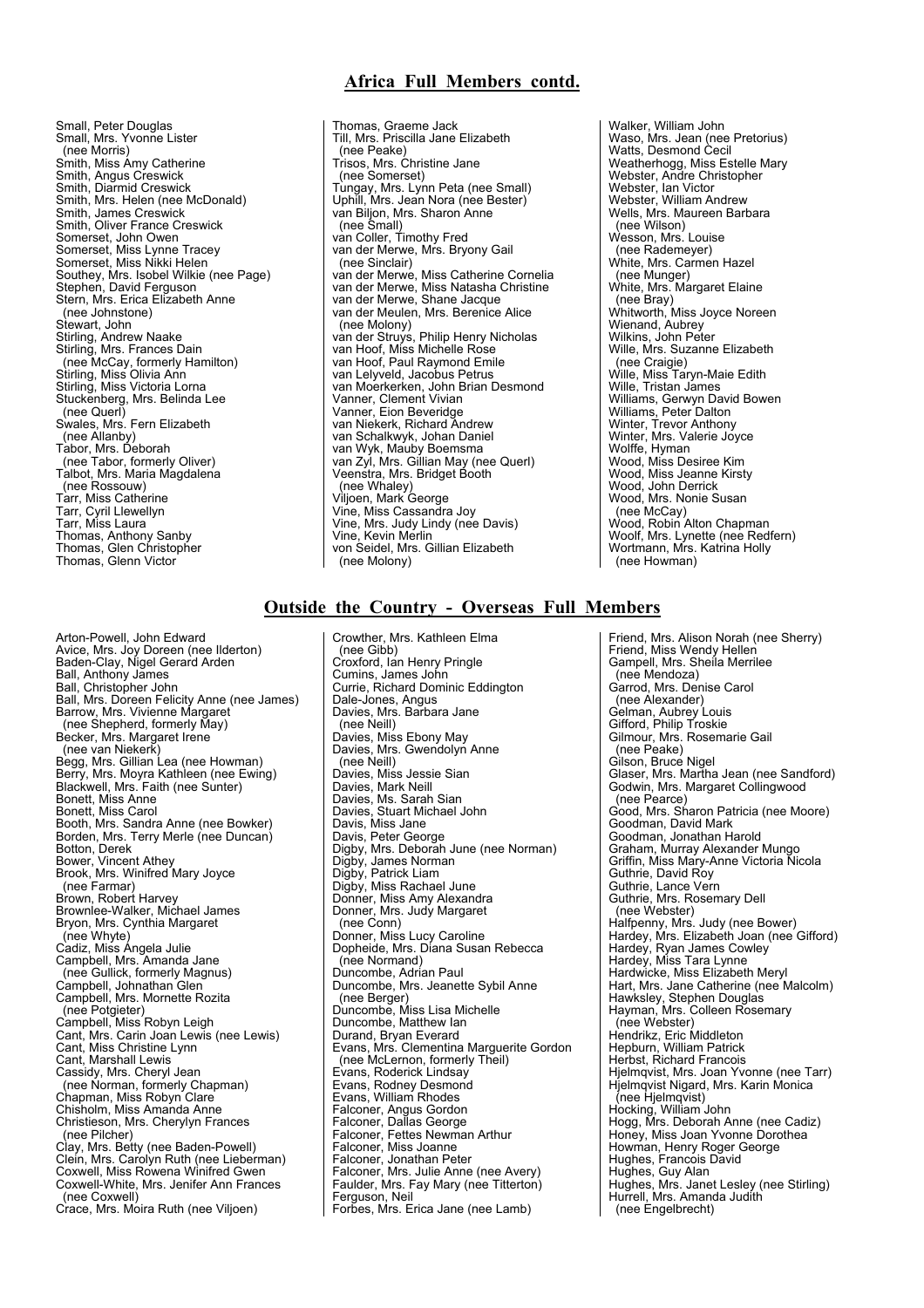## Africa Full Members contd.

Small, Peter Douglas
Small, Mrs. Yvonne Lister (nee Morris)
Smith, Miss Amy Catherine
Smith, Angus Creswick
Smith, Diarmid Creswick
Smith, Mrs. Helen (nee McDonald)
Smith, James Creswick
Smith, Oliver France Creswick
Somerset, John Owen
Somerset, Miss Lynne Tracey
Somerset, Miss Nikki Helen
Southey, Mrs. Isobel Wilkie (nee Page)
Stephen, David Ferguson
Stern, Mrs. Erica Elizabeth Anne (nee Johnstone)
Stewart, John
Stirling, Andrew Naake
Stirling, Mrs. Frances Dain (nee McCay, formerly Hamilton)
Stirling, Miss Olivia Ann
Stirling, Miss Victoria Lorna
Stuckenberg, Mrs. Belinda Lee (nee Querl)
Swales, Mrs. Fern Elizabeth (nee Allanby)
Tabor, Mrs. Deborah (nee Tabor, formerly Oliver)
Talbot, Mrs. Maria Magdalena (nee Rossouw)
Tarr, Miss Catherine
Tarr, Cyril Llewellyn
Tarr, Miss Laura
Thomas, Anthony Sanby
Thomas, Glen Christopher
Thomas, Glenn Victor
Thomas, Graeme Jack
Till, Mrs. Priscilla Jane Elizabeth (nee Peake)
Trisos, Mrs. Christine Jane (nee Somerset)
Tungay, Mrs. Lynn Peta (nee Small)
Uphill, Mrs. Jean Nora (nee Bester)
van Biljon, Mrs. Sharon Anne (nee Small)
van Coller, Timothy Fred
van der Merwe, Mrs. Bryony Gail (nee Sinclair)
van der Merwe, Miss Catherine Cornelia
van der Merwe, Miss Natasha Christine
van der Merwe, Shane Jacque
van der Meulen, Mrs. Berenice Alice (nee Molony)
van der Struys, Philip Henry Nicholas
van Hoof, Miss Michelle Rose
van Hoof, Paul Raymond Emile
van Lelyveld, Jacobus Petrus
van Moerkerken, John Brian Desmond
Vanner, Clement Vivian
Vanner, Eion Beveridge
van Niekerk, Richard Andrew
van Schalkwyk, Johan Daniel
van Wyk, Mauby Boemsma
van Zyl, Mrs. Gillian May (nee Querl)
Veenstra, Mrs. Bridget Booth (nee Whaley)
Viljoen, Mark George
Vine, Miss Cassandra Joy
Vine, Mrs. Judy Lindy (nee Davis)
Vine, Kevin Merlin
von Seidel, Mrs. Gillian Elizabeth (nee Molony)
Walker, William John
Waso, Mrs. Jean (nee Pretorius)
Watts, Desmond Cecil
Weatherhogg, Miss Estelle Mary
Webster, Andre Christopher
Webster, Ian Victor
Webster, William Andrew
Wells, Mrs. Maureen Barbara (nee Wilson)
Wesson, Mrs. Louise (nee Rademeyer)
White, Mrs. Carmen Hazel (nee Munger)
White, Mrs. Margaret Elaine (nee Bray)
Whitworth, Miss Joyce Noreen
Wienand, Aubrey
Wilkins, John Peter
Wille, Mrs. Suzanne Elizabeth (nee Craigie)
Wille, Miss Taryn-Maie Edith
Wille, Tristan James
Williams, Gerwyn David Bowen
Williams, Peter Dalton
Winter, Trevor Anthony
Winter, Mrs. Valerie Joyce
Wolffe, Hyman
Wood, Miss Desiree Kim
Wood, Miss Jeanne Kirsty
Wood, John Derrick
Wood, Mrs. Nonie Susan (nee McCay)
Wood, Robin Alton Chapman
Woolf, Mrs. Lynette (nee Redfern)
Wortmann, Mrs. Katrina Holly (nee Howman)

## Outside the Country - Overseas Full Members

Arton-Powell, John Edward
Avice, Mrs. Joy Doreen (nee Ilderton)
Baden-Clay, Nigel Gerard Arden
Ball, Anthony James
Ball, Christopher John
Ball, Mrs. Doreen Felicity Anne (nee James)
Barrow, Mrs. Vivienne Margaret (nee Shepherd, formerly May)
Becker, Mrs. Margaret Irene (nee van Niekerk)
Begg, Mrs. Gillian Lea (nee Howman)
Berry, Mrs. Moyra Kathleen (nee Ewing)
Blackwell, Mrs. Faith (nee Sunter)
Bonett, Miss Anne
Bonett, Miss Carol
Booth, Mrs. Sandra Anne (nee Bowker)
Borden, Mrs. Terry Merle (nee Duncan)
Botton, Derek
Bower, Vincent Athey
Brook, Mrs. Winifred Mary Joyce (nee Farmar)
Brown, Robert Harvey
Brownlee-Walker, Michael James
Bryon, Mrs. Cynthia Margaret (nee Whyte)
Cadiz, Miss Angela Julie
Campbell, Mrs. Amanda Jane (nee Gullick, formerly Magnus)
Campbell, Johnathan Glen
Campbell, Mrs. Mornette Rozita (nee Potgieter)
Campbell, Miss Robyn Leigh
Cant, Mrs. Carin Joan Lewis (nee Lewis)
Cant, Miss Christine Lynn
Cant, Marshall Lewis
Cassidy, Mrs. Cheryl Jean (nee Norman, formerly Chapman)
Chapman, Miss Robyn Clare
Chisholm, Miss Amanda Anne
Christieson, Mrs. Cherylyn Frances (nee Pilcher)
Clay, Mrs. Betty (nee Baden-Powell)
Clein, Mrs. Carolyn Ruth (nee Lieberman)
Coxwell, Miss Rowena Winifred Gwen
Coxwell-White, Mrs. Jenifer Ann Frances (nee Coxwell)
Crace, Mrs. Moira Ruth (nee Viljoen)
Crowther, Mrs. Kathleen Elma (nee Gibb)
Croxford, Ian Henry Pringle
Cumins, James John
Currie, Richard Dominic Eddington
Dale-Jones, Angus
Davies, Mrs. Barbara Jane (nee Neill)
Davies, Miss Ebony May
Davies, Mrs. Gwendolyn Anne (nee Neill)
Davies, Miss Jessie Sian
Davies, Mark Neill
Davies, Ms. Sarah Sian
Davies, Stuart Michael John
Davis, Miss Jane
Davis, Peter George
Digby, Mrs. Deborah June (nee Norman)
Digby, James Norman
Digby, Patrick Liam
Digby, Miss Rachael June
Donner, Miss Amy Alexandra
Donner, Mrs. Judy Margaret (nee Conn)
Donner, Miss Lucy Caroline
Dopheide, Mrs. Diana Susan Rebecca (nee Normand)
Duncombe, Adrian Paul
Duncombe, Mrs. Jeanette Sybil Anne (nee Berger)
Duncombe, Miss Lisa Michelle
Duncombe, Matthew Ian
Durand, Bryan Everard
Evans, Mrs. Clementina Marguerite Gordon (nee McLernon, formerly Theil)
Evans, Roderick Lindsay
Evans, Rodney Desmond
Evans, William Rhodes
Falconer, Angus Gordon
Falconer, Dallas George
Falconer, Fettes Newman Arthur
Falconer, Miss Joanne
Falconer, Jonathan Peter
Falconer, Mrs. Julie Anne (nee Avery)
Faulder, Mrs. Fay Mary (nee Titterton)
Ferguson, Neil
Forbes, Mrs. Erica Jane (nee Lamb)
Friend, Mrs. Alison Norah (nee Sherry)
Friend, Miss Wendy Hellen
Gampell, Mrs. Sheila Merrilee (nee Mendoza)
Garrod, Mrs. Denise Carol (nee Alexander)
Gelman, Aubrey Louis
Gifford, Philip Troskie
Gilmour, Mrs. Rosemarie Gail (nee Peake)
Gilson, Bruce Nigel
Glaser, Mrs. Martha Jean (nee Sandford)
Godwin, Mrs. Margaret Collingwood (nee Pearce)
Good, Mrs. Sharon Patricia (nee Moore)
Goodman, David Mark
Goodman, Jonathan Harold
Graham, Murray Alexander Mungo
Griffin, Miss Mary-Anne Victoria Nicola
Guthrie, David Roy
Guthrie, Lance Vern
Guthrie, Mrs. Rosemary Dell (nee Webster)
Halfpenny, Mrs. Judy (nee Bower)
Hardey, Mrs. Elizabeth Joan (nee Gifford)
Hardey, Ryan James Cowley
Hardey, Miss Tara Lynne
Hardwicke, Miss Elizabeth Meryl
Hart, Mrs. Jane Catherine (nee Malcolm)
Hawksley, Stephen Douglas
Hayman, Mrs. Colleen Rosemary (nee Webster)
Hendrikz, Eric Middleton
Hepburn, William Patrick
Herbst, Richard Francois
Hjelmqvist, Mrs. Joan Yvonne (nee Tarr)
Hjelmqvist Nigard, Mrs. Karin Monica (nee Hjelmqvist)
Hocking, William John
Hogg, Mrs. Deborah Anne (nee Cadiz)
Honey, Miss Joan Yvonne Dorothea
Howman, Henry Roger George
Hughes, Francois David
Hughes, Guy Alan
Hughes, Mrs. Janet Lesley (nee Stirling)
Hurrell, Mrs. Amanda Judith (nee Engelbrecht)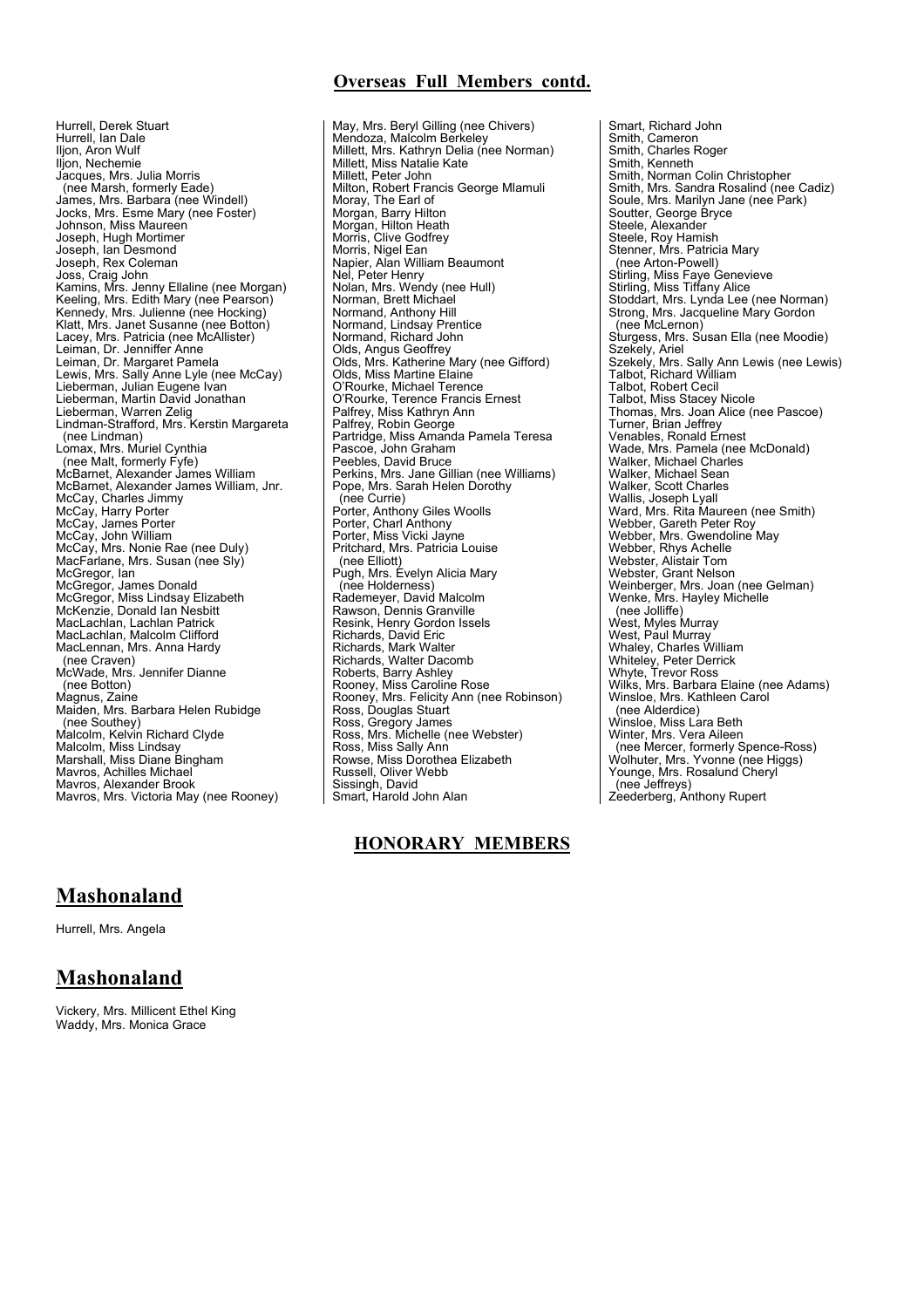## Overseas Full Members contd.

Hurrell, Derek Stuart
Hurrell, Ian Dale
Iljon, Aron Wulf
Iljon, Nechemie
Jacques, Mrs. Julia Morris
 (nee Marsh, formerly Eade)
James, Mrs. Barbara (nee Windell)
Jocks, Mrs. Esme Mary (nee Foster)
Johnson, Miss Maureen
Joseph, Hugh Mortimer
Joseph, Ian Desmond
Joseph, Rex Coleman
Joss, Craig John
Kamins, Mrs. Jenny Ellaline (nee Morgan)
Keeling, Mrs. Edith Mary (nee Pearson)
Kennedy, Mrs. Julienne (nee Hocking)
Klatt, Mrs. Janet Susanne (nee Botton)
Lacey, Mrs. Patricia (nee McAllister)
Leiman, Dr. Jenniffer Anne
Leiman, Dr. Margaret Pamela
Lewis, Mrs. Sally Anne Lyle (nee McCay)
Lieberman, Julian Eugene Ivan
Lieberman, Martin David Jonathan
Lieberman, Warren Zelig
Lindman-Strafford, Mrs. Kerstin Margareta
 (nee Lindman)
Lomax, Mrs. Muriel Cynthia
 (nee Malt, formerly Fyfe)
McBarnet, Alexander James William
McBarnet, Alexander James William, Jnr.
McCay, Charles Jimmy
McCay, Harry Porter
McCay, James Porter
McCay, John William
McCay, Mrs. Nonie Rae (nee Duly)
MacFarlane, Mrs. Susan (nee Sly)
McGregor, Ian
McGregor, James Donald
McGregor, Miss Lindsay Elizabeth
McKenzie, Donald Ian Nesbitt
MacLachlan, Lachlan Patrick
MacLachlan, Malcolm Clifford
MacLennan, Mrs. Anna Hardy
 (nee Craven)
McWade, Mrs. Jennifer Dianne
 (nee Botton)
Magnus, Zaine
Maiden, Mrs. Barbara Helen Rubidge
 (nee Southey)
Malcolm, Kelvin Richard Clyde
Malcolm, Miss Lindsay
Marshall, Miss Diane Bingham
Mavros, Achilles Michael
Mavros, Alexander Brook
Mavros, Mrs. Victoria May (nee Rooney)

May, Mrs. Beryl Gilling (nee Chivers)
Mendoza, Malcolm Berkeley
Millett, Mrs. Kathryn Delia (nee Norman)
Millett, Miss Natalie Kate
Millett, Peter John
Milton, Robert Francis George Mlamuli
Moray, The Earl of
Morgan, Barry Hilton
Morgan, Hilton Heath
Morris, Clive Godfrey
Morris, Nigel Ean
Napier, Alan William Beaumont
Nel, Peter Henry
Nolan, Mrs. Wendy (nee Hull)
Norman, Brett Michael
Normand, Anthony Hill
Normand, Lindsay Prentice
Normand, Richard John
Olds, Angus Geoffrey
Olds, Mrs. Katherine Mary (nee Gifford)
Olds, Miss Martine Elaine
O'Rourke, Michael Terence
O'Rourke, Terence Francis Ernest
Palfrey, Miss Kathryn Ann
Palfrey, Robin George
Partridge, Miss Amanda Pamela Teresa
Pascoe, John Graham
Peebles, David Bruce
Perkins, Mrs. Jane Gillian (nee Williams)
Pope, Mrs. Sarah Helen Dorothy
 (nee Currie)
Porter, Anthony Giles Woolls
Porter, Charl Anthony
Porter, Miss Vicki Jayne
Pritchard, Mrs. Patricia Louise
 (nee Elliott)
Pugh, Mrs. Evelyn Alicia Mary
 (nee Holderness)
Rademeyer, David Malcolm
Rawson, Dennis Granville
Resink, Henry Gordon Issels
Richards, David Eric
Richards, Mark Walter
Richards, Walter Dacomb
Roberts, Barry Ashley
Rooney, Miss Caroline Rose
Rooney, Mrs. Felicity Ann (nee Robinson)
Ross, Douglas Stuart
Ross, Gregory James
Ross, Mrs. Michelle (nee Webster)
Ross, Miss Sally Ann
Rowse, Miss Dorothea Elizabeth
Russell, Oliver Webb
Sissingh, David
Smart, Harold John Alan

Smart, Richard John
Smith, Cameron
Smith, Charles Roger
Smith, Kenneth
Smith, Norman Colin Christopher
Smith, Mrs. Sandra Rosalind (nee Cadiz)
Soule, Mrs. Marilyn Jane (nee Park)
Soutter, George Bryce
Steele, Alexander
Steele, Roy Hamish
Stenner, Mrs. Patricia Mary
 (nee Arton-Powell)
Stirling, Miss Faye Genevieve
Stirling, Miss Tiffany Alice
Stoddart, Mrs. Lynda Lee (nee Norman)
Strong, Mrs. Jacqueline Mary Gordon
 (nee McLernon)
Sturgess, Mrs. Susan Ella (nee Moodie)
Szekely, Ariel
Szekely, Mrs. Sally Ann Lewis (nee Lewis)
Talbot, Richard William
Talbot, Robert Cecil
Talbot, Miss Stacey Nicole
Thomas, Mrs. Joan Alice (nee Pascoe)
Turner, Brian Jeffrey
Venables, Ronald Ernest
Wade, Mrs. Pamela (nee McDonald)
Walker, Michael Charles
Walker, Michael Sean
Walker, Scott Charles
Wallis, Joseph Lyall
Ward, Mrs. Rita Maureen (nee Smith)
Webber, Gareth Peter Roy
Webber, Mrs. Gwendoline May
Webber, Rhys Achelle
Webster, Alistair Tom
Webster, Grant Nelson
Weinberger, Mrs. Joan (nee Gelman)
Wenke, Mrs. Hayley Michelle
 (nee Jolliffe)
West, Myles Murray
West, Paul Murray
Whaley, Charles William
Whiteley, Peter Derrick
Whyte, Trevor Ross
Wilks, Mrs. Barbara Elaine (nee Adams)
Winsloe, Mrs. Kathleen Carol
 (nee Alderdice)
Winsloe, Miss Lara Beth
Winter, Mrs. Vera Aileen
 (nee Mercer, formerly Spence-Ross)
Wolhuter, Mrs. Yvonne (nee Higgs)
Younge, Mrs. Rosalund Cheryl
 (nee Jeffreys)
Zeederberg, Anthony Rupert

## HONORARY MEMBERS

## Mashonaland

Hurrell, Mrs. Angela

## Mashonaland

Vickery, Mrs. Millicent Ethel King
Waddy, Mrs. Monica Grace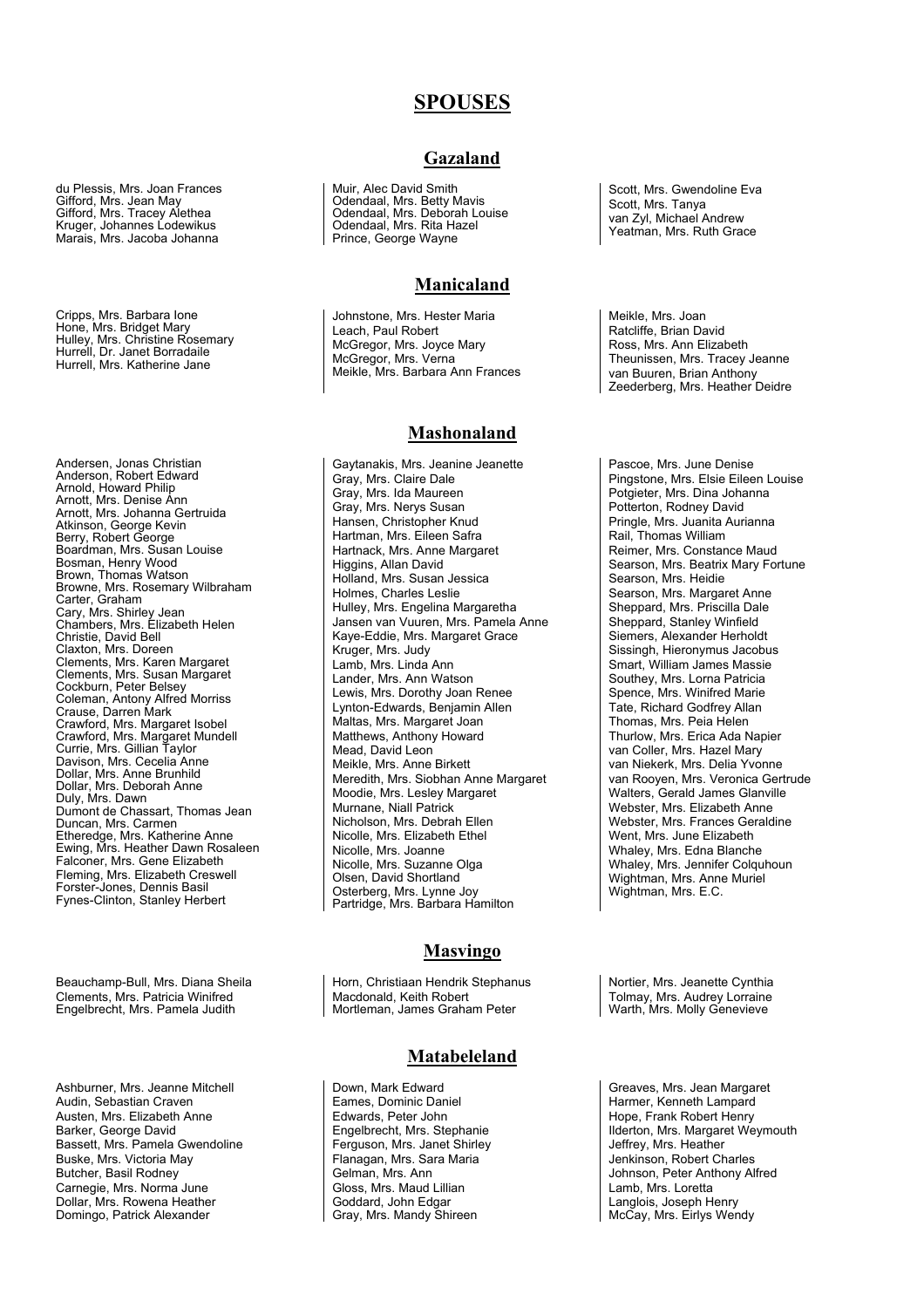# SPOUSES

## Gazaland

du Plessis, Mrs. Joan Frances
Gifford, Mrs. Jean May
Gifford, Mrs. Tracey Alethea
Kruger, Johannes Lodewikus
Marais, Mrs. Jacoba Johanna
Muir, Alec David Smith
Odendaal, Mrs. Betty Mavis
Odendaal, Mrs. Deborah Louise
Odendaal, Mrs. Rita Hazel
Prince, George Wayne
Scott, Mrs. Gwendoline Eva
Scott, Mrs. Tanya
van Zyl, Michael Andrew
Yeatman, Mrs. Ruth Grace

## Manicaland

Cripps, Mrs. Barbara Ione
Hone, Mrs. Bridget Mary
Hulley, Mrs. Christine Rosemary
Hurrell, Dr. Janet Borradaile
Hurrell, Mrs. Katherine Jane
Johnstone, Mrs. Hester Maria
Leach, Paul Robert
McGregor, Mrs. Joyce Mary
McGregor, Mrs. Verna
Meikle, Mrs. Barbara Ann Frances
Meikle, Mrs. Joan
Ratcliffe, Brian David
Ross, Mrs. Ann Elizabeth
Theunissen, Mrs. Tracey Jeanne
van Buuren, Brian Anthony
Zeederberg, Mrs. Heather Deidre

## Mashonaland

Andersen, Jonas Christian
Anderson, Robert Edward
Arnold, Howard Philip
Arnott, Mrs. Denise Ann
Arnott, Mrs. Johanna Gertruida
Atkinson, George Kevin
Berry, Robert George
Boardman, Mrs. Susan Louise
Bosman, Henry Wood
Brown, Thomas Watson
Browne, Mrs. Rosemary Wilbraham
Carter, Graham
Cary, Mrs. Shirley Jean
Chambers, Mrs. Elizabeth Helen
Christie, David Bell
Claxton, Mrs. Doreen
Clements, Mrs. Karen Margaret
Clements, Mrs. Susan Margaret
Cockburn, Peter Belsey
Coleman, Antony Alfred Morriss
Crause, Darren Mark
Crawford, Mrs. Margaret Isobel
Crawford, Mrs. Margaret Mundell
Currie, Mrs. Gillian Taylor
Davison, Mrs. Cecelia Anne
Dollar, Mrs. Anne Brunhild
Dollar, Mrs. Deborah Anne
Duly, Mrs. Dawn
Dumont de Chassart, Thomas Jean
Duncan, Mrs. Carmen
Etheredge, Mrs. Katherine Anne
Ewing, Mrs. Heather Dawn Rosaleen
Falconer, Mrs. Gene Elizabeth
Fleming, Mrs. Elizabeth Creswell
Forster-Jones, Dennis Basil
Fynes-Clinton, Stanley Herbert
Gaytanakis, Mrs. Jeanine Jeanette
Gray, Mrs. Claire Dale
Gray, Mrs. Ida Maureen
Gray, Mrs. Nerys Susan
Hansen, Christopher Knud
Hartman, Mrs. Eileen Safra
Hartnack, Mrs. Anne Margaret
Higgins, Allan David
Holland, Mrs. Susan Jessica
Holmes, Charles Leslie
Hulley, Mrs. Engelina Margaretha
Jansen van Vuuren, Mrs. Pamela Anne
Kaye-Eddie, Mrs. Margaret Grace
Kruger, Mrs. Judy
Lamb, Mrs. Linda Ann
Lander, Mrs. Ann Watson
Lewis, Mrs. Dorothy Joan Renee
Lynton-Edwards, Benjamin Allen
Maltas, Mrs. Margaret Joan
Matthews, Anthony Howard
Mead, David Leon
Meikle, Mrs. Anne Birkett
Meredith, Mrs. Siobhan Anne Margaret
Moodie, Mrs. Lesley Margaret
Murnane, Niall Patrick
Nicholson, Mrs. Debrah Ellen
Nicolle, Mrs. Elizabeth Ethel
Nicolle, Mrs. Joanne
Nicolle, Mrs. Suzanne Olga
Olsen, David Shortland
Osterberg, Mrs. Lynne Joy
Partridge, Mrs. Barbara Hamilton
Pascoe, Mrs. June Denise
Pingstone, Mrs. Elsie Eileen Louise
Potgieter, Mrs. Dina Johanna
Potterton, Rodney David
Pringle, Mrs. Juanita Aurianna
Rail, Thomas William
Reimer, Mrs. Constance Maud
Searson, Mrs. Beatrix Mary Fortune
Searson, Mrs. Heidie
Searson, Mrs. Margaret Anne
Sheppard, Mrs. Priscilla Dale
Sheppard, Stanley Winfield
Siemers, Alexander Herholdt
Sissingh, Hieronymus Jacobus
Smart, William James Massie
Southey, Mrs. Lorna Patricia
Spence, Mrs. Winifred Marie
Tate, Richard Godfrey Allan
Thomas, Mrs. Peia Helen
Thurlow, Mrs. Erica Ada Napier
van Coller, Mrs. Hazel Mary
van Niekerk, Mrs. Delia Yvonne
van Rooyen, Mrs. Veronica Gertrude
Walters, Gerald James Glanville
Webster, Mrs. Elizabeth Anne
Webster, Mrs. Frances Geraldine
Went, Mrs. June Elizabeth
Whaley, Mrs. Edna Blanche
Whaley, Mrs. Jennifer Colquhoun
Wightman, Mrs. Anne Muriel
Wightman, Mrs. E.C.

## Masvingo

Beauchamp-Bull, Mrs. Diana Sheila
Clements, Mrs. Patricia Winifred
Engelbrecht, Mrs. Pamela Judith
Horn, Christiaan Hendrik Stephanus
Macdonald, Keith Robert
Mortleman, James Graham Peter
Nortier, Mrs. Jeanette Cynthia
Tolmay, Mrs. Audrey Lorraine
Warth, Mrs. Molly Genevieve

## Matabeleland

Ashburner, Mrs. Jeanne Mitchell
Audin, Sebastian Craven
Austen, Mrs. Elizabeth Anne
Barker, George David
Bassett, Mrs. Pamela Gwendoline
Buske, Mrs. Victoria May
Butcher, Basil Rodney
Carnegie, Mrs. Norma June
Dollar, Mrs. Rowena Heather
Domingo, Patrick Alexander
Down, Mark Edward
Eames, Dominic Daniel
Edwards, Peter John
Engelbrecht, Mrs. Stephanie
Ferguson, Mrs. Janet Shirley
Flanagan, Mrs. Sara Maria
Gelman, Mrs. Ann
Gloss, Mrs. Maud Lillian
Goddard, John Edgar
Gray, Mrs. Mandy Shireen
Greaves, Mrs. Jean Margaret
Harmer, Kenneth Lampard
Hope, Frank Robert Henry
Ilderton, Mrs. Margaret Weymouth
Jeffrey, Mrs. Heather
Jenkinson, Robert Charles
Johnson, Peter Anthony Alfred
Lamb, Mrs. Loretta
Langlois, Joseph Henry
McCay, Mrs. Eirlys Wendy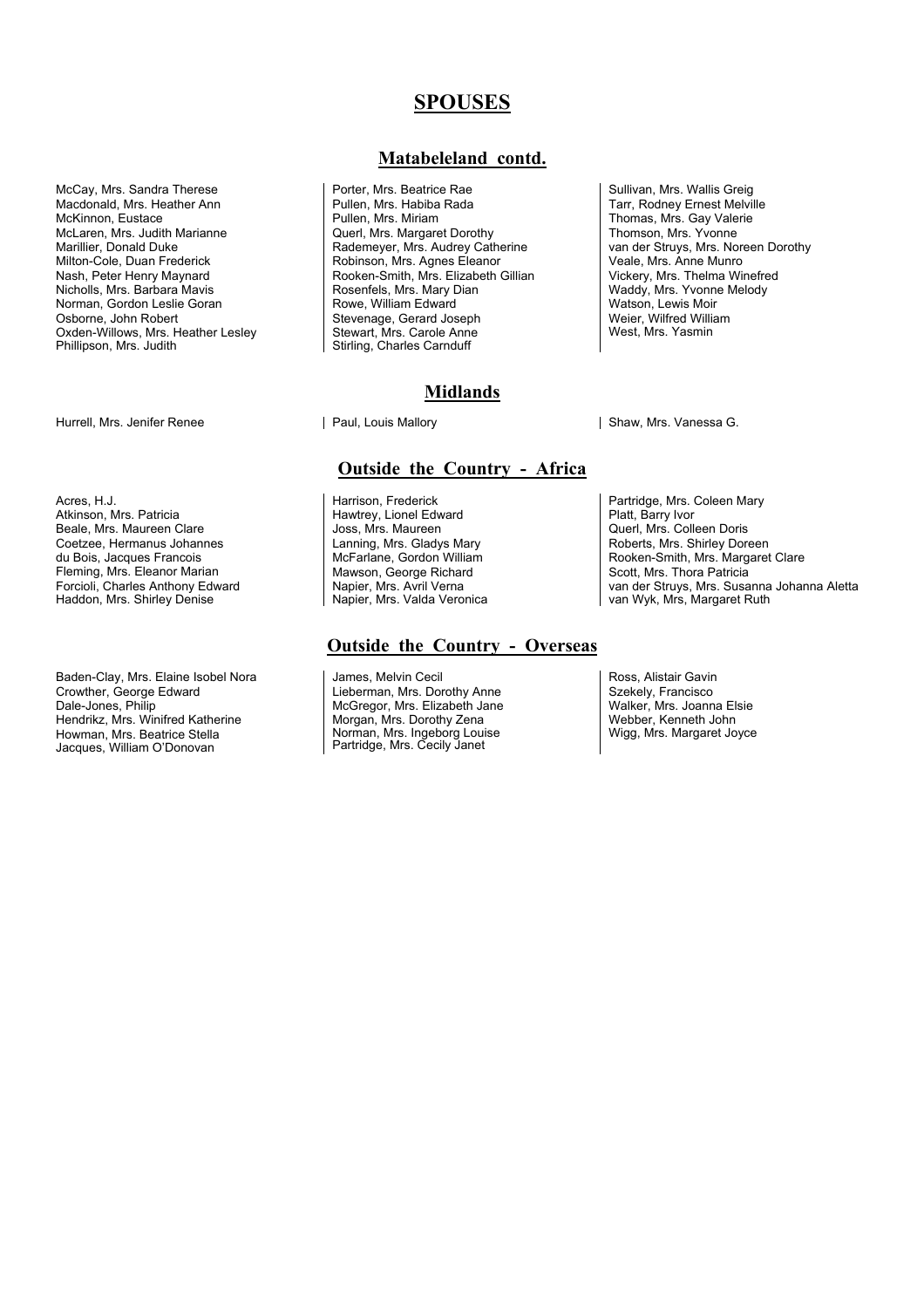# SPOUSES

## Matabeleland contd.

McCay, Mrs. Sandra Therese
Macdonald, Mrs. Heather Ann
McKinnon, Eustace
McLaren, Mrs. Judith Marianne
Marillier, Donald Duke
Milton-Cole, Duan Frederick
Nash, Peter Henry Maynard
Nicholls, Mrs. Barbara Mavis
Norman, Gordon Leslie Goran
Osborne, John Robert
Oxden-Willows, Mrs. Heather Lesley
Phillipson, Mrs. Judith

Porter, Mrs. Beatrice Rae
Pullen, Mrs. Habiba Rada
Pullen, Mrs. Miriam
Querl, Mrs. Margaret Dorothy
Rademeyer, Mrs. Audrey Catherine
Robinson, Mrs. Agnes Eleanor
Rooken-Smith, Mrs. Elizabeth Gillian
Rosenfels, Mrs. Mary Dian
Rowe, William Edward
Stevenage, Gerard Joseph
Stewart, Mrs. Carole Anne
Stirling, Charles Carnduff

Sullivan, Mrs. Wallis Greig
Tarr, Rodney Ernest Melville
Thomas, Mrs. Gay Valerie
Thomson, Mrs. Yvonne
van der Struys, Mrs. Noreen Dorothy
Veale, Mrs. Anne Munro
Vickery, Mrs. Thelma Winefred
Waddy, Mrs. Yvonne Melody
Watson, Lewis Moir
Weier, Wilfred William
West, Mrs. Yasmin

## Midlands

Hurrell, Mrs. Jenifer Renee

Paul, Louis Mallory

Shaw, Mrs. Vanessa G.

## Outside the Country - Africa

Acres, H.J.
Atkinson, Mrs. Patricia
Beale, Mrs. Maureen Clare
Coetzee, Hermanus Johannes
du Bois, Jacques Francois
Fleming, Mrs. Eleanor Marian
Forcioli, Charles Anthony Edward
Haddon, Mrs. Shirley Denise

Harrison, Frederick
Hawtrey, Lionel Edward
Joss, Mrs. Maureen
Lanning, Mrs. Gladys Mary
McFarlane, Gordon William
Mawson, George Richard
Napier, Mrs. Avril Verna
Napier, Mrs. Valda Veronica

Partridge, Mrs. Coleen Mary
Platt, Barry Ivor
Querl, Mrs. Colleen Doris
Roberts, Mrs. Shirley Doreen
Rooken-Smith, Mrs. Margaret Clare
Scott, Mrs. Thora Patricia
van der Struys, Mrs. Susanna Johanna Aletta
van Wyk, Mrs, Margaret Ruth

## Outside the Country - Overseas

Baden-Clay, Mrs. Elaine Isobel Nora
Crowther, George Edward
Dale-Jones, Philip
Hendrikz, Mrs. Winifred Katherine
Howman, Mrs. Beatrice Stella
Jacques, William O'Donovan

James, Melvin Cecil
Lieberman, Mrs. Dorothy Anne
McGregor, Mrs. Elizabeth Jane
Morgan, Mrs. Dorothy Zena
Norman, Mrs. Ingeborg Louise
Partridge, Mrs. Cecily Janet

Ross, Alistair Gavin
Szekely, Francisco
Walker, Mrs. Joanna Elsie
Webber, Kenneth John
Wigg, Mrs. Margaret Joyce